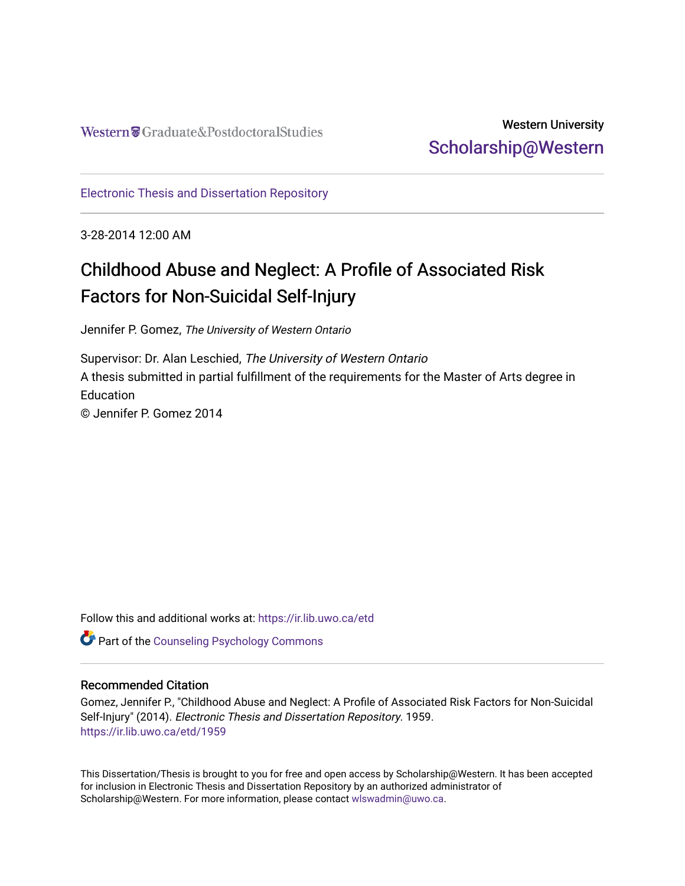Western Graduate&PostdoctoralStudies

Western University
Scholarship@Western

Electronic Thesis and Dissertation Repository

3-28-2014 12:00 AM

# Childhood Abuse and Neglect: A Profile of Associated Risk Factors for Non-Suicidal Self-Injury

Jennifer P. Gomez, *The University of Western Ontario*

Supervisor: Dr. Alan Leschied, *The University of Western Ontario*
A thesis submitted in partial fulfillment of the requirements for the Master of Arts degree in Education
© Jennifer P. Gomez 2014

Follow this and additional works at: https://ir.lib.uwo.ca/etd

Part of the Counseling Psychology Commons

## Recommended Citation

Gomez, Jennifer P., "Childhood Abuse and Neglect: A Profile of Associated Risk Factors for Non-Suicidal Self-Injury" (2014). *Electronic Thesis and Dissertation Repository*. 1959.
https://ir.lib.uwo.ca/etd/1959

This Dissertation/Thesis is brought to you for free and open access by Scholarship@Western. It has been accepted for inclusion in Electronic Thesis and Dissertation Repository by an authorized administrator of Scholarship@Western. For more information, please contact wlswadmin@uwo.ca.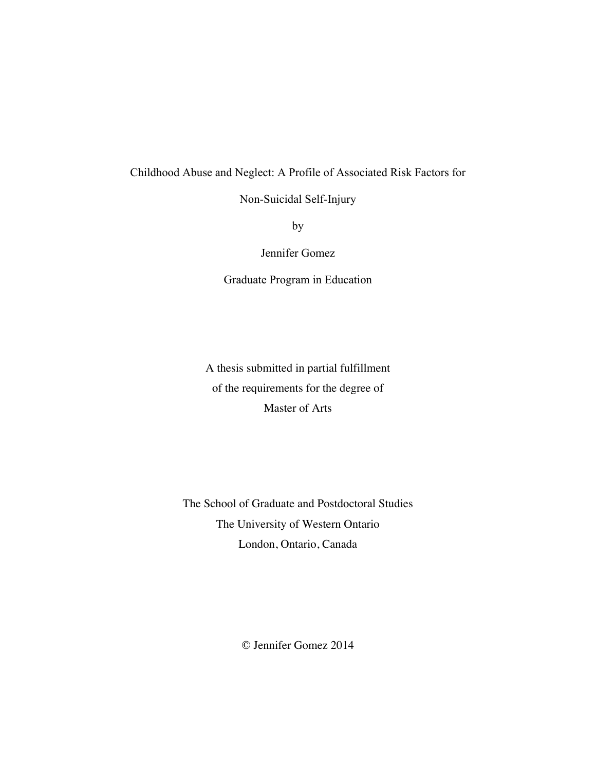Childhood Abuse and Neglect: A Profile of Associated Risk Factors for Non-Suicidal Self-Injury

by

Jennifer Gomez

Graduate Program in Education

A thesis submitted in partial fulfillment
of the requirements for the degree of
Master of Arts

The School of Graduate and Postdoctoral Studies
The University of Western Ontario
London, Ontario, Canada

© Jennifer Gomez 2014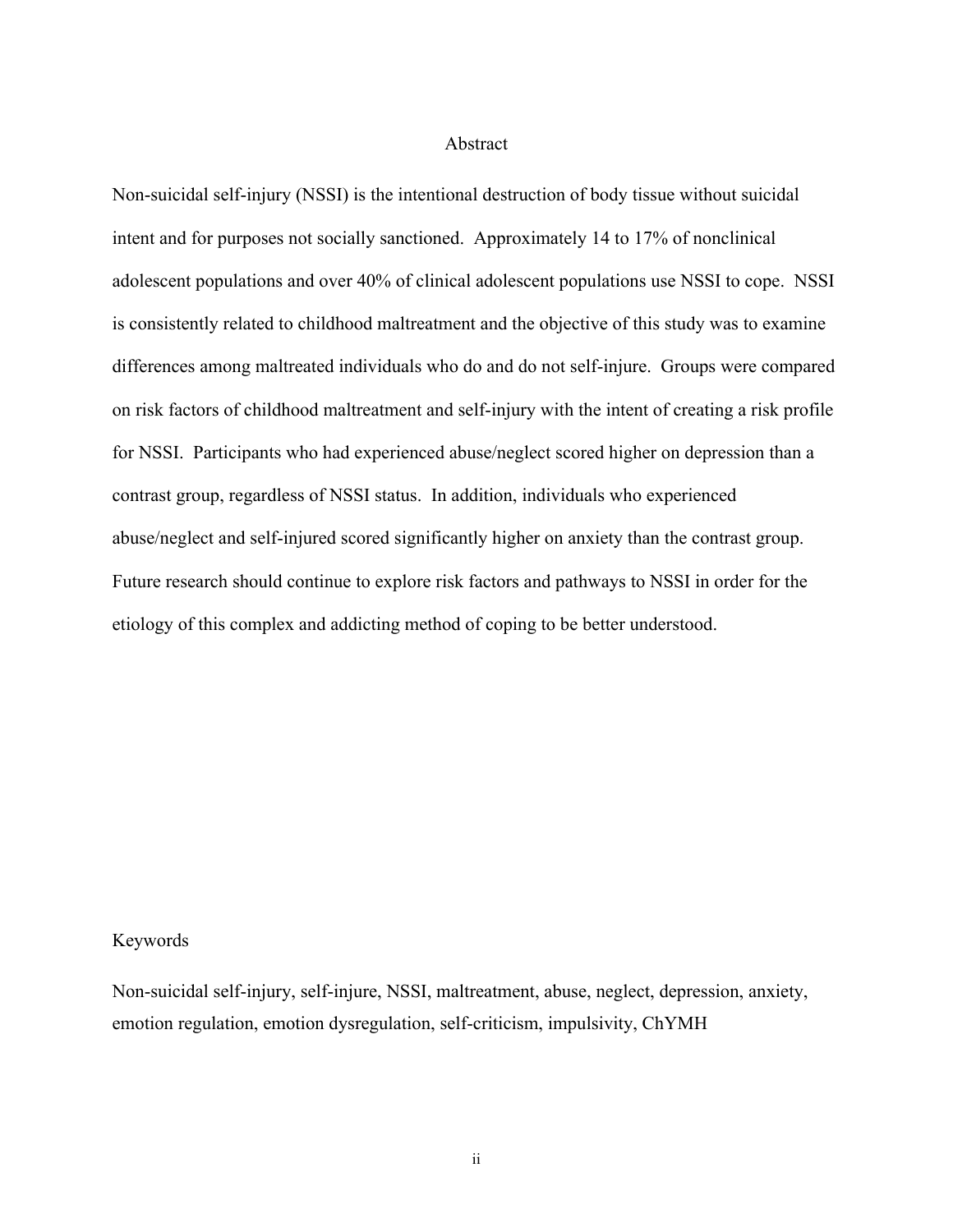# Abstract

Non-suicidal self-injury (NSSI) is the intentional destruction of body tissue without suicidal intent and for purposes not socially sanctioned. Approximately 14 to 17% of nonclinical adolescent populations and over 40% of clinical adolescent populations use NSSI to cope. NSSI is consistently related to childhood maltreatment and the objective of this study was to examine differences among maltreated individuals who do and do not self-injure. Groups were compared on risk factors of childhood maltreatment and self-injury with the intent of creating a risk profile for NSSI. Participants who had experienced abuse/neglect scored higher on depression than a contrast group, regardless of NSSI status. In addition, individuals who experienced abuse/neglect and self-injured scored significantly higher on anxiety than the contrast group. Future research should continue to explore risk factors and pathways to NSSI in order for the etiology of this complex and addicting method of coping to be better understood.

## Keywords

Non-suicidal self-injury, self-injure, NSSI, maltreatment, abuse, neglect, depression, anxiety, emotion regulation, emotion dysregulation, self-criticism, impulsivity, ChYMH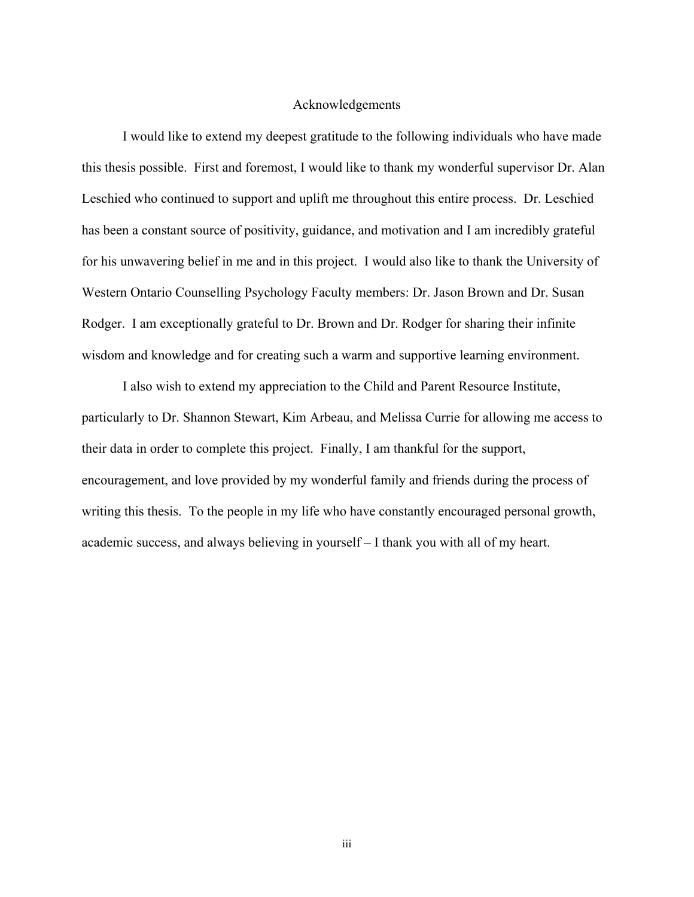# Acknowledgements

I would like to extend my deepest gratitude to the following individuals who have made this thesis possible. First and foremost, I would like to thank my wonderful supervisor Dr. Alan Leschied who continued to support and uplift me throughout this entire process. Dr. Leschied has been a constant source of positivity, guidance, and motivation and I am incredibly grateful for his unwavering belief in me and in this project. I would also like to thank the University of Western Ontario Counselling Psychology Faculty members: Dr. Jason Brown and Dr. Susan Rodger. I am exceptionally grateful to Dr. Brown and Dr. Rodger for sharing their infinite wisdom and knowledge and for creating such a warm and supportive learning environment.

I also wish to extend my appreciation to the Child and Parent Resource Institute, particularly to Dr. Shannon Stewart, Kim Arbeau, and Melissa Currie for allowing me access to their data in order to complete this project. Finally, I am thankful for the support, encouragement, and love provided by my wonderful family and friends during the process of writing this thesis. To the people in my life who have constantly encouraged personal growth, academic success, and always believing in yourself – I thank you with all of my heart.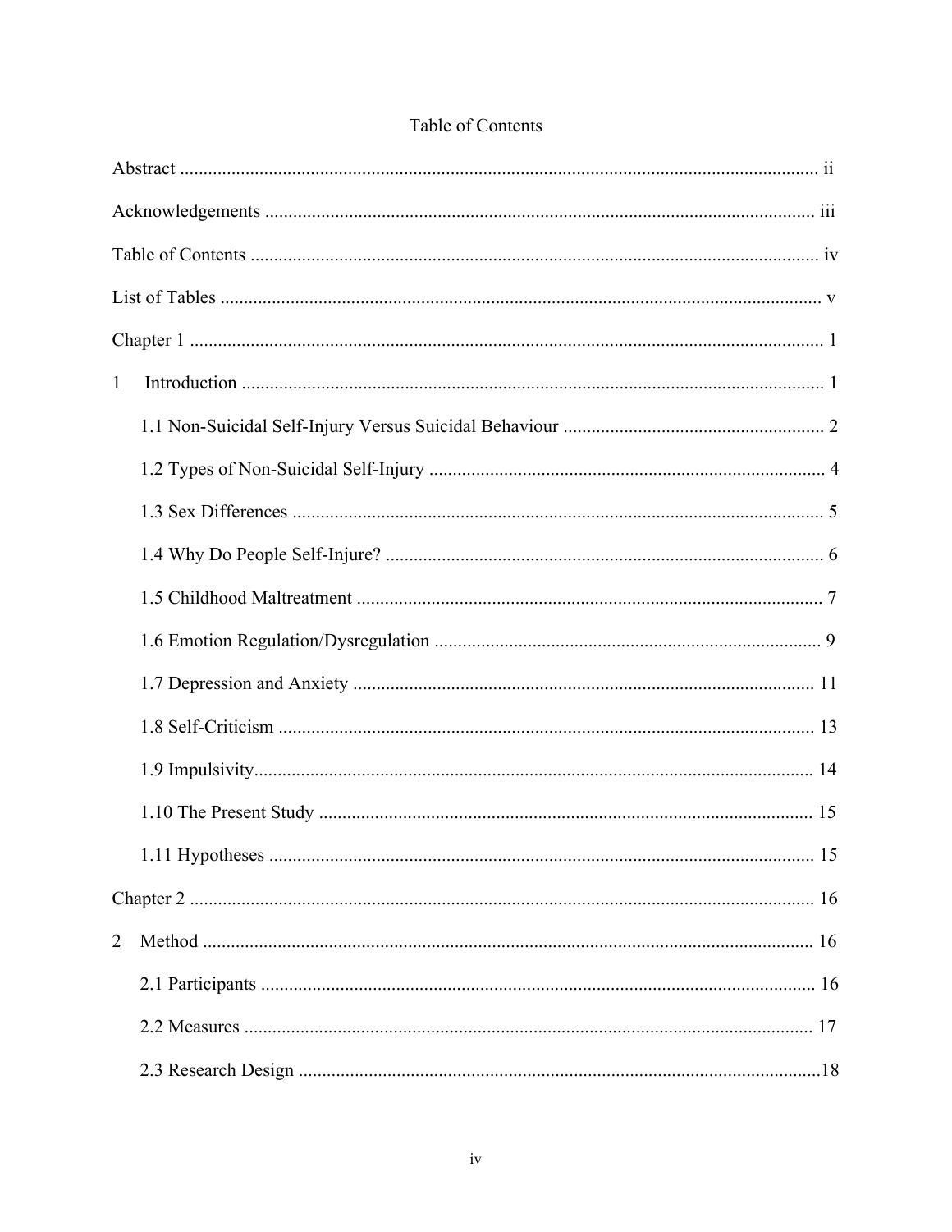# Table of Contents

Abstract ........................................................................................................................... ii

Acknowledgements ........................................................................................................ iii

Table of Contents ........................................................................................................... iv

List of Tables .................................................................................................................. v

Chapter 1 ......................................................................................................................... 1

1 Introduction .................................................................................................................. 1

- 1.1 Non-Suicidal Self-Injury Versus Suicidal Behaviour ........................................ 2
- 1.2 Types of Non-Suicidal Self-Injury .................................................................... 4
- 1.3 Sex Differences .................................................................................................. 5
- 1.4 Why Do People Self-Injure? ............................................................................. 6
- 1.5 Childhood Maltreatment ................................................................................... 7
- 1.6 Emotion Regulation/Dysregulation ................................................................... 9
- 1.7 Depression and Anxiety .................................................................................. 11
- 1.8 Self-Criticism .................................................................................................. 13
- 1.9 Impulsivity....................................................................................................... 14
- 1.10 The Present Study ......................................................................................... 15
- 1.11 Hypotheses .................................................................................................... 15

Chapter 2 ....................................................................................................................... 16

2 Method ........................................................................................................................ 16

- 2.1 Participants ...................................................................................................... 16
- 2.2 Measures ......................................................................................................... 17
- 2.3 Research Design ..............................................................................................18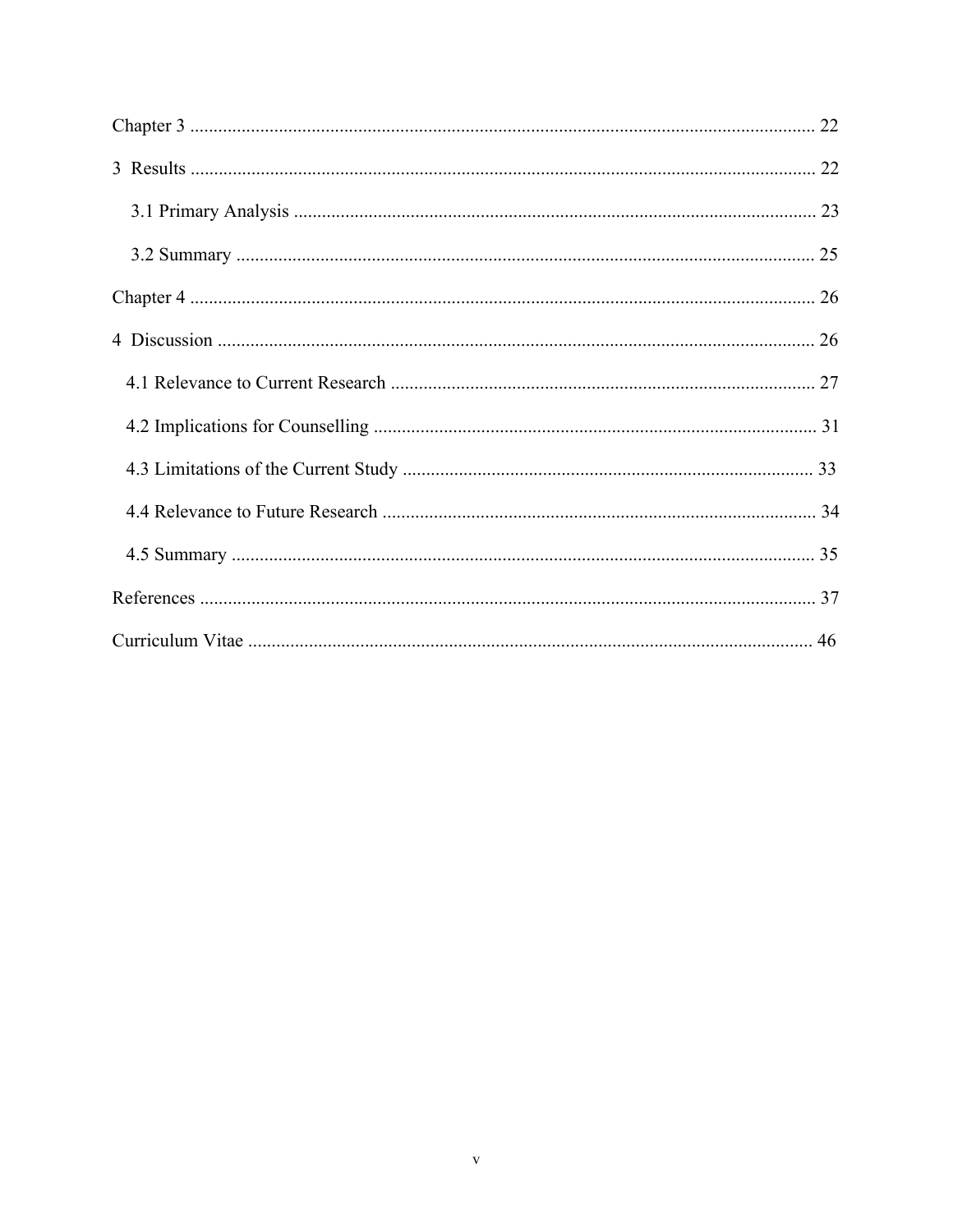Chapter 3 ..................................................................................................................... 22

3 Results ...................................................................................................................... 22

3.1 Primary Analysis ............................................................................................... 23

3.2 Summary ........................................................................................................... 25

Chapter 4 ..................................................................................................................... 26

4 Discussion ................................................................................................................ 26

4.1 Relevance to Current Research .......................................................................... 27

4.2 Implications for Counselling .............................................................................. 31

4.3 Limitations of the Current Study ....................................................................... 33

4.4 Relevance to Future Research ............................................................................ 34

4.5 Summary ............................................................................................................ 35

References ................................................................................................................... 37

Curriculum Vitae ........................................................................................................ 46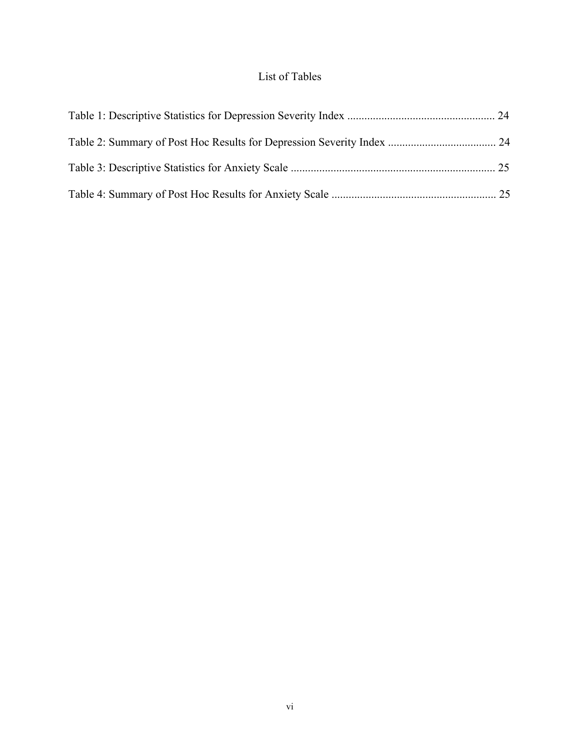# List of Tables

Table 1: Descriptive Statistics for Depression Severity Index .................................................... 24

Table 2: Summary of Post Hoc Results for Depression Severity Index ...................................... 24

Table 3: Descriptive Statistics for Anxiety Scale ........................................................................ 25

Table 4: Summary of Post Hoc Results for Anxiety Scale .......................................................... 25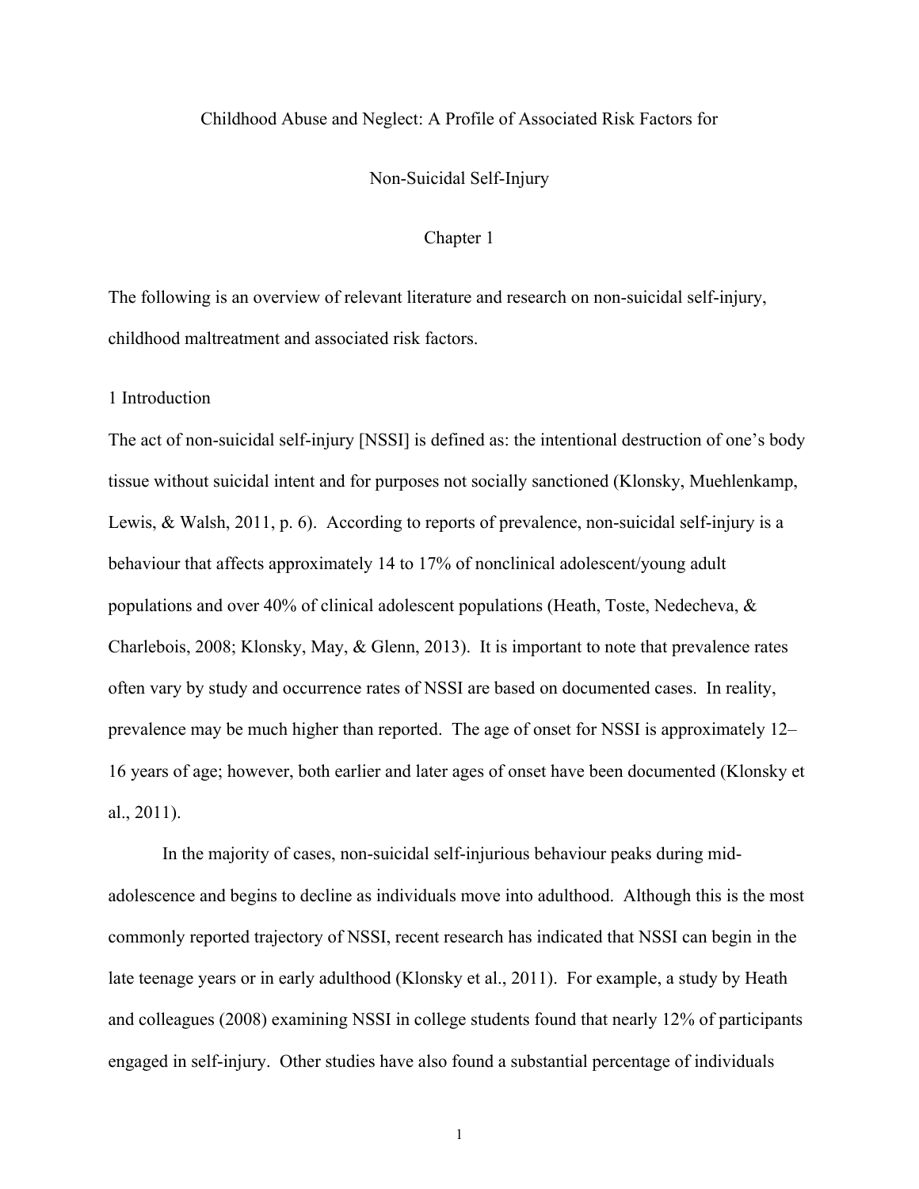Childhood Abuse and Neglect: A Profile of Associated Risk Factors for

Non-Suicidal Self-Injury

# Chapter 1

The following is an overview of relevant literature and research on non-suicidal self-injury, childhood maltreatment and associated risk factors.

## 1 Introduction

The act of non-suicidal self-injury [NSSI] is defined as: the intentional destruction of one's body tissue without suicidal intent and for purposes not socially sanctioned (Klonsky, Muehlenkamp, Lewis, & Walsh, 2011, p. 6). According to reports of prevalence, non-suicidal self-injury is a behaviour that affects approximately 14 to 17% of nonclinical adolescent/young adult populations and over 40% of clinical adolescent populations (Heath, Toste, Nedecheva, & Charlebois, 2008; Klonsky, May, & Glenn, 2013). It is important to note that prevalence rates often vary by study and occurrence rates of NSSI are based on documented cases. In reality, prevalence may be much higher than reported. The age of onset for NSSI is approximately 12–16 years of age; however, both earlier and later ages of onset have been documented (Klonsky et al., 2011).

In the majority of cases, non-suicidal self-injurious behaviour peaks during mid-adolescence and begins to decline as individuals move into adulthood. Although this is the most commonly reported trajectory of NSSI, recent research has indicated that NSSI can begin in the late teenage years or in early adulthood (Klonsky et al., 2011). For example, a study by Heath and colleagues (2008) examining NSSI in college students found that nearly 12% of participants engaged in self-injury. Other studies have also found a substantial percentage of individuals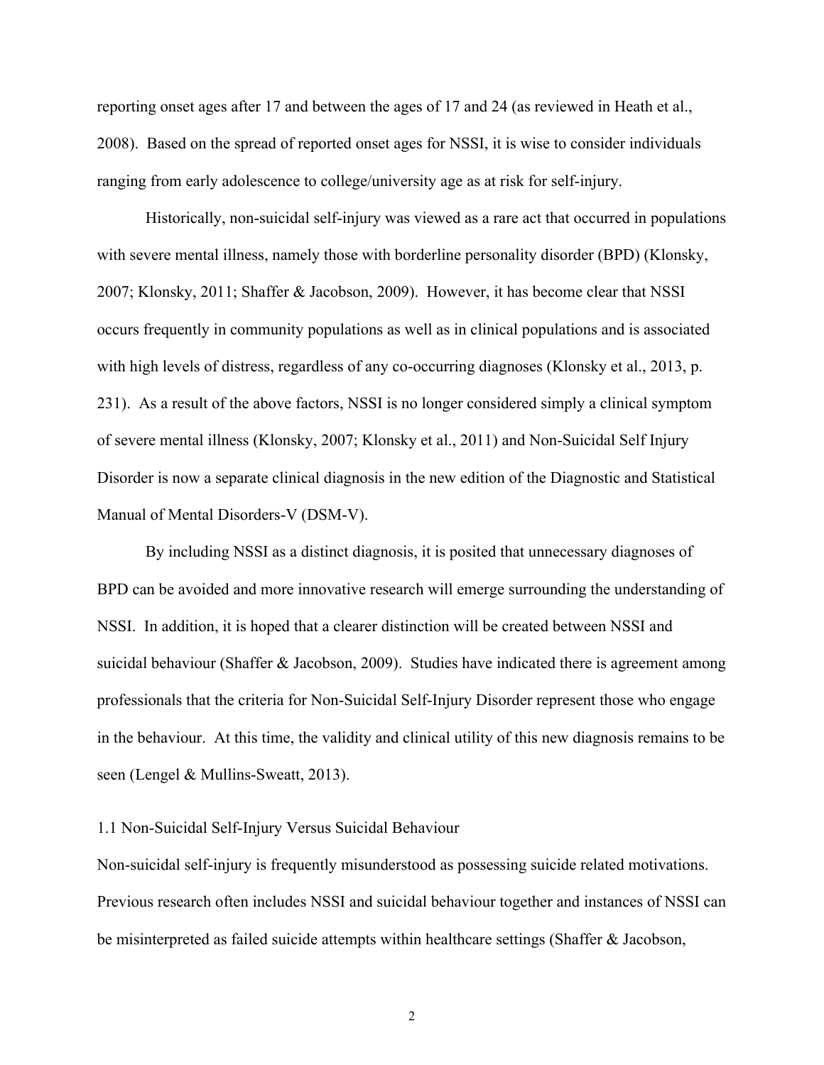reporting onset ages after 17 and between the ages of 17 and 24 (as reviewed in Heath et al., 2008). Based on the spread of reported onset ages for NSSI, it is wise to consider individuals ranging from early adolescence to college/university age as at risk for self-injury.

Historically, non-suicidal self-injury was viewed as a rare act that occurred in populations with severe mental illness, namely those with borderline personality disorder (BPD) (Klonsky, 2007; Klonsky, 2011; Shaffer & Jacobson, 2009). However, it has become clear that NSSI occurs frequently in community populations as well as in clinical populations and is associated with high levels of distress, regardless of any co-occurring diagnoses (Klonsky et al., 2013, p. 231). As a result of the above factors, NSSI is no longer considered simply a clinical symptom of severe mental illness (Klonsky, 2007; Klonsky et al., 2011) and Non-Suicidal Self Injury Disorder is now a separate clinical diagnosis in the new edition of the Diagnostic and Statistical Manual of Mental Disorders-V (DSM-V).

By including NSSI as a distinct diagnosis, it is posited that unnecessary diagnoses of BPD can be avoided and more innovative research will emerge surrounding the understanding of NSSI. In addition, it is hoped that a clearer distinction will be created between NSSI and suicidal behaviour (Shaffer & Jacobson, 2009). Studies have indicated there is agreement among professionals that the criteria for Non-Suicidal Self-Injury Disorder represent those who engage in the behaviour. At this time, the validity and clinical utility of this new diagnosis remains to be seen (Lengel & Mullins-Sweatt, 2013).

## 1.1 Non-Suicidal Self-Injury Versus Suicidal Behaviour

Non-suicidal self-injury is frequently misunderstood as possessing suicide related motivations. Previous research often includes NSSI and suicidal behaviour together and instances of NSSI can be misinterpreted as failed suicide attempts within healthcare settings (Shaffer & Jacobson,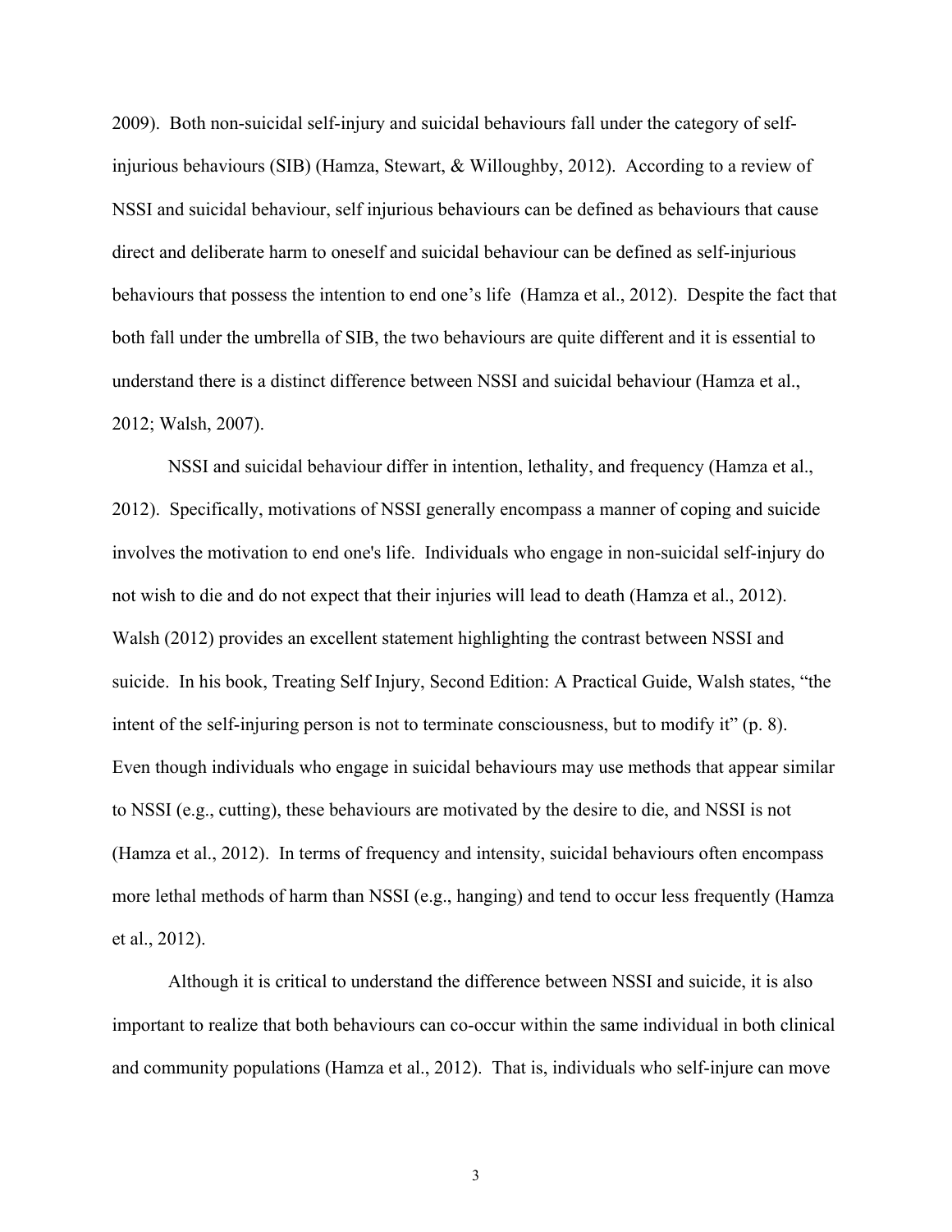2009). Both non-suicidal self-injury and suicidal behaviours fall under the category of self-injurious behaviours (SIB) (Hamza, Stewart, & Willoughby, 2012). According to a review of NSSI and suicidal behaviour, self injurious behaviours can be defined as behaviours that cause direct and deliberate harm to oneself and suicidal behaviour can be defined as self-injurious behaviours that possess the intention to end one's life (Hamza et al., 2012). Despite the fact that both fall under the umbrella of SIB, the two behaviours are quite different and it is essential to understand there is a distinct difference between NSSI and suicidal behaviour (Hamza et al., 2012; Walsh, 2007).

NSSI and suicidal behaviour differ in intention, lethality, and frequency (Hamza et al., 2012). Specifically, motivations of NSSI generally encompass a manner of coping and suicide involves the motivation to end one's life. Individuals who engage in non-suicidal self-injury do not wish to die and do not expect that their injuries will lead to death (Hamza et al., 2012). Walsh (2012) provides an excellent statement highlighting the contrast between NSSI and suicide. In his book, Treating Self Injury, Second Edition: A Practical Guide, Walsh states, "the intent of the self-injuring person is not to terminate consciousness, but to modify it" (p. 8). Even though individuals who engage in suicidal behaviours may use methods that appear similar to NSSI (e.g., cutting), these behaviours are motivated by the desire to die, and NSSI is not (Hamza et al., 2012). In terms of frequency and intensity, suicidal behaviours often encompass more lethal methods of harm than NSSI (e.g., hanging) and tend to occur less frequently (Hamza et al., 2012).

Although it is critical to understand the difference between NSSI and suicide, it is also important to realize that both behaviours can co-occur within the same individual in both clinical and community populations (Hamza et al., 2012). That is, individuals who self-injure can move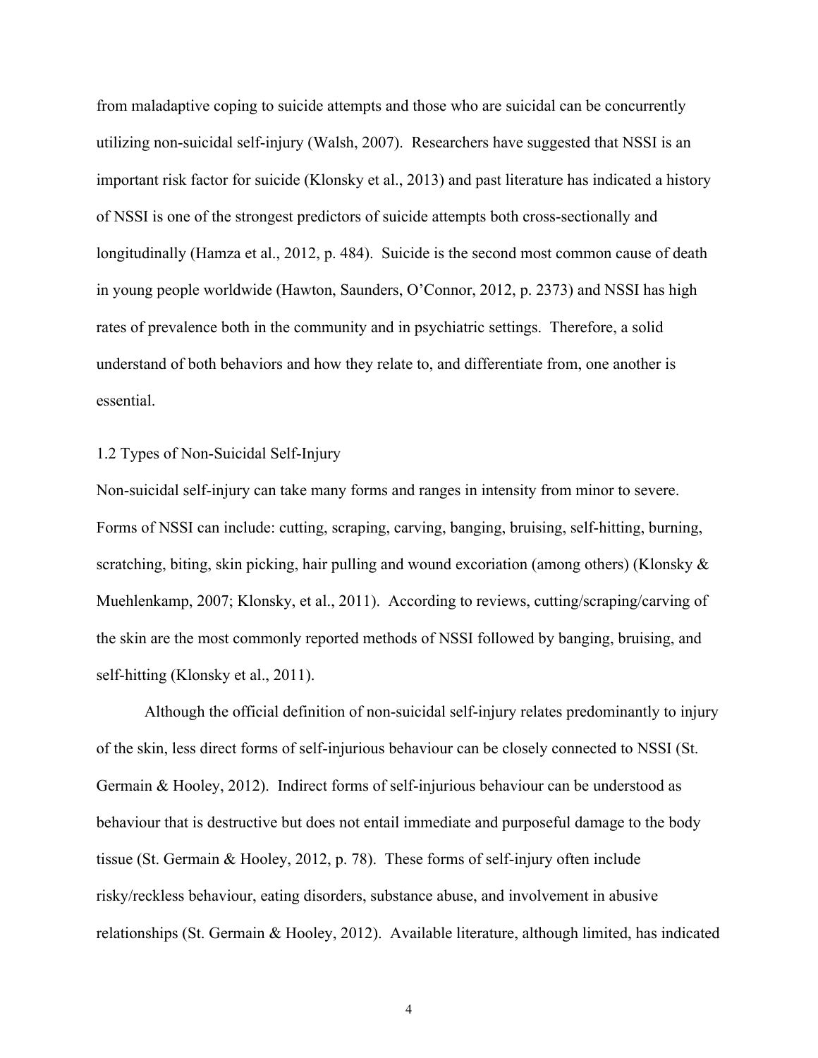from maladaptive coping to suicide attempts and those who are suicidal can be concurrently utilizing non-suicidal self-injury (Walsh, 2007). Researchers have suggested that NSSI is an important risk factor for suicide (Klonsky et al., 2013) and past literature has indicated a history of NSSI is one of the strongest predictors of suicide attempts both cross-sectionally and longitudinally (Hamza et al., 2012, p. 484). Suicide is the second most common cause of death in young people worldwide (Hawton, Saunders, O'Connor, 2012, p. 2373) and NSSI has high rates of prevalence both in the community and in psychiatric settings. Therefore, a solid understand of both behaviors and how they relate to, and differentiate from, one another is essential.

## 1.2 Types of Non-Suicidal Self-Injury

Non-suicidal self-injury can take many forms and ranges in intensity from minor to severe. Forms of NSSI can include: cutting, scraping, carving, banging, bruising, self-hitting, burning, scratching, biting, skin picking, hair pulling and wound excoriation (among others) (Klonsky & Muehlenkamp, 2007; Klonsky, et al., 2011). According to reviews, cutting/scraping/carving of the skin are the most commonly reported methods of NSSI followed by banging, bruising, and self-hitting (Klonsky et al., 2011).

Although the official definition of non-suicidal self-injury relates predominantly to injury of the skin, less direct forms of self-injurious behaviour can be closely connected to NSSI (St. Germain & Hooley, 2012). Indirect forms of self-injurious behaviour can be understood as behaviour that is destructive but does not entail immediate and purposeful damage to the body tissue (St. Germain & Hooley, 2012, p. 78). These forms of self-injury often include risky/reckless behaviour, eating disorders, substance abuse, and involvement in abusive relationships (St. Germain & Hooley, 2012). Available literature, although limited, has indicated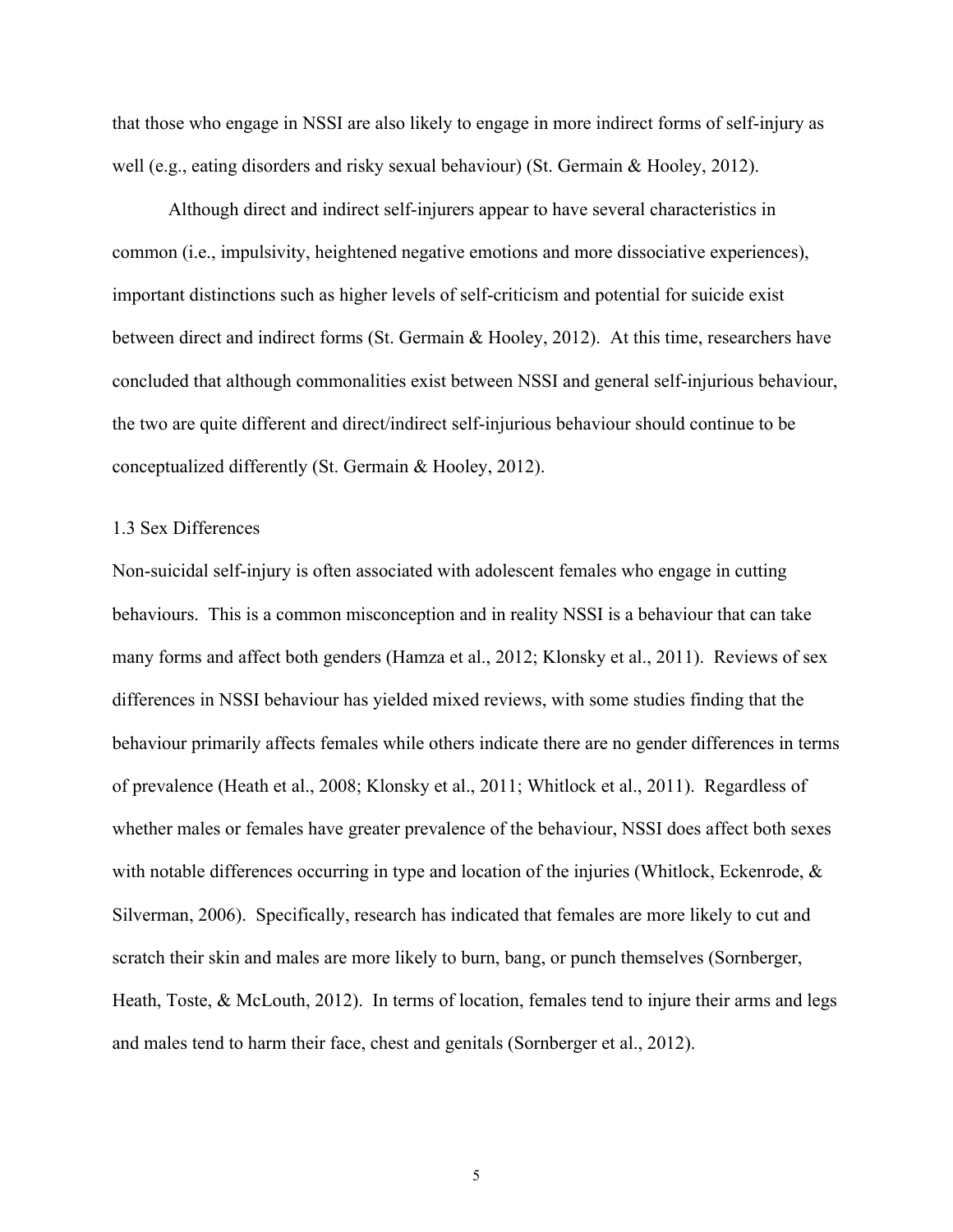that those who engage in NSSI are also likely to engage in more indirect forms of self-injury as well (e.g., eating disorders and risky sexual behaviour) (St. Germain & Hooley, 2012).

Although direct and indirect self-injurers appear to have several characteristics in common (i.e., impulsivity, heightened negative emotions and more dissociative experiences), important distinctions such as higher levels of self-criticism and potential for suicide exist between direct and indirect forms (St. Germain & Hooley, 2012). At this time, researchers have concluded that although commonalities exist between NSSI and general self-injurious behaviour, the two are quite different and direct/indirect self-injurious behaviour should continue to be conceptualized differently (St. Germain & Hooley, 2012).

### 1.3 Sex Differences

Non-suicidal self-injury is often associated with adolescent females who engage in cutting behaviours. This is a common misconception and in reality NSSI is a behaviour that can take many forms and affect both genders (Hamza et al., 2012; Klonsky et al., 2011). Reviews of sex differences in NSSI behaviour has yielded mixed reviews, with some studies finding that the behaviour primarily affects females while others indicate there are no gender differences in terms of prevalence (Heath et al., 2008; Klonsky et al., 2011; Whitlock et al., 2011). Regardless of whether males or females have greater prevalence of the behaviour, NSSI does affect both sexes with notable differences occurring in type and location of the injuries (Whitlock, Eckenrode, & Silverman, 2006). Specifically, research has indicated that females are more likely to cut and scratch their skin and males are more likely to burn, bang, or punch themselves (Sornberger, Heath, Toste, & McLouth, 2012). In terms of location, females tend to injure their arms and legs and males tend to harm their face, chest and genitals (Sornberger et al., 2012).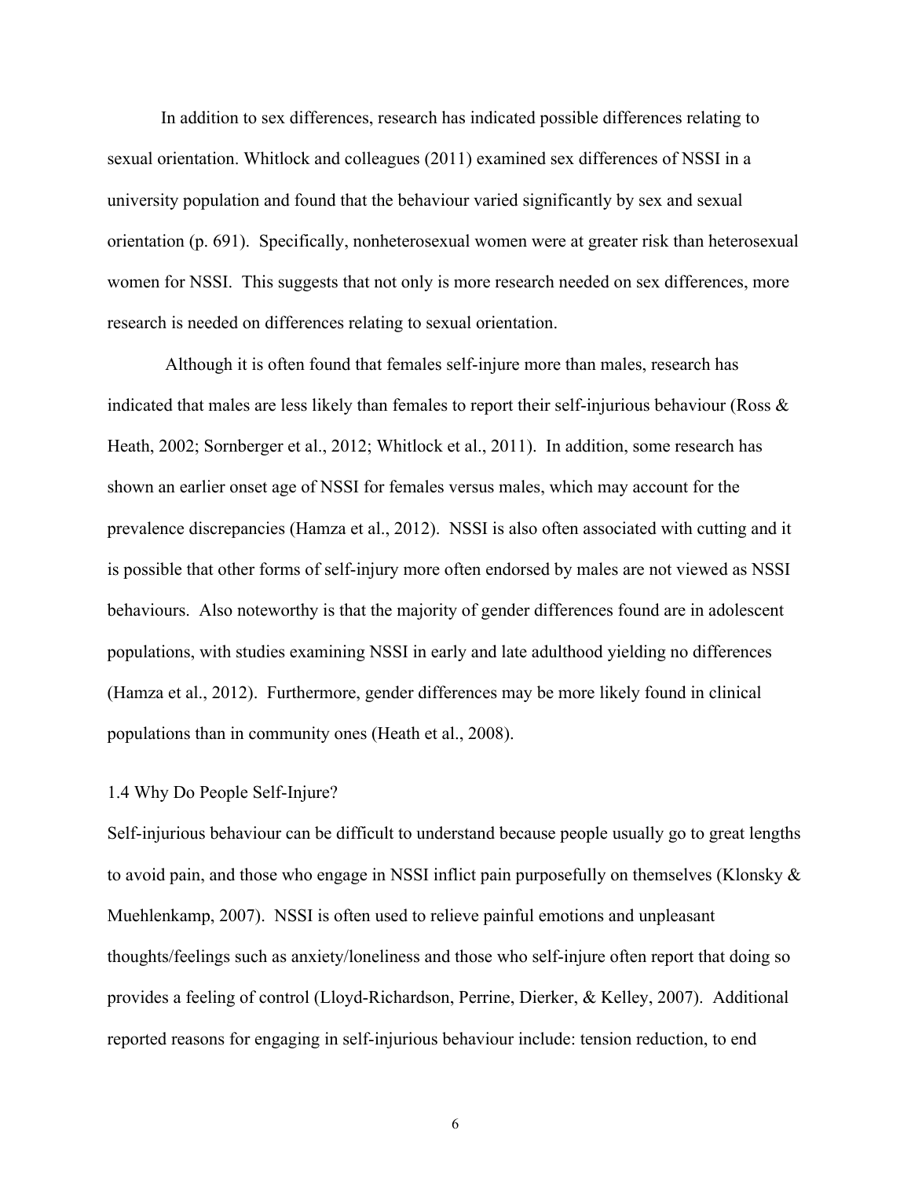In addition to sex differences, research has indicated possible differences relating to sexual orientation. Whitlock and colleagues (2011) examined sex differences of NSSI in a university population and found that the behaviour varied significantly by sex and sexual orientation (p. 691). Specifically, nonheterosexual women were at greater risk than heterosexual women for NSSI. This suggests that not only is more research needed on sex differences, more research is needed on differences relating to sexual orientation.

Although it is often found that females self-injure more than males, research has indicated that males are less likely than females to report their self-injurious behaviour (Ross & Heath, 2002; Sornberger et al., 2012; Whitlock et al., 2011). In addition, some research has shown an earlier onset age of NSSI for females versus males, which may account for the prevalence discrepancies (Hamza et al., 2012). NSSI is also often associated with cutting and it is possible that other forms of self-injury more often endorsed by males are not viewed as NSSI behaviours. Also noteworthy is that the majority of gender differences found are in adolescent populations, with studies examining NSSI in early and late adulthood yielding no differences (Hamza et al., 2012). Furthermore, gender differences may be more likely found in clinical populations than in community ones (Heath et al., 2008).

### 1.4 Why Do People Self-Injure?

Self-injurious behaviour can be difficult to understand because people usually go to great lengths to avoid pain, and those who engage in NSSI inflict pain purposefully on themselves (Klonsky & Muehlenkamp, 2007). NSSI is often used to relieve painful emotions and unpleasant thoughts/feelings such as anxiety/loneliness and those who self-injure often report that doing so provides a feeling of control (Lloyd-Richardson, Perrine, Dierker, & Kelley, 2007). Additional reported reasons for engaging in self-injurious behaviour include: tension reduction, to end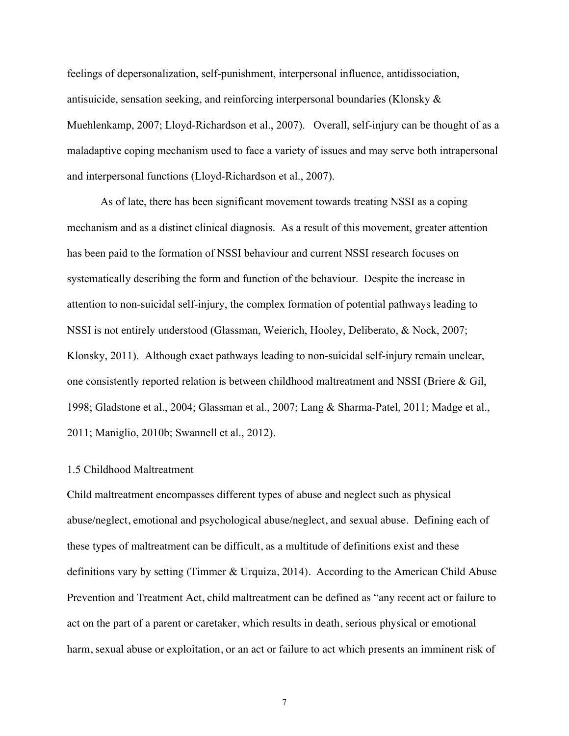feelings of depersonalization, self-punishment, interpersonal influence, antidissociation, antisuicide, sensation seeking, and reinforcing interpersonal boundaries (Klonsky & Muehlenkamp, 2007; Lloyd-Richardson et al., 2007). Overall, self-injury can be thought of as a maladaptive coping mechanism used to face a variety of issues and may serve both intrapersonal and interpersonal functions (Lloyd-Richardson et al., 2007).

As of late, there has been significant movement towards treating NSSI as a coping mechanism and as a distinct clinical diagnosis. As a result of this movement, greater attention has been paid to the formation of NSSI behaviour and current NSSI research focuses on systematically describing the form and function of the behaviour. Despite the increase in attention to non-suicidal self-injury, the complex formation of potential pathways leading to NSSI is not entirely understood (Glassman, Weierich, Hooley, Deliberato, & Nock, 2007; Klonsky, 2011). Although exact pathways leading to non-suicidal self-injury remain unclear, one consistently reported relation is between childhood maltreatment and NSSI (Briere & Gil, 1998; Gladstone et al., 2004; Glassman et al., 2007; Lang & Sharma-Patel, 2011; Madge et al., 2011; Maniglio, 2010b; Swannell et al., 2012).

### 1.5 Childhood Maltreatment

Child maltreatment encompasses different types of abuse and neglect such as physical abuse/neglect, emotional and psychological abuse/neglect, and sexual abuse. Defining each of these types of maltreatment can be difficult, as a multitude of definitions exist and these definitions vary by setting (Timmer & Urquiza, 2014). According to the American Child Abuse Prevention and Treatment Act, child maltreatment can be defined as "any recent act or failure to act on the part of a parent or caretaker, which results in death, serious physical or emotional harm, sexual abuse or exploitation, or an act or failure to act which presents an imminent risk of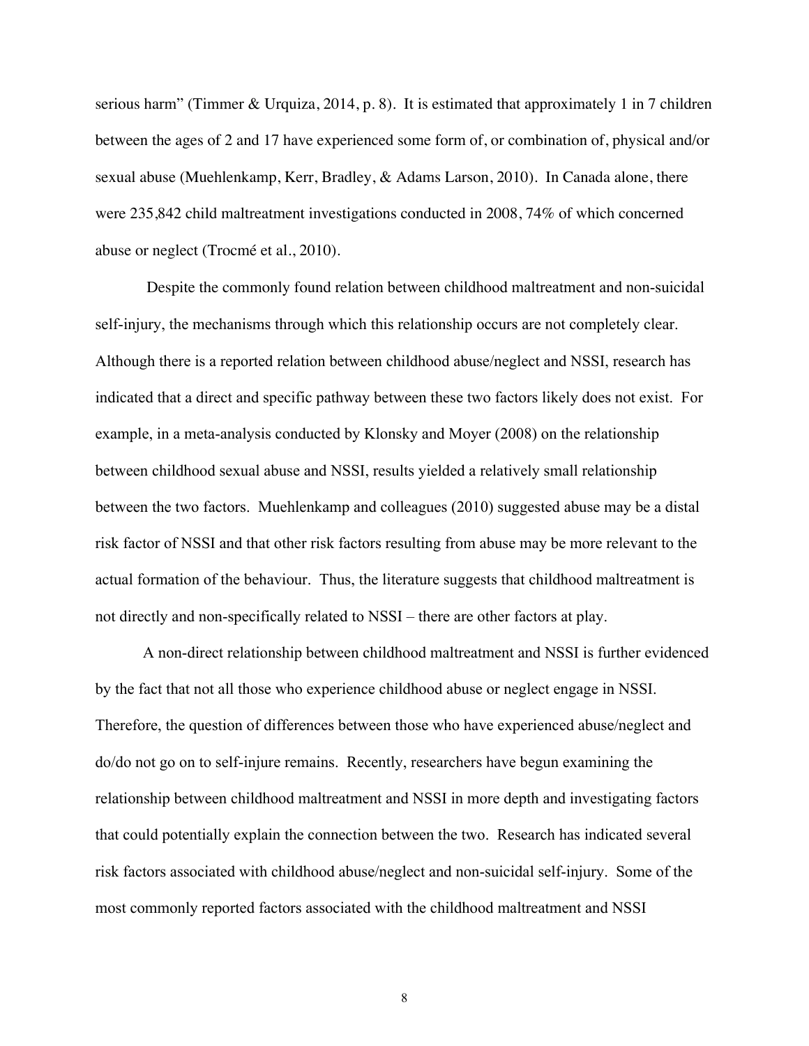serious harm" (Timmer & Urquiza, 2014, p. 8). It is estimated that approximately 1 in 7 children between the ages of 2 and 17 have experienced some form of, or combination of, physical and/or sexual abuse (Muehlenkamp, Kerr, Bradley, & Adams Larson, 2010). In Canada alone, there were 235,842 child maltreatment investigations conducted in 2008, 74% of which concerned abuse or neglect (Trocmé et al., 2010).

Despite the commonly found relation between childhood maltreatment and non-suicidal self-injury, the mechanisms through which this relationship occurs are not completely clear. Although there is a reported relation between childhood abuse/neglect and NSSI, research has indicated that a direct and specific pathway between these two factors likely does not exist. For example, in a meta-analysis conducted by Klonsky and Moyer (2008) on the relationship between childhood sexual abuse and NSSI, results yielded a relatively small relationship between the two factors. Muehlenkamp and colleagues (2010) suggested abuse may be a distal risk factor of NSSI and that other risk factors resulting from abuse may be more relevant to the actual formation of the behaviour. Thus, the literature suggests that childhood maltreatment is not directly and non-specifically related to NSSI – there are other factors at play.

A non-direct relationship between childhood maltreatment and NSSI is further evidenced by the fact that not all those who experience childhood abuse or neglect engage in NSSI. Therefore, the question of differences between those who have experienced abuse/neglect and do/do not go on to self-injure remains. Recently, researchers have begun examining the relationship between childhood maltreatment and NSSI in more depth and investigating factors that could potentially explain the connection between the two. Research has indicated several risk factors associated with childhood abuse/neglect and non-suicidal self-injury. Some of the most commonly reported factors associated with the childhood maltreatment and NSSI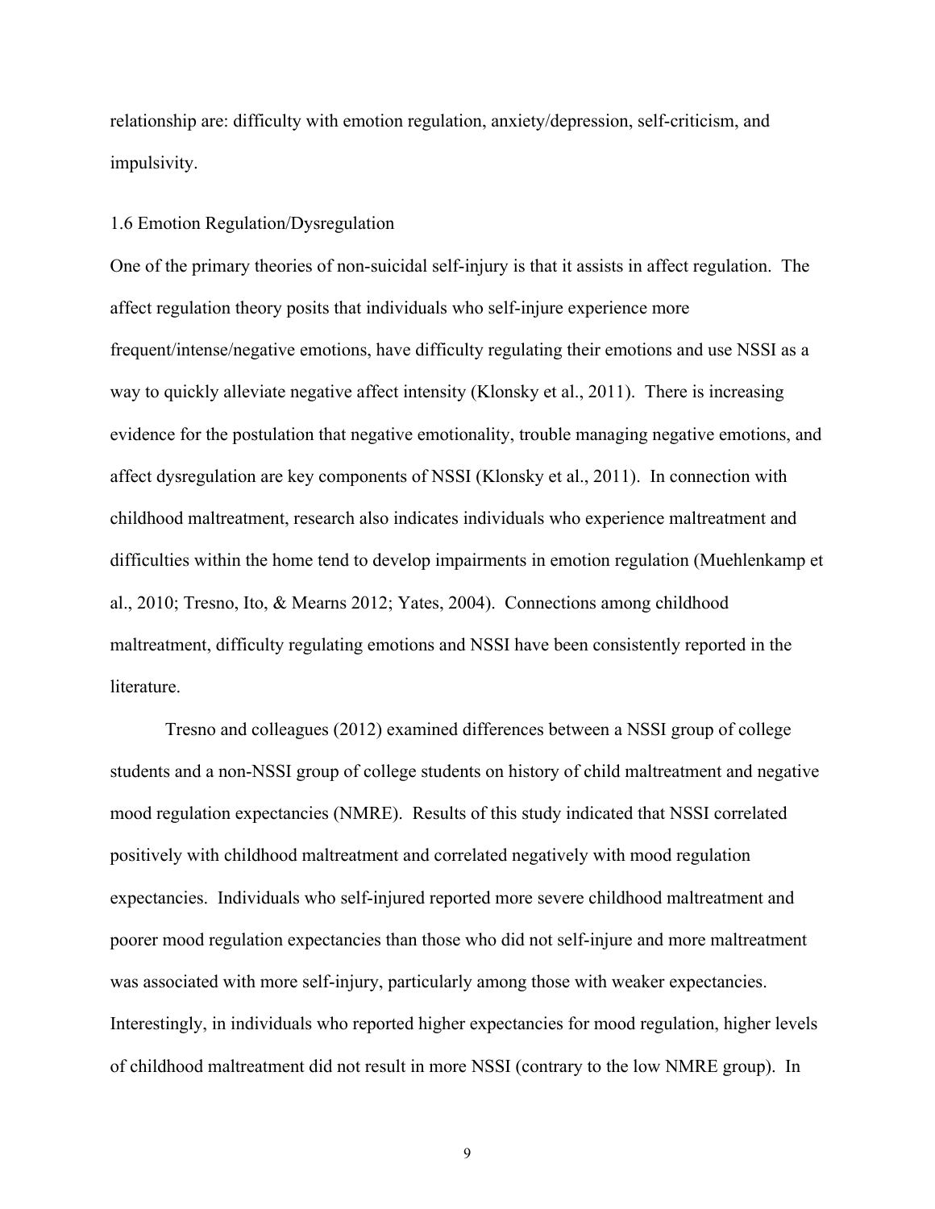relationship are: difficulty with emotion regulation, anxiety/depression, self-criticism, and impulsivity.

## 1.6 Emotion Regulation/Dysregulation

One of the primary theories of non-suicidal self-injury is that it assists in affect regulation. The affect regulation theory posits that individuals who self-injure experience more frequent/intense/negative emotions, have difficulty regulating their emotions and use NSSI as a way to quickly alleviate negative affect intensity (Klonsky et al., 2011). There is increasing evidence for the postulation that negative emotionality, trouble managing negative emotions, and affect dysregulation are key components of NSSI (Klonsky et al., 2011). In connection with childhood maltreatment, research also indicates individuals who experience maltreatment and difficulties within the home tend to develop impairments in emotion regulation (Muehlenkamp et al., 2010; Tresno, Ito, & Mearns 2012; Yates, 2004). Connections among childhood maltreatment, difficulty regulating emotions and NSSI have been consistently reported in the literature.

Tresno and colleagues (2012) examined differences between a NSSI group of college students and a non-NSSI group of college students on history of child maltreatment and negative mood regulation expectancies (NMRE). Results of this study indicated that NSSI correlated positively with childhood maltreatment and correlated negatively with mood regulation expectancies. Individuals who self-injured reported more severe childhood maltreatment and poorer mood regulation expectancies than those who did not self-injure and more maltreatment was associated with more self-injury, particularly among those with weaker expectancies. Interestingly, in individuals who reported higher expectancies for mood regulation, higher levels of childhood maltreatment did not result in more NSSI (contrary to the low NMRE group). In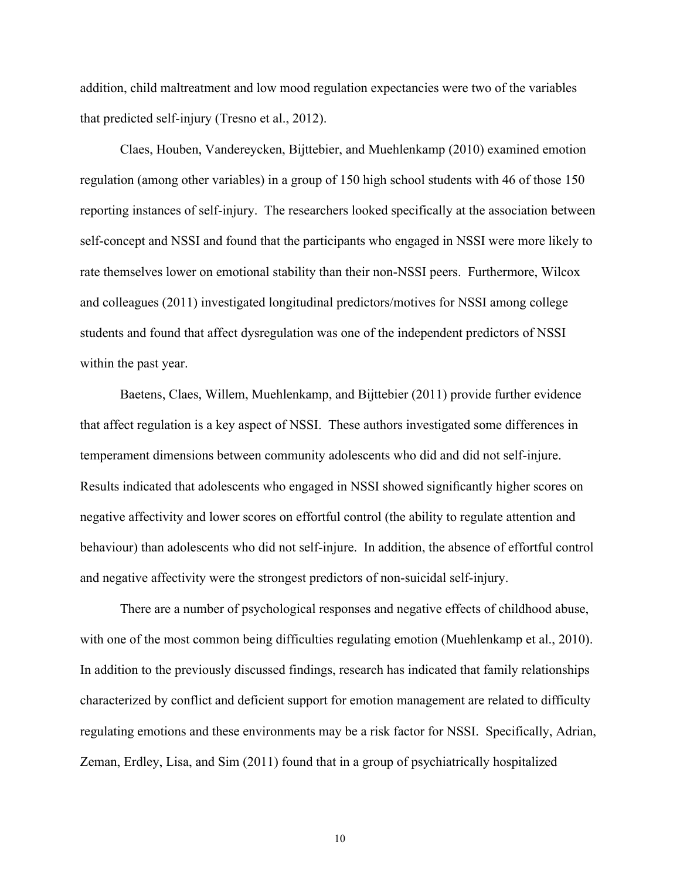addition, child maltreatment and low mood regulation expectancies were two of the variables that predicted self-injury (Tresno et al., 2012).

Claes, Houben, Vandereycken, Bijttebier, and Muehlenkamp (2010) examined emotion regulation (among other variables) in a group of 150 high school students with 46 of those 150 reporting instances of self-injury. The researchers looked specifically at the association between self-concept and NSSI and found that the participants who engaged in NSSI were more likely to rate themselves lower on emotional stability than their non-NSSI peers. Furthermore, Wilcox and colleagues (2011) investigated longitudinal predictors/motives for NSSI among college students and found that affect dysregulation was one of the independent predictors of NSSI within the past year.

Baetens, Claes, Willem, Muehlenkamp, and Bijttebier (2011) provide further evidence that affect regulation is a key aspect of NSSI. These authors investigated some differences in temperament dimensions between community adolescents who did and did not self-injure. Results indicated that adolescents who engaged in NSSI showed significantly higher scores on negative affectivity and lower scores on effortful control (the ability to regulate attention and behaviour) than adolescents who did not self-injure. In addition, the absence of effortful control and negative affectivity were the strongest predictors of non-suicidal self-injury.

There are a number of psychological responses and negative effects of childhood abuse, with one of the most common being difficulties regulating emotion (Muehlenkamp et al., 2010). In addition to the previously discussed findings, research has indicated that family relationships characterized by conflict and deficient support for emotion management are related to difficulty regulating emotions and these environments may be a risk factor for NSSI. Specifically, Adrian, Zeman, Erdley, Lisa, and Sim (2011) found that in a group of psychiatrically hospitalized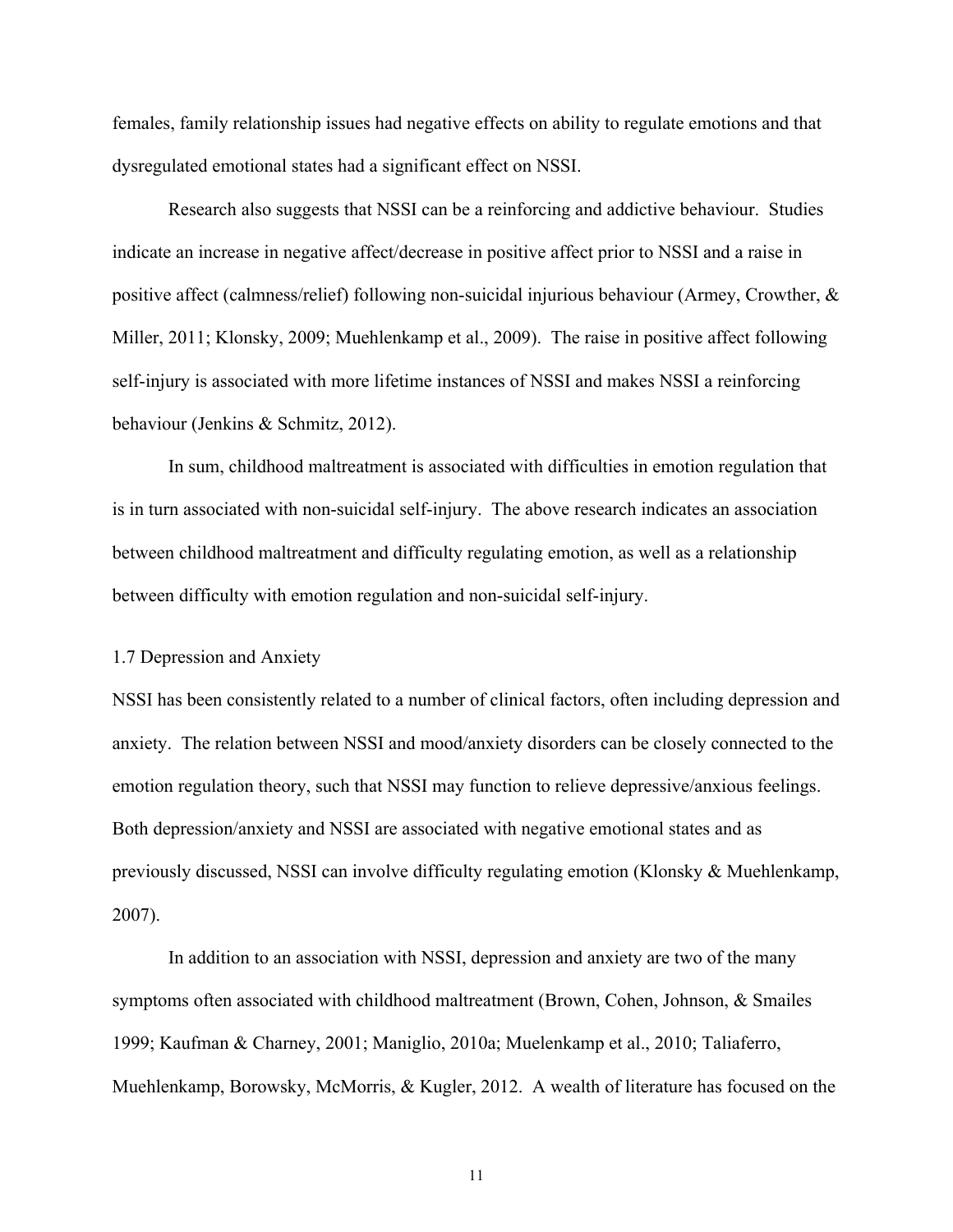females, family relationship issues had negative effects on ability to regulate emotions and that dysregulated emotional states had a significant effect on NSSI.

Research also suggests that NSSI can be a reinforcing and addictive behaviour. Studies indicate an increase in negative affect/decrease in positive affect prior to NSSI and a raise in positive affect (calmness/relief) following non-suicidal injurious behaviour (Armey, Crowther, & Miller, 2011; Klonsky, 2009; Muehlenkamp et al., 2009). The raise in positive affect following self-injury is associated with more lifetime instances of NSSI and makes NSSI a reinforcing behaviour (Jenkins & Schmitz, 2012).

In sum, childhood maltreatment is associated with difficulties in emotion regulation that is in turn associated with non-suicidal self-injury. The above research indicates an association between childhood maltreatment and difficulty regulating emotion, as well as a relationship between difficulty with emotion regulation and non-suicidal self-injury.

### 1.7 Depression and Anxiety

NSSI has been consistently related to a number of clinical factors, often including depression and anxiety. The relation between NSSI and mood/anxiety disorders can be closely connected to the emotion regulation theory, such that NSSI may function to relieve depressive/anxious feelings. Both depression/anxiety and NSSI are associated with negative emotional states and as previously discussed, NSSI can involve difficulty regulating emotion (Klonsky & Muehlenkamp, 2007).

In addition to an association with NSSI, depression and anxiety are two of the many symptoms often associated with childhood maltreatment (Brown, Cohen, Johnson, & Smailes 1999; Kaufman & Charney, 2001; Maniglio, 2010a; Muelenkamp et al., 2010; Taliaferro, Muehlenkamp, Borowsky, McMorris, & Kugler, 2012. A wealth of literature has focused on the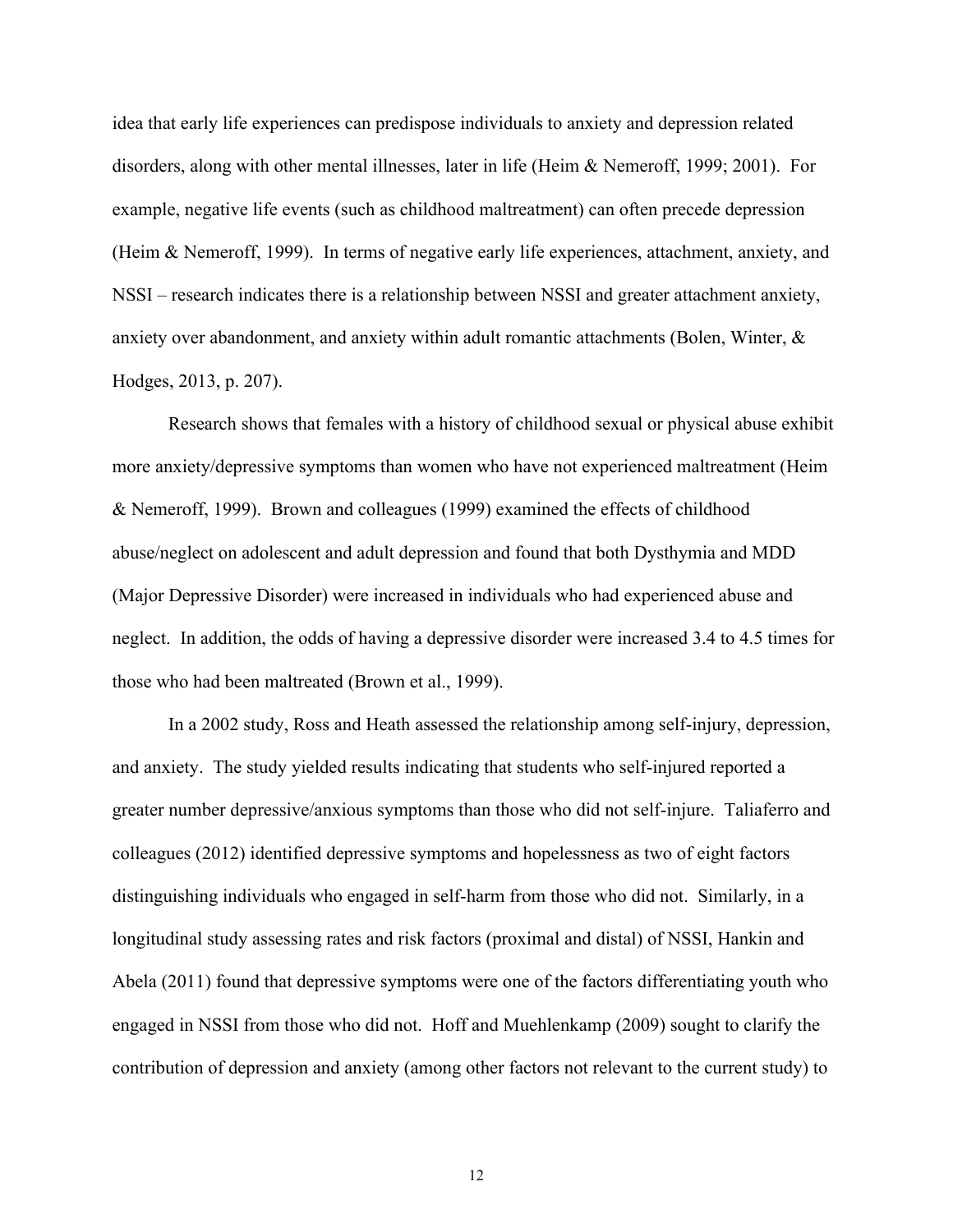idea that early life experiences can predispose individuals to anxiety and depression related disorders, along with other mental illnesses, later in life (Heim & Nemeroff, 1999; 2001). For example, negative life events (such as childhood maltreatment) can often precede depression (Heim & Nemeroff, 1999). In terms of negative early life experiences, attachment, anxiety, and NSSI – research indicates there is a relationship between NSSI and greater attachment anxiety, anxiety over abandonment, and anxiety within adult romantic attachments (Bolen, Winter, & Hodges, 2013, p. 207).

Research shows that females with a history of childhood sexual or physical abuse exhibit more anxiety/depressive symptoms than women who have not experienced maltreatment (Heim & Nemeroff, 1999). Brown and colleagues (1999) examined the effects of childhood abuse/neglect on adolescent and adult depression and found that both Dysthymia and MDD (Major Depressive Disorder) were increased in individuals who had experienced abuse and neglect. In addition, the odds of having a depressive disorder were increased 3.4 to 4.5 times for those who had been maltreated (Brown et al., 1999).

In a 2002 study, Ross and Heath assessed the relationship among self-injury, depression, and anxiety. The study yielded results indicating that students who self-injured reported a greater number depressive/anxious symptoms than those who did not self-injure. Taliaferro and colleagues (2012) identified depressive symptoms and hopelessness as two of eight factors distinguishing individuals who engaged in self-harm from those who did not. Similarly, in a longitudinal study assessing rates and risk factors (proximal and distal) of NSSI, Hankin and Abela (2011) found that depressive symptoms were one of the factors differentiating youth who engaged in NSSI from those who did not. Hoff and Muehlenkamp (2009) sought to clarify the contribution of depression and anxiety (among other factors not relevant to the current study) to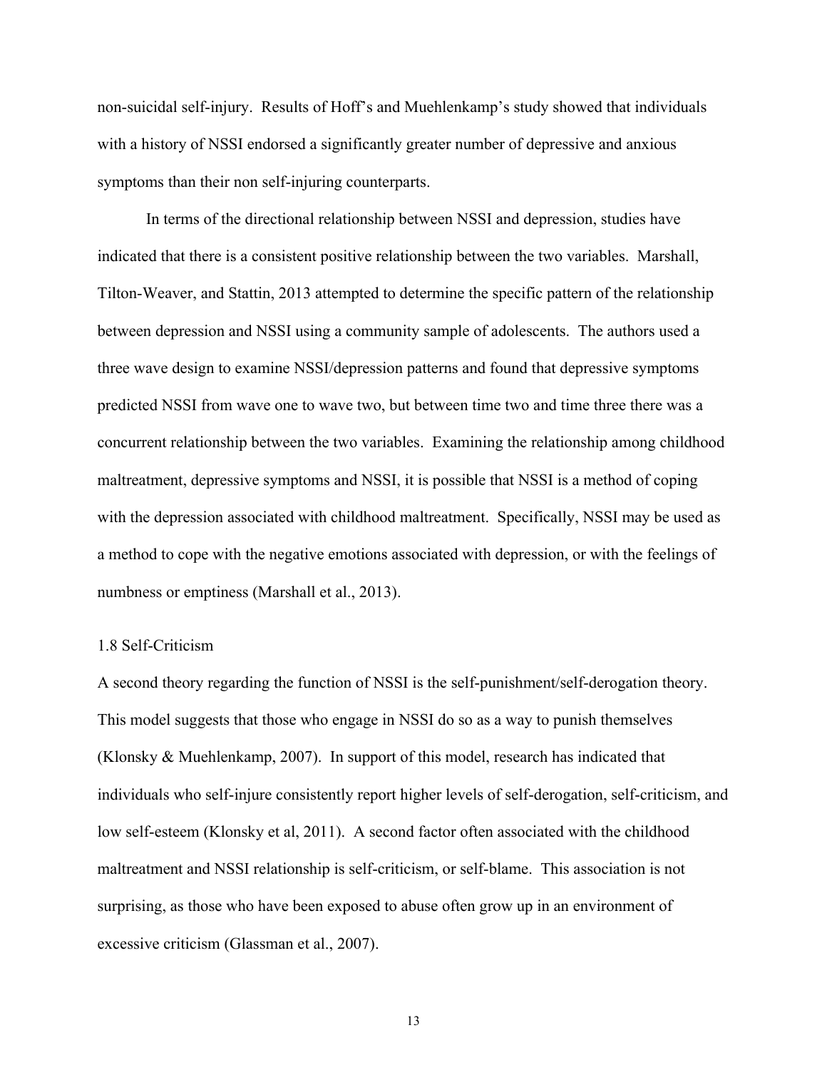non-suicidal self-injury. Results of Hoff's and Muehlenkamp's study showed that individuals with a history of NSSI endorsed a significantly greater number of depressive and anxious symptoms than their non self-injuring counterparts.

In terms of the directional relationship between NSSI and depression, studies have indicated that there is a consistent positive relationship between the two variables. Marshall, Tilton-Weaver, and Stattin, 2013 attempted to determine the specific pattern of the relationship between depression and NSSI using a community sample of adolescents. The authors used a three wave design to examine NSSI/depression patterns and found that depressive symptoms predicted NSSI from wave one to wave two, but between time two and time three there was a concurrent relationship between the two variables. Examining the relationship among childhood maltreatment, depressive symptoms and NSSI, it is possible that NSSI is a method of coping with the depression associated with childhood maltreatment. Specifically, NSSI may be used as a method to cope with the negative emotions associated with depression, or with the feelings of numbness or emptiness (Marshall et al., 2013).

### 1.8 Self-Criticism

A second theory regarding the function of NSSI is the self-punishment/self-derogation theory. This model suggests that those who engage in NSSI do so as a way to punish themselves (Klonsky & Muehlenkamp, 2007). In support of this model, research has indicated that individuals who self-injure consistently report higher levels of self-derogation, self-criticism, and low self-esteem (Klonsky et al, 2011). A second factor often associated with the childhood maltreatment and NSSI relationship is self-criticism, or self-blame. This association is not surprising, as those who have been exposed to abuse often grow up in an environment of excessive criticism (Glassman et al., 2007).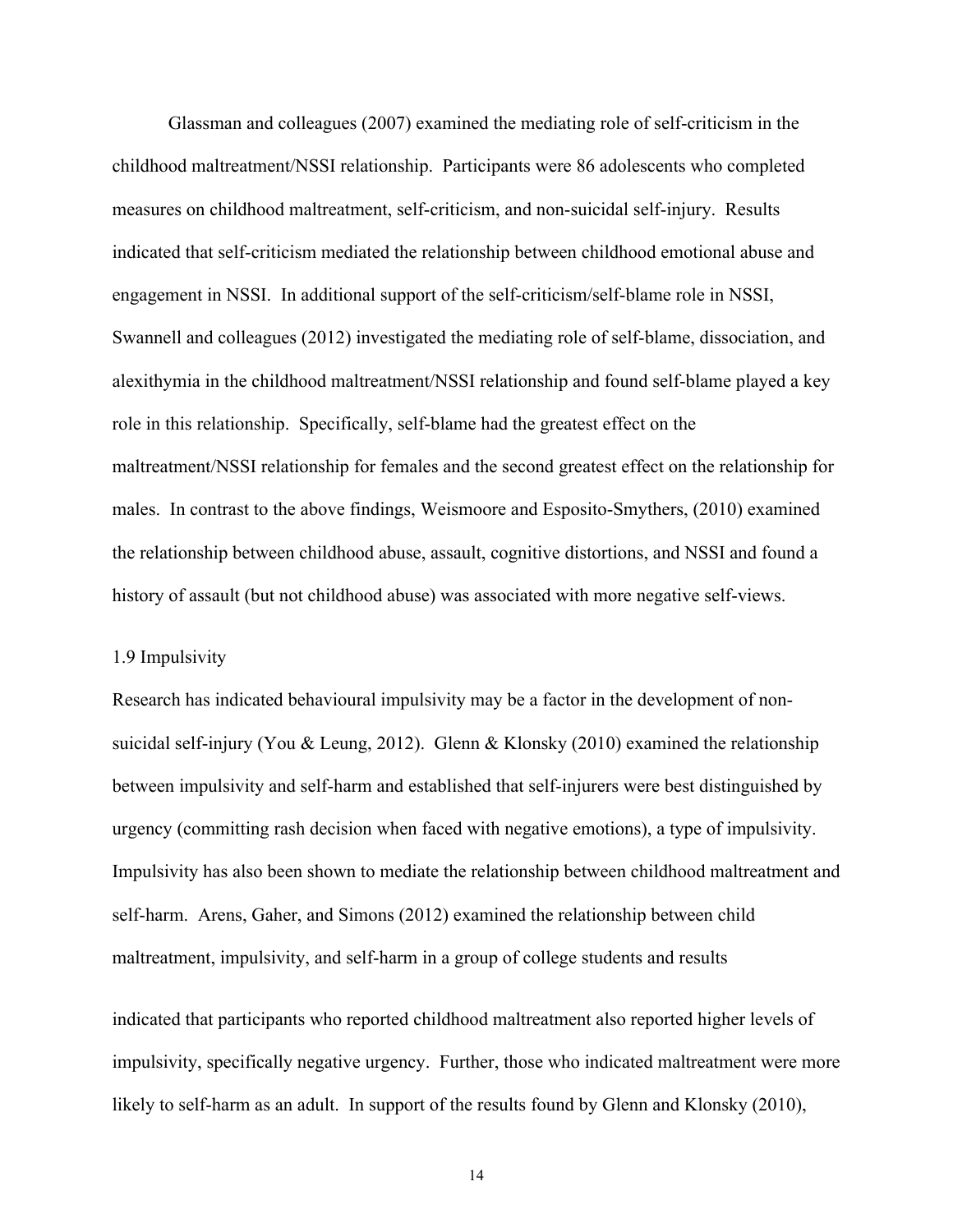Glassman and colleagues (2007) examined the mediating role of self-criticism in the childhood maltreatment/NSSI relationship. Participants were 86 adolescents who completed measures on childhood maltreatment, self-criticism, and non-suicidal self-injury. Results indicated that self-criticism mediated the relationship between childhood emotional abuse and engagement in NSSI. In additional support of the self-criticism/self-blame role in NSSI, Swannell and colleagues (2012) investigated the mediating role of self-blame, dissociation, and alexithymia in the childhood maltreatment/NSSI relationship and found self-blame played a key role in this relationship. Specifically, self-blame had the greatest effect on the maltreatment/NSSI relationship for females and the second greatest effect on the relationship for males. In contrast to the above findings, Weismoore and Esposito-Smythers, (2010) examined the relationship between childhood abuse, assault, cognitive distortions, and NSSI and found a history of assault (but not childhood abuse) was associated with more negative self-views.

## 1.9 Impulsivity

Research has indicated behavioural impulsivity may be a factor in the development of non-suicidal self-injury (You & Leung, 2012). Glenn & Klonsky (2010) examined the relationship between impulsivity and self-harm and established that self-injurers were best distinguished by urgency (committing rash decision when faced with negative emotions), a type of impulsivity. Impulsivity has also been shown to mediate the relationship between childhood maltreatment and self-harm. Arens, Gaher, and Simons (2012) examined the relationship between child maltreatment, impulsivity, and self-harm in a group of college students and results indicated that participants who reported childhood maltreatment also reported higher levels of impulsivity, specifically negative urgency. Further, those who indicated maltreatment were more likely to self-harm as an adult. In support of the results found by Glenn and Klonsky (2010),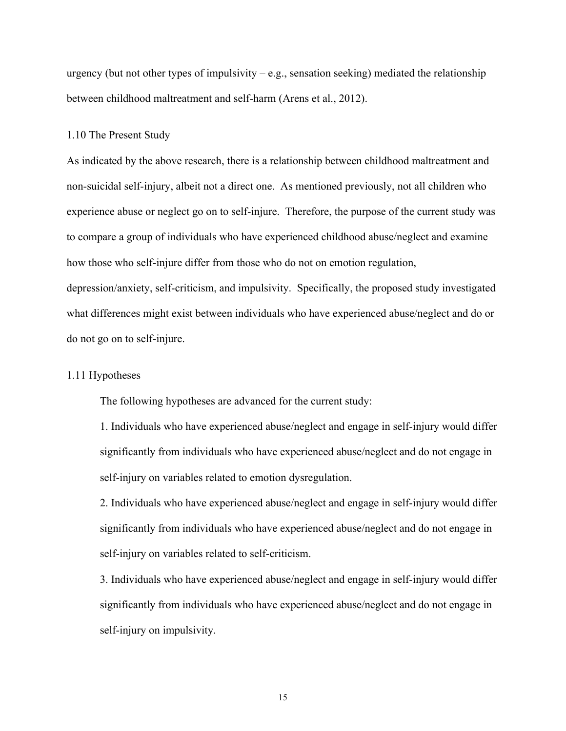urgency (but not other types of impulsivity – e.g., sensation seeking) mediated the relationship between childhood maltreatment and self-harm (Arens et al., 2012).

### 1.10 The Present Study

As indicated by the above research, there is a relationship between childhood maltreatment and non-suicidal self-injury, albeit not a direct one. As mentioned previously, not all children who experience abuse or neglect go on to self-injure. Therefore, the purpose of the current study was to compare a group of individuals who have experienced childhood abuse/neglect and examine how those who self-injure differ from those who do not on emotion regulation, depression/anxiety, self-criticism, and impulsivity. Specifically, the proposed study investigated what differences might exist between individuals who have experienced abuse/neglect and do or do not go on to self-injure.

### 1.11 Hypotheses

The following hypotheses are advanced for the current study:

1. Individuals who have experienced abuse/neglect and engage in self-injury would differ significantly from individuals who have experienced abuse/neglect and do not engage in self-injury on variables related to emotion dysregulation.
2. Individuals who have experienced abuse/neglect and engage in self-injury would differ significantly from individuals who have experienced abuse/neglect and do not engage in self-injury on variables related to self-criticism.
3. Individuals who have experienced abuse/neglect and engage in self-injury would differ significantly from individuals who have experienced abuse/neglect and do not engage in self-injury on impulsivity.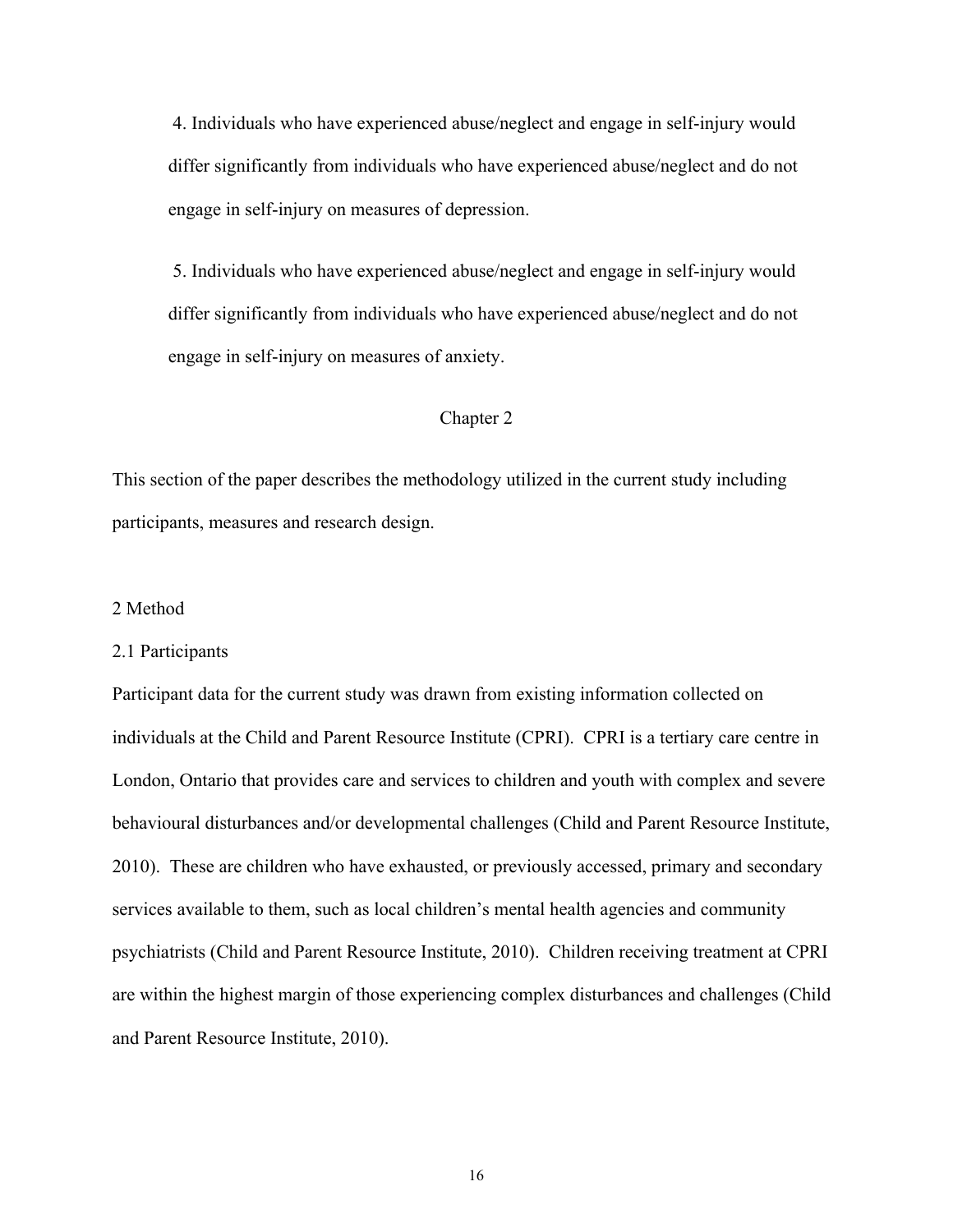4. Individuals who have experienced abuse/neglect and engage in self-injury would differ significantly from individuals who have experienced abuse/neglect and do not engage in self-injury on measures of depression.

5. Individuals who have experienced abuse/neglect and engage in self-injury would differ significantly from individuals who have experienced abuse/neglect and do not engage in self-injury on measures of anxiety.

# Chapter 2

This section of the paper describes the methodology utilized in the current study including participants, measures and research design.

## 2 Method

### 2.1 Participants

Participant data for the current study was drawn from existing information collected on individuals at the Child and Parent Resource Institute (CPRI). CPRI is a tertiary care centre in London, Ontario that provides care and services to children and youth with complex and severe behavioural disturbances and/or developmental challenges (Child and Parent Resource Institute, 2010). These are children who have exhausted, or previously accessed, primary and secondary services available to them, such as local children's mental health agencies and community psychiatrists (Child and Parent Resource Institute, 2010). Children receiving treatment at CPRI are within the highest margin of those experiencing complex disturbances and challenges (Child and Parent Resource Institute, 2010).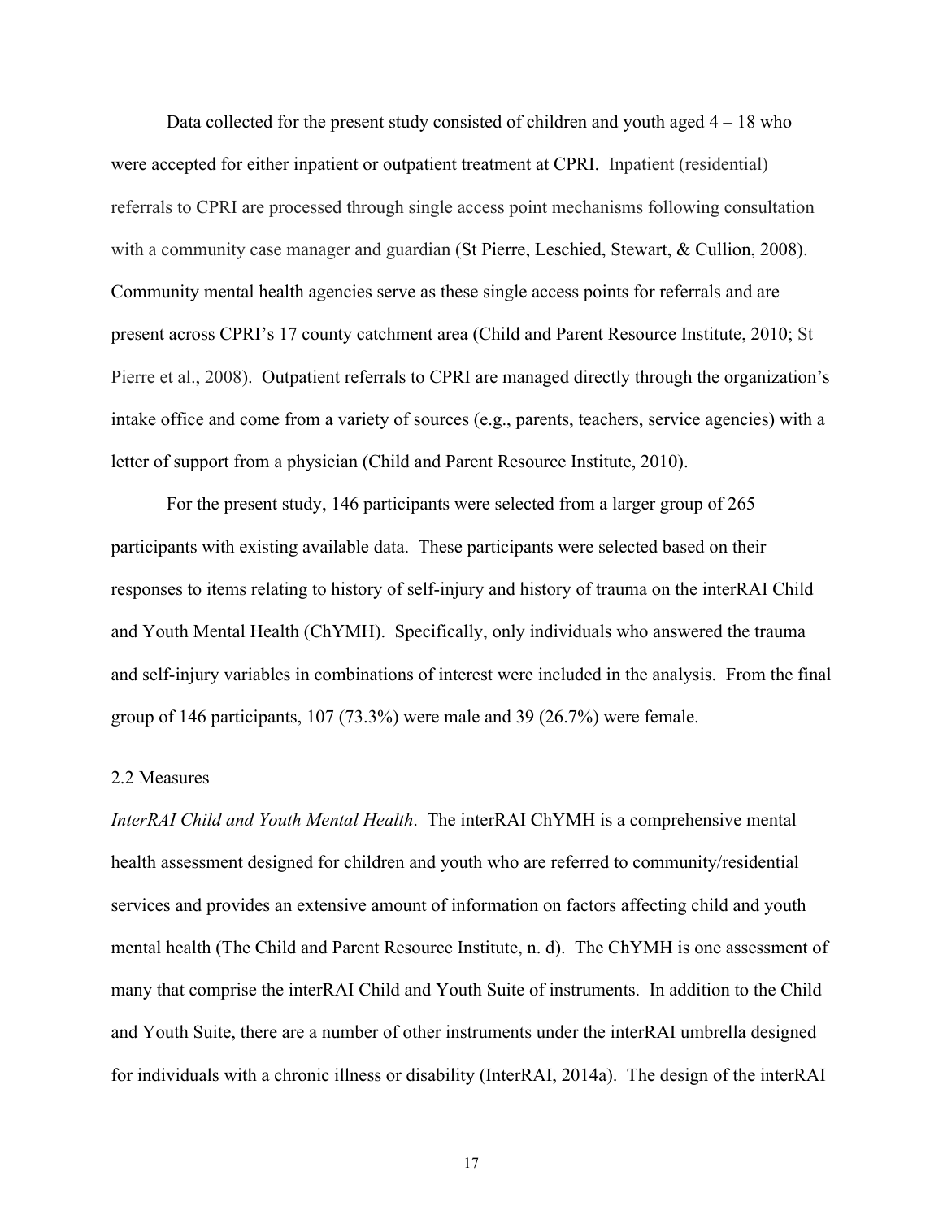Data collected for the present study consisted of children and youth aged 4 – 18 who were accepted for either inpatient or outpatient treatment at CPRI. Inpatient (residential) referrals to CPRI are processed through single access point mechanisms following consultation with a community case manager and guardian (St Pierre, Leschied, Stewart, & Cullion, 2008). Community mental health agencies serve as these single access points for referrals and are present across CPRI's 17 county catchment area (Child and Parent Resource Institute, 2010; St Pierre et al., 2008). Outpatient referrals to CPRI are managed directly through the organization's intake office and come from a variety of sources (e.g., parents, teachers, service agencies) with a letter of support from a physician (Child and Parent Resource Institute, 2010).

For the present study, 146 participants were selected from a larger group of 265 participants with existing available data. These participants were selected based on their responses to items relating to history of self-injury and history of trauma on the interRAI Child and Youth Mental Health (ChYMH). Specifically, only individuals who answered the trauma and self-injury variables in combinations of interest were included in the analysis. From the final group of 146 participants, 107 (73.3%) were male and 39 (26.7%) were female.

## 2.2 Measures

*InterRAI Child and Youth Mental Health*. The interRAI ChYMH is a comprehensive mental health assessment designed for children and youth who are referred to community/residential services and provides an extensive amount of information on factors affecting child and youth mental health (The Child and Parent Resource Institute, n. d). The ChYMH is one assessment of many that comprise the interRAI Child and Youth Suite of instruments. In addition to the Child and Youth Suite, there are a number of other instruments under the interRAI umbrella designed for individuals with a chronic illness or disability (InterRAI, 2014a). The design of the interRAI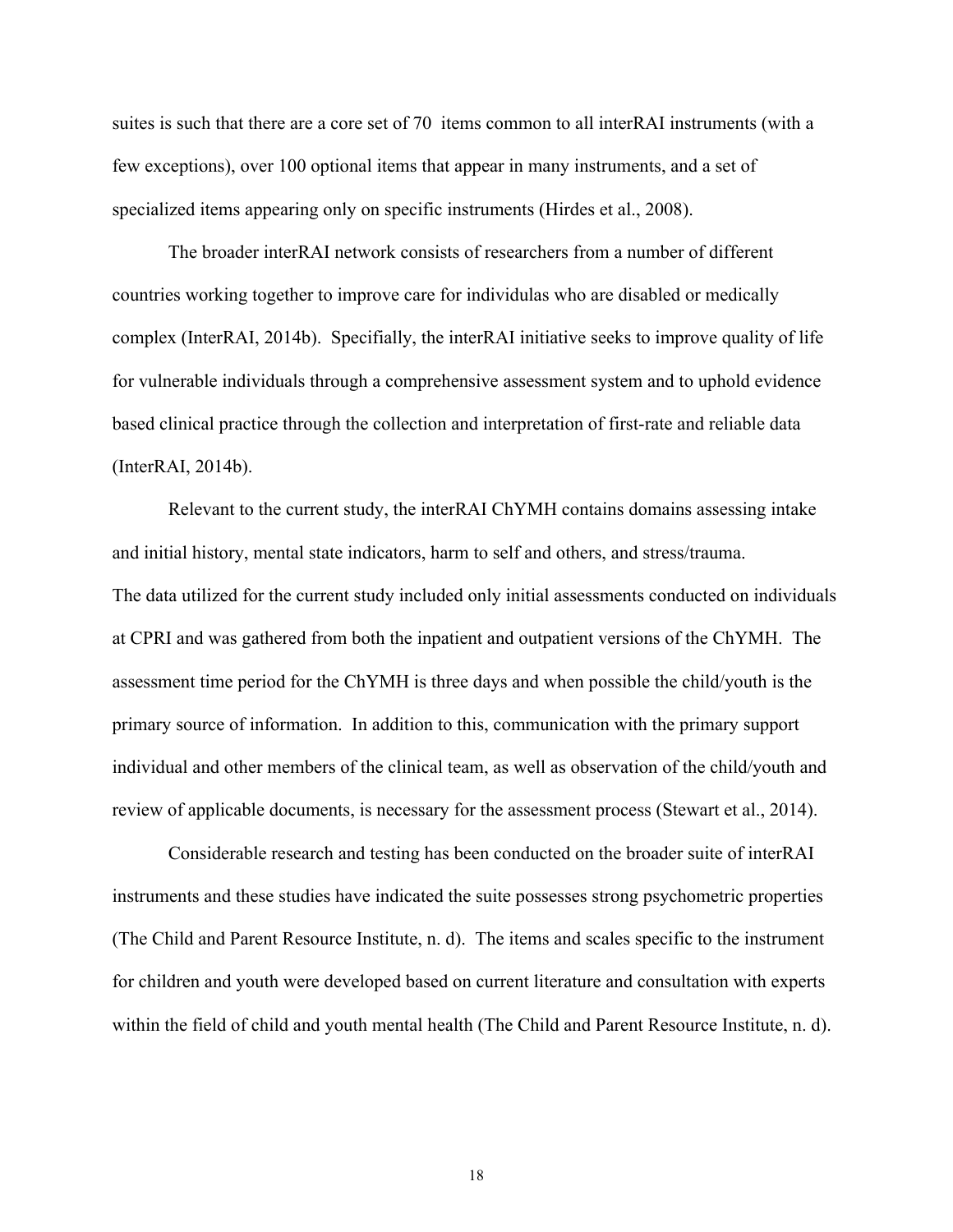suites is such that there are a core set of 70 items common to all interRAI instruments (with a few exceptions), over 100 optional items that appear in many instruments, and a set of specialized items appearing only on specific instruments (Hirdes et al., 2008).

The broader interRAI network consists of researchers from a number of different countries working together to improve care for individulas who are disabled or medically complex (InterRAI, 2014b). Specifially, the interRAI initiative seeks to improve quality of life for vulnerable individuals through a comprehensive assessment system and to uphold evidence based clinical practice through the collection and interpretation of first-rate and reliable data (InterRAI, 2014b).

Relevant to the current study, the interRAI ChYMH contains domains assessing intake and initial history, mental state indicators, harm to self and others, and stress/trauma.
The data utilized for the current study included only initial assessments conducted on individuals at CPRI and was gathered from both the inpatient and outpatient versions of the ChYMH. The assessment time period for the ChYMH is three days and when possible the child/youth is the primary source of information. In addition to this, communication with the primary support individual and other members of the clinical team, as well as observation of the child/youth and review of applicable documents, is necessary for the assessment process (Stewart et al., 2014).

Considerable research and testing has been conducted on the broader suite of interRAI instruments and these studies have indicated the suite possesses strong psychometric properties (The Child and Parent Resource Institute, n. d). The items and scales specific to the instrument for children and youth were developed based on current literature and consultation with experts within the field of child and youth mental health (The Child and Parent Resource Institute, n. d).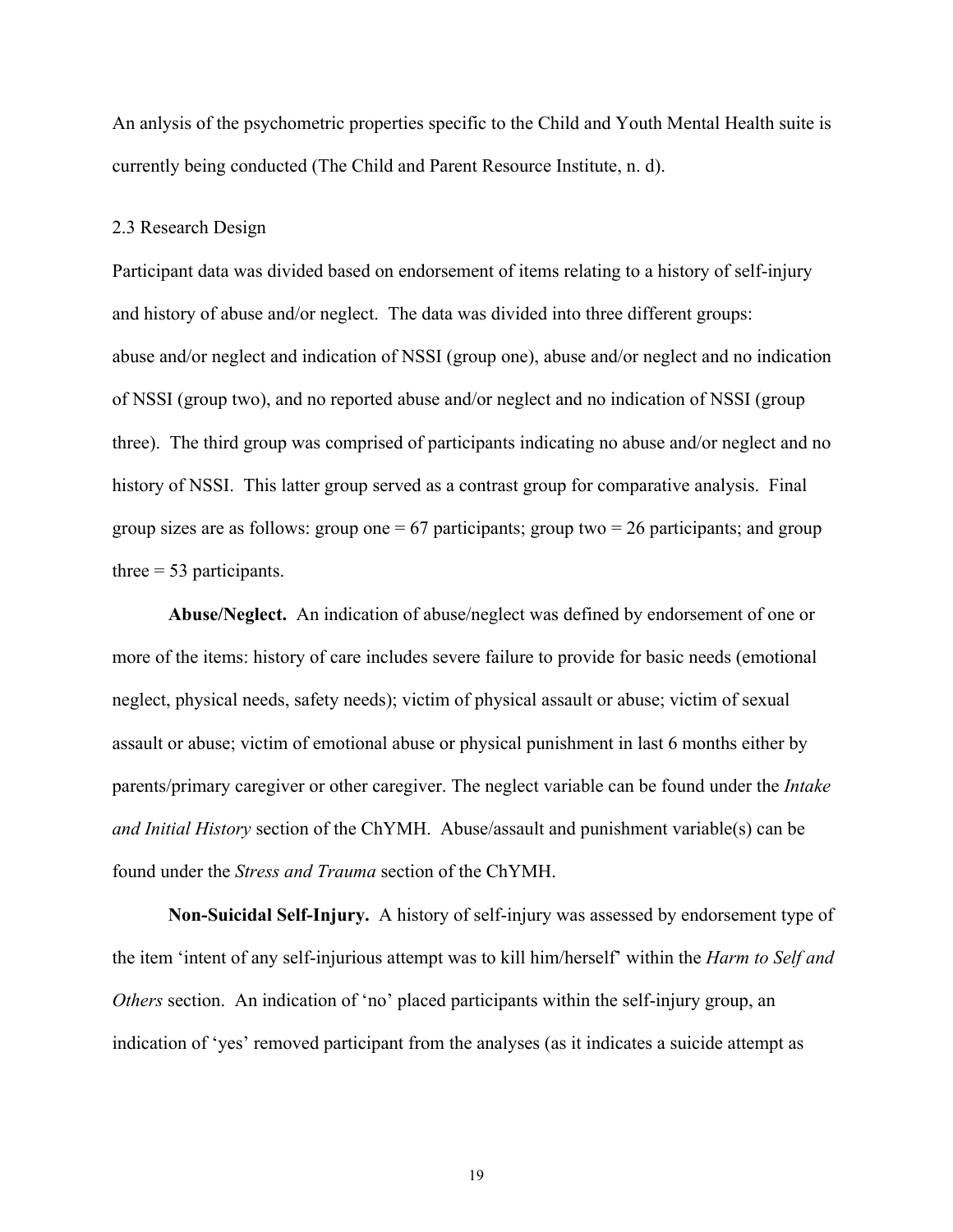An anlysis of the psychometric properties specific to the Child and Youth Mental Health suite is currently being conducted (The Child and Parent Resource Institute, n. d).

## 2.3 Research Design

Participant data was divided based on endorsement of items relating to a history of self-injury and history of abuse and/or neglect. The data was divided into three different groups: abuse and/or neglect and indication of NSSI (group one), abuse and/or neglect and no indication of NSSI (group two), and no reported abuse and/or neglect and no indication of NSSI (group three). The third group was comprised of participants indicating no abuse and/or neglect and no history of NSSI. This latter group served as a contrast group for comparative analysis. Final group sizes are as follows: group one = 67 participants; group two = 26 participants; and group three = 53 participants.

**Abuse/Neglect.** An indication of abuse/neglect was defined by endorsement of one or more of the items: history of care includes severe failure to provide for basic needs (emotional neglect, physical needs, safety needs); victim of physical assault or abuse; victim of sexual assault or abuse; victim of emotional abuse or physical punishment in last 6 months either by parents/primary caregiver or other caregiver. The neglect variable can be found under the *Intake and Initial History* section of the ChYMH. Abuse/assault and punishment variable(s) can be found under the *Stress and Trauma* section of the ChYMH.

**Non-Suicidal Self-Injury.** A history of self-injury was assessed by endorsement type of the item 'intent of any self-injurious attempt was to kill him/herself' within the *Harm to Self and Others* section. An indication of 'no' placed participants within the self-injury group, an indication of 'yes' removed participant from the analyses (as it indicates a suicide attempt as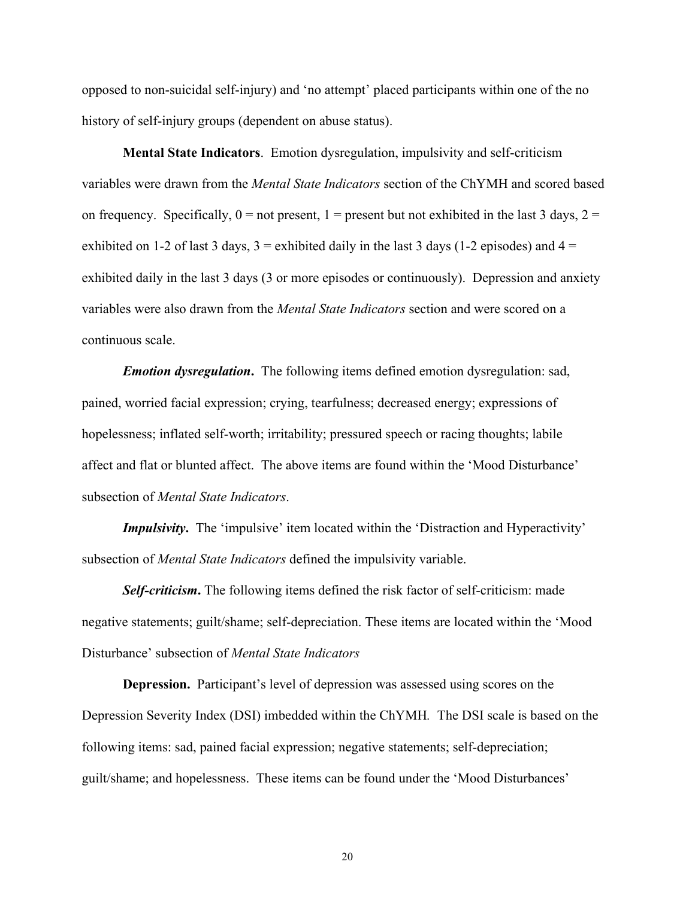opposed to non-suicidal self-injury) and 'no attempt' placed participants within one of the no history of self-injury groups (dependent on abuse status).

**Mental State Indicators**. Emotion dysregulation, impulsivity and self-criticism variables were drawn from the *Mental State Indicators* section of the ChYMH and scored based on frequency. Specifically, 0 = not present, 1 = present but not exhibited in the last 3 days, 2 = exhibited on 1-2 of last 3 days, 3 = exhibited daily in the last 3 days (1-2 episodes) and 4 = exhibited daily in the last 3 days (3 or more episodes or continuously). Depression and anxiety variables were also drawn from the *Mental State Indicators* section and were scored on a continuous scale.

***Emotion dysregulation***. The following items defined emotion dysregulation: sad, pained, worried facial expression; crying, tearfulness; decreased energy; expressions of hopelessness; inflated self-worth; irritability; pressured speech or racing thoughts; labile affect and flat or blunted affect. The above items are found within the 'Mood Disturbance' subsection of *Mental State Indicators*.

***Impulsivity***. The 'impulsive' item located within the 'Distraction and Hyperactivity' subsection of *Mental State Indicators* defined the impulsivity variable.

***Self-criticism***. The following items defined the risk factor of self-criticism: made negative statements; guilt/shame; self-depreciation. These items are located within the 'Mood Disturbance' subsection of *Mental State Indicators*

**Depression.** Participant's level of depression was assessed using scores on the Depression Severity Index (DSI) imbedded within the ChYMH. The DSI scale is based on the following items: sad, pained facial expression; negative statements; self-depreciation; guilt/shame; and hopelessness. These items can be found under the 'Mood Disturbances'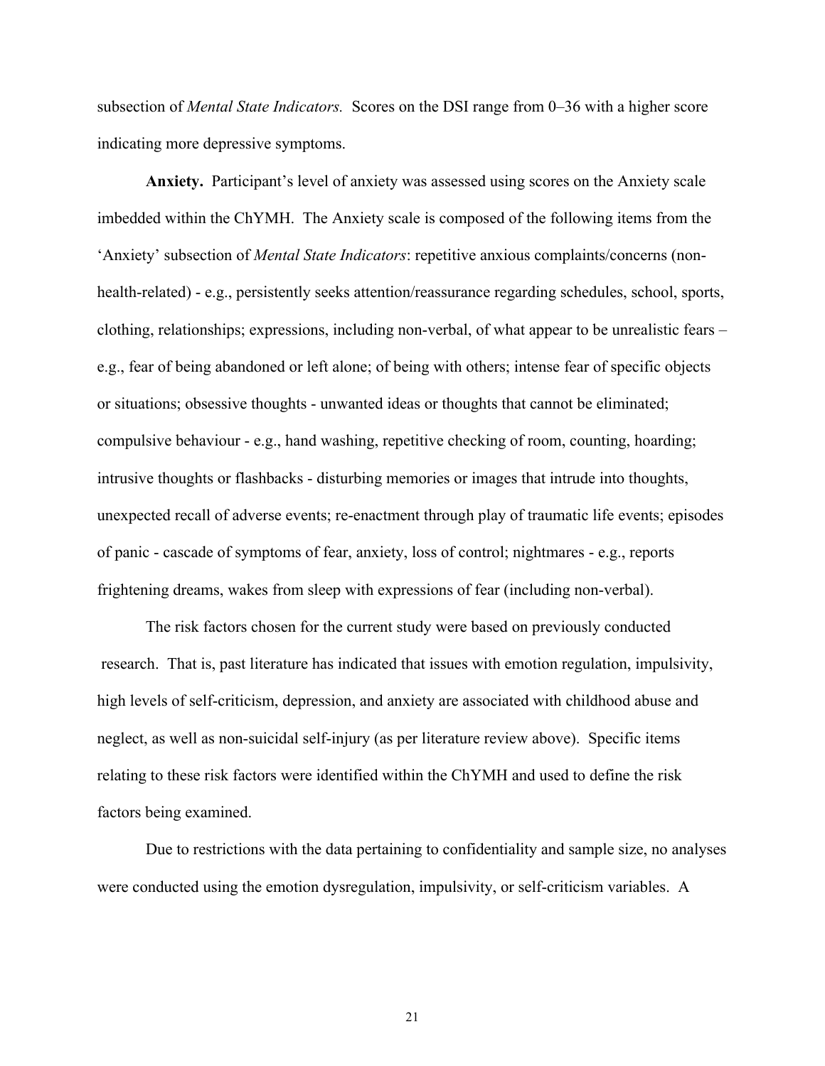subsection of *Mental State Indicators.* Scores on the DSI range from 0–36 with a higher score indicating more depressive symptoms.

**Anxiety.** Participant's level of anxiety was assessed using scores on the Anxiety scale imbedded within the ChYMH. The Anxiety scale is composed of the following items from the 'Anxiety' subsection of *Mental State Indicators*: repetitive anxious complaints/concerns (non-health-related) - e.g., persistently seeks attention/reassurance regarding schedules, school, sports, clothing, relationships; expressions, including non-verbal, of what appear to be unrealistic fears – e.g., fear of being abandoned or left alone; of being with others; intense fear of specific objects or situations; obsessive thoughts - unwanted ideas or thoughts that cannot be eliminated; compulsive behaviour - e.g., hand washing, repetitive checking of room, counting, hoarding; intrusive thoughts or flashbacks - disturbing memories or images that intrude into thoughts, unexpected recall of adverse events; re-enactment through play of traumatic life events; episodes of panic - cascade of symptoms of fear, anxiety, loss of control; nightmares - e.g., reports frightening dreams, wakes from sleep with expressions of fear (including non-verbal).

The risk factors chosen for the current study were based on previously conducted research. That is, past literature has indicated that issues with emotion regulation, impulsivity, high levels of self-criticism, depression, and anxiety are associated with childhood abuse and neglect, as well as non-suicidal self-injury (as per literature review above). Specific items relating to these risk factors were identified within the ChYMH and used to define the risk factors being examined.

Due to restrictions with the data pertaining to confidentiality and sample size, no analyses were conducted using the emotion dysregulation, impulsivity, or self-criticism variables. A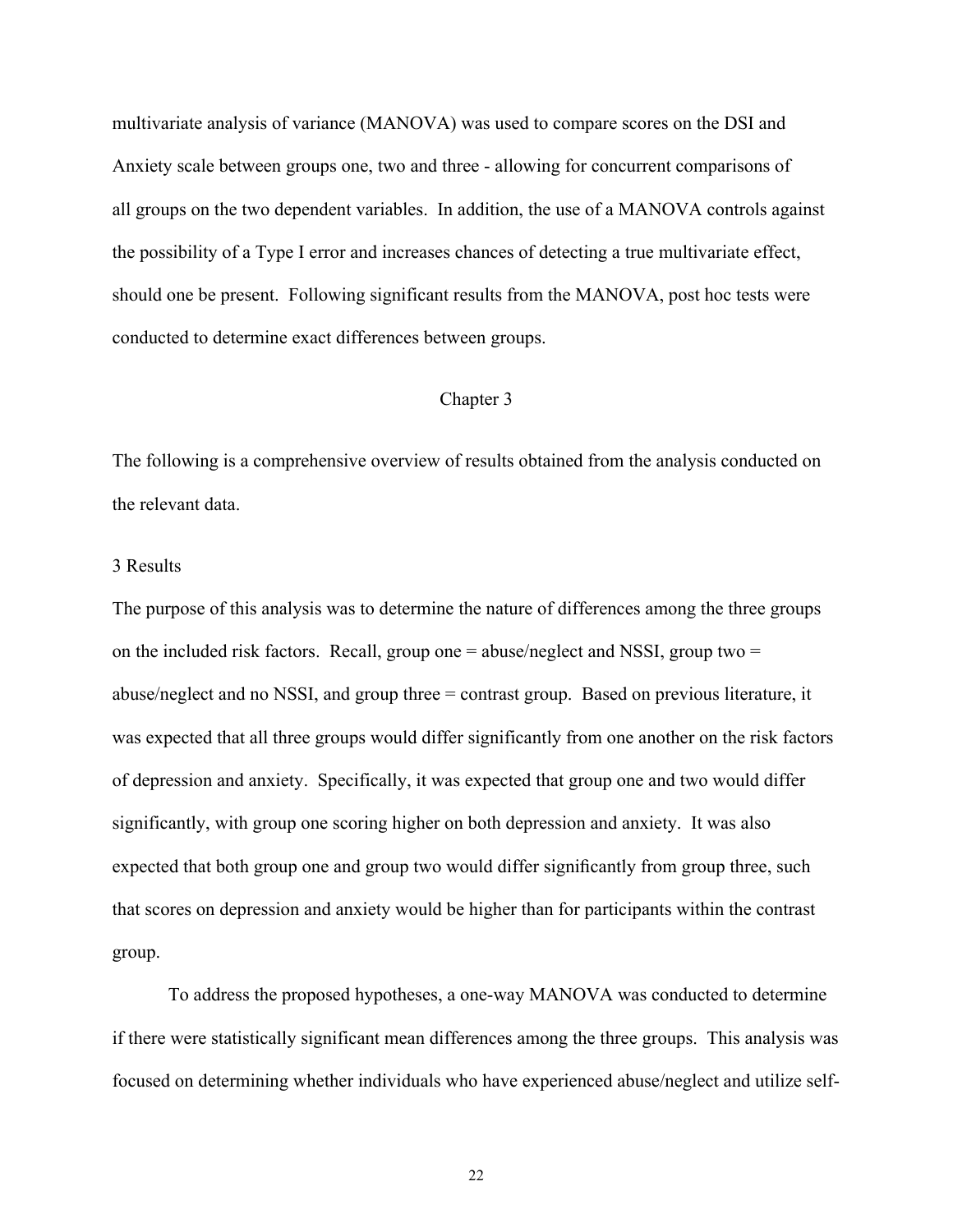multivariate analysis of variance (MANOVA) was used to compare scores on the DSI and Anxiety scale between groups one, two and three - allowing for concurrent comparisons of all groups on the two dependent variables. In addition, the use of a MANOVA controls against the possibility of a Type I error and increases chances of detecting a true multivariate effect, should one be present. Following significant results from the MANOVA, post hoc tests were conducted to determine exact differences between groups.

# Chapter 3

The following is a comprehensive overview of results obtained from the analysis conducted on the relevant data.

## 3 Results

The purpose of this analysis was to determine the nature of differences among the three groups on the included risk factors. Recall, group one = abuse/neglect and NSSI, group two = abuse/neglect and no NSSI, and group three = contrast group. Based on previous literature, it was expected that all three groups would differ significantly from one another on the risk factors of depression and anxiety. Specifically, it was expected that group one and two would differ significantly, with group one scoring higher on both depression and anxiety. It was also expected that both group one and group two would differ significantly from group three, such that scores on depression and anxiety would be higher than for participants within the contrast group.

To address the proposed hypotheses, a one-way MANOVA was conducted to determine if there were statistically significant mean differences among the three groups. This analysis was focused on determining whether individuals who have experienced abuse/neglect and utilize self-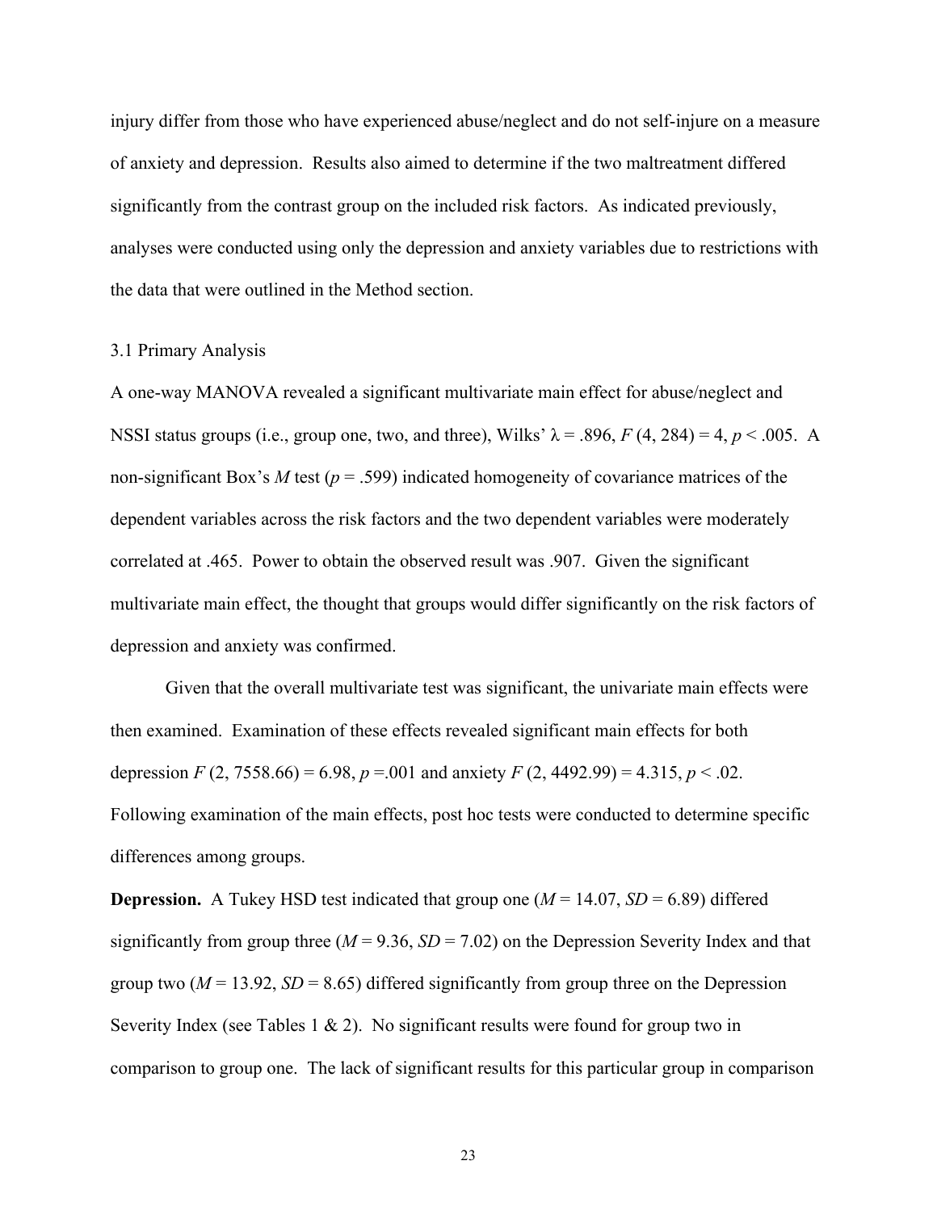injury differ from those who have experienced abuse/neglect and do not self-injure on a measure of anxiety and depression. Results also aimed to determine if the two maltreatment differed significantly from the contrast group on the included risk factors. As indicated previously, analyses were conducted using only the depression and anxiety variables due to restrictions with the data that were outlined in the Method section.

## 3.1 Primary Analysis

A one-way MANOVA revealed a significant multivariate main effect for abuse/neglect and NSSI status groups (i.e., group one, two, and three), Wilks' $\lambda = .896$, $F(4, 284) = 4$, $p < .005$. A non-significant Box's $M$ test ($p = .599$) indicated homogeneity of covariance matrices of the dependent variables across the risk factors and the two dependent variables were moderately correlated at .465. Power to obtain the observed result was .907. Given the significant multivariate main effect, the thought that groups would differ significantly on the risk factors of depression and anxiety was confirmed.

Given that the overall multivariate test was significant, the univariate main effects were then examined. Examination of these effects revealed significant main effects for both depression $F(2, 7558.66) = 6.98$, $p = .001$ and anxiety $F(2, 4492.99) = 4.315$, $p < .02$. Following examination of the main effects, post hoc tests were conducted to determine specific differences among groups.

**Depression.** A Tukey HSD test indicated that group one ($M = 14.07$, $SD = 6.89$) differed significantly from group three ($M = 9.36$, $SD = 7.02$) on the Depression Severity Index and that group two ($M = 13.92$, $SD = 8.65$) differed significantly from group three on the Depression Severity Index (see Tables 1 & 2). No significant results were found for group two in comparison to group one. The lack of significant results for this particular group in comparison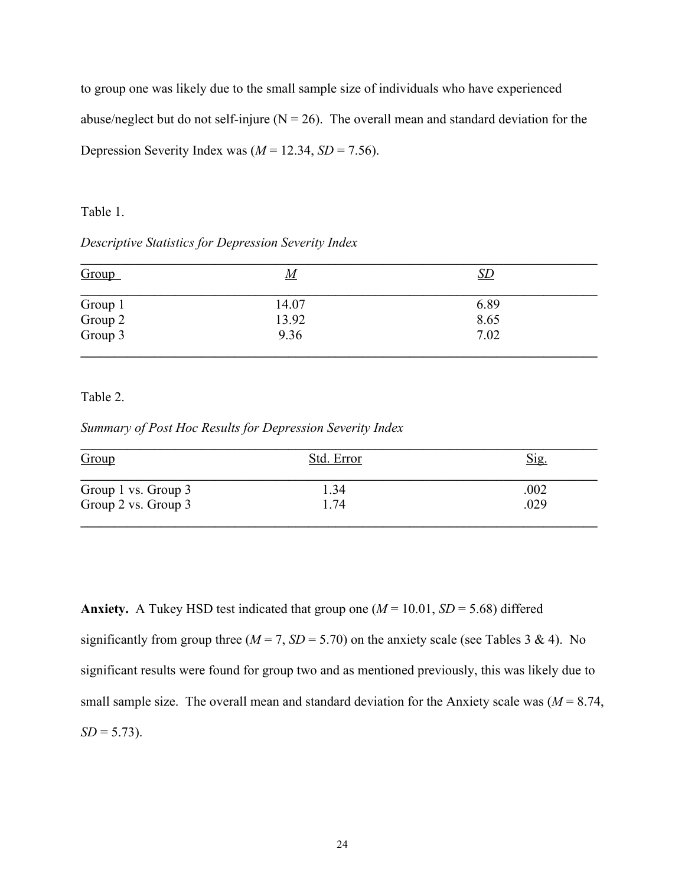to group one was likely due to the small sample size of individuals who have experienced abuse/neglect but do not self-injure (N = 26). The overall mean and standard deviation for the Depression Severity Index was (*M* = 12.34, *SD* = 7.56).

Table 1.

*Descriptive Statistics for Depression Severity Index*

| Group | *M* | *SD* |
|---|---|---|
| Group 1 | 14.07 | 6.89 |
| Group 2 | 13.92 | 8.65 |
| Group 3 | 9.36 | 7.02 |

Table 2.

*Summary of Post Hoc Results for Depression Severity Index*

| Group | Std. Error | Sig. |
|---|---|---|
| Group 1 vs. Group 3 | 1.34 | .002 |
| Group 2 vs. Group 3 | 1.74 | .029 |

**Anxiety.** A Tukey HSD test indicated that group one (*M* = 10.01, *SD* = 5.68) differed significantly from group three (*M* = 7, *SD* = 5.70) on the anxiety scale (see Tables 3 & 4). No significant results were found for group two and as mentioned previously, this was likely due to small sample size. The overall mean and standard deviation for the Anxiety scale was (*M* = 8.74, *SD* = 5.73).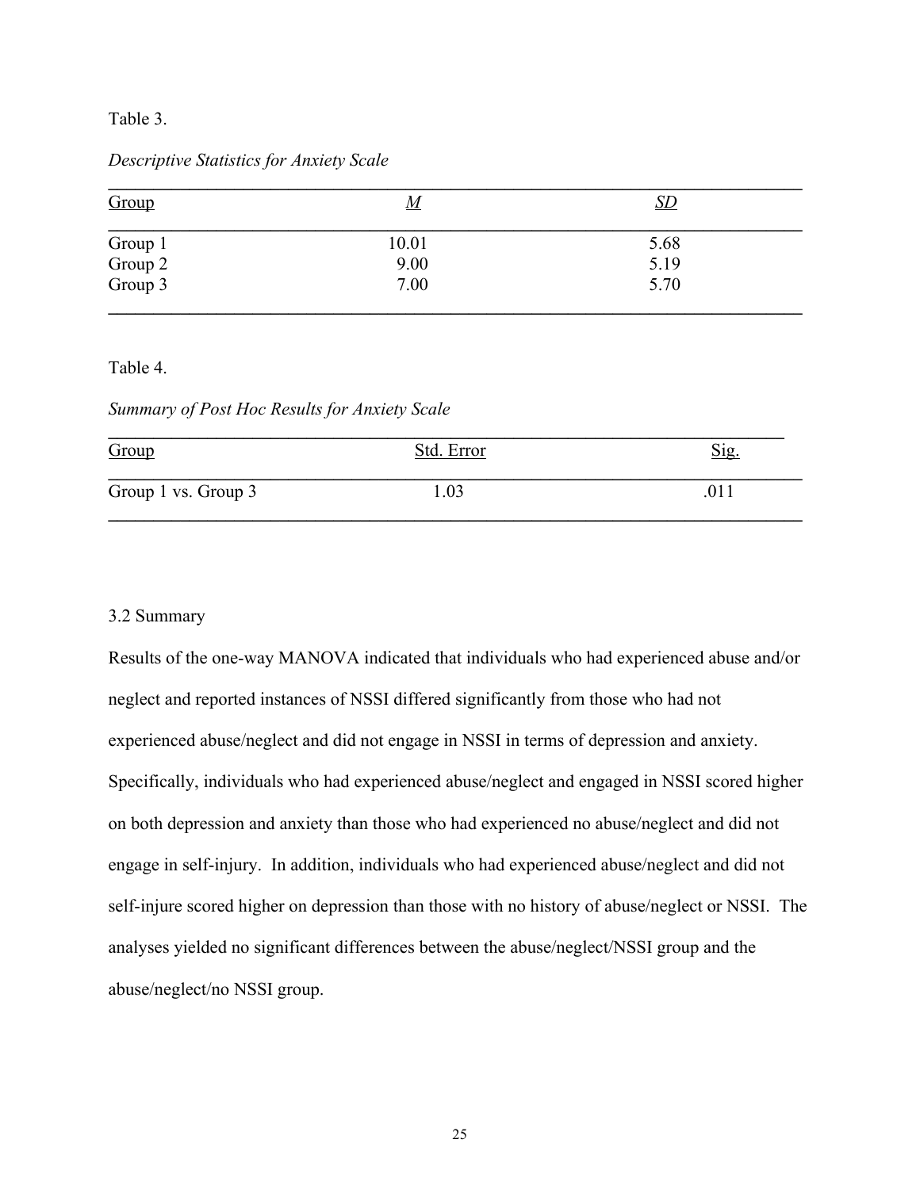Table 3.

*Descriptive Statistics for Anxiety Scale*

| Group | *M* | *SD* |
|---|---|---|
| Group 1 | 10.01 | 5.68 |
| Group 2 | 9.00 | 5.19 |
| Group 3 | 7.00 | 5.70 |

Table 4.

*Summary of Post Hoc Results for Anxiety Scale*

| Group | Std. Error | Sig. |
|---|---|---|
| Group 1 vs. Group 3 | 1.03 | .011 |

3.2 Summary

Results of the one-way MANOVA indicated that individuals who had experienced abuse and/or neglect and reported instances of NSSI differed significantly from those who had not experienced abuse/neglect and did not engage in NSSI in terms of depression and anxiety. Specifically, individuals who had experienced abuse/neglect and engaged in NSSI scored higher on both depression and anxiety than those who had experienced no abuse/neglect and did not engage in self-injury. In addition, individuals who had experienced abuse/neglect and did not self-injure scored higher on depression than those with no history of abuse/neglect or NSSI. The analyses yielded no significant differences between the abuse/neglect/NSSI group and the abuse/neglect/no NSSI group.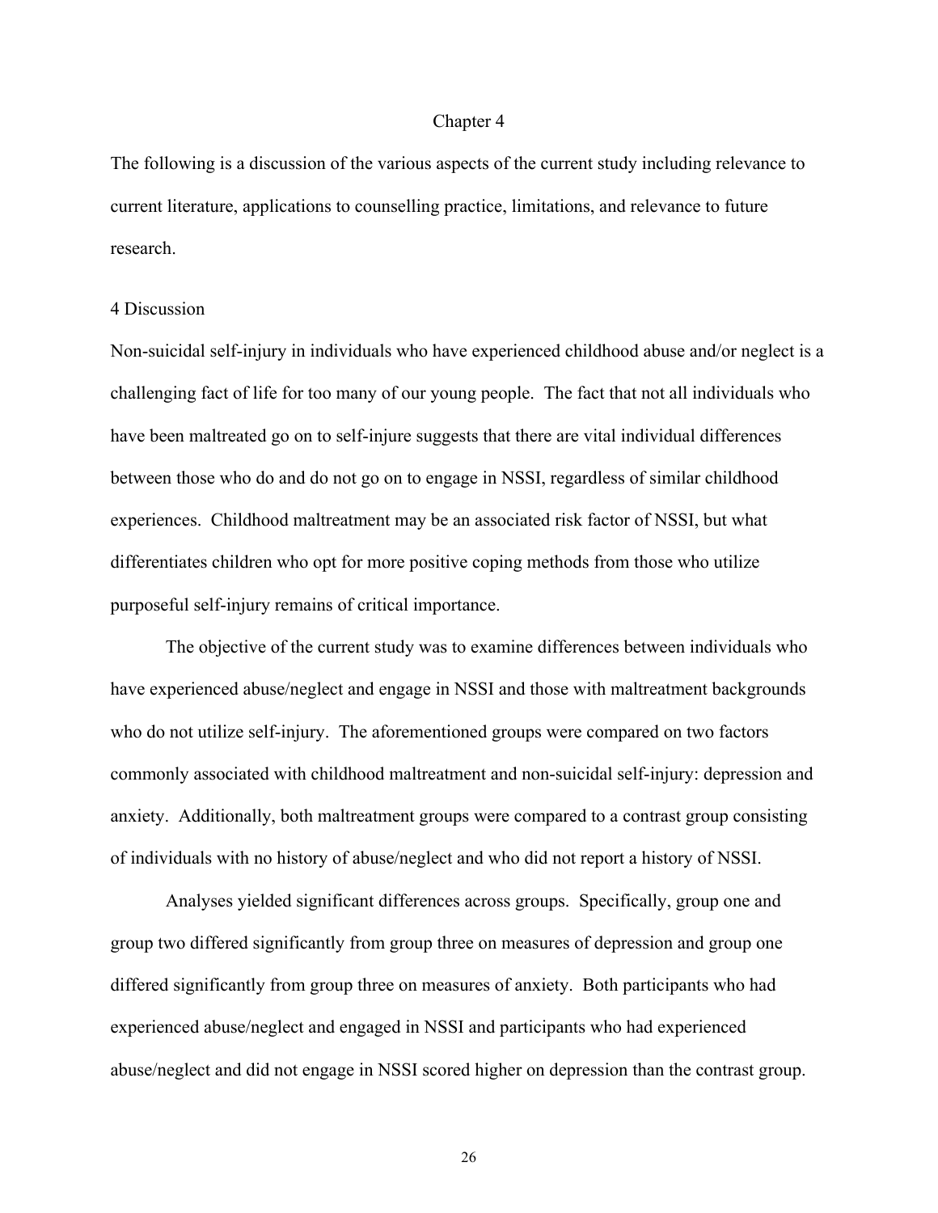# Chapter 4

The following is a discussion of the various aspects of the current study including relevance to current literature, applications to counselling practice, limitations, and relevance to future research.

## 4 Discussion

Non-suicidal self-injury in individuals who have experienced childhood abuse and/or neglect is a challenging fact of life for too many of our young people. The fact that not all individuals who have been maltreated go on to self-injure suggests that there are vital individual differences between those who do and do not go on to engage in NSSI, regardless of similar childhood experiences. Childhood maltreatment may be an associated risk factor of NSSI, but what differentiates children who opt for more positive coping methods from those who utilize purposeful self-injury remains of critical importance.

The objective of the current study was to examine differences between individuals who have experienced abuse/neglect and engage in NSSI and those with maltreatment backgrounds who do not utilize self-injury. The aforementioned groups were compared on two factors commonly associated with childhood maltreatment and non-suicidal self-injury: depression and anxiety. Additionally, both maltreatment groups were compared to a contrast group consisting of individuals with no history of abuse/neglect and who did not report a history of NSSI.

Analyses yielded significant differences across groups. Specifically, group one and group two differed significantly from group three on measures of depression and group one differed significantly from group three on measures of anxiety. Both participants who had experienced abuse/neglect and engaged in NSSI and participants who had experienced abuse/neglect and did not engage in NSSI scored higher on depression than the contrast group.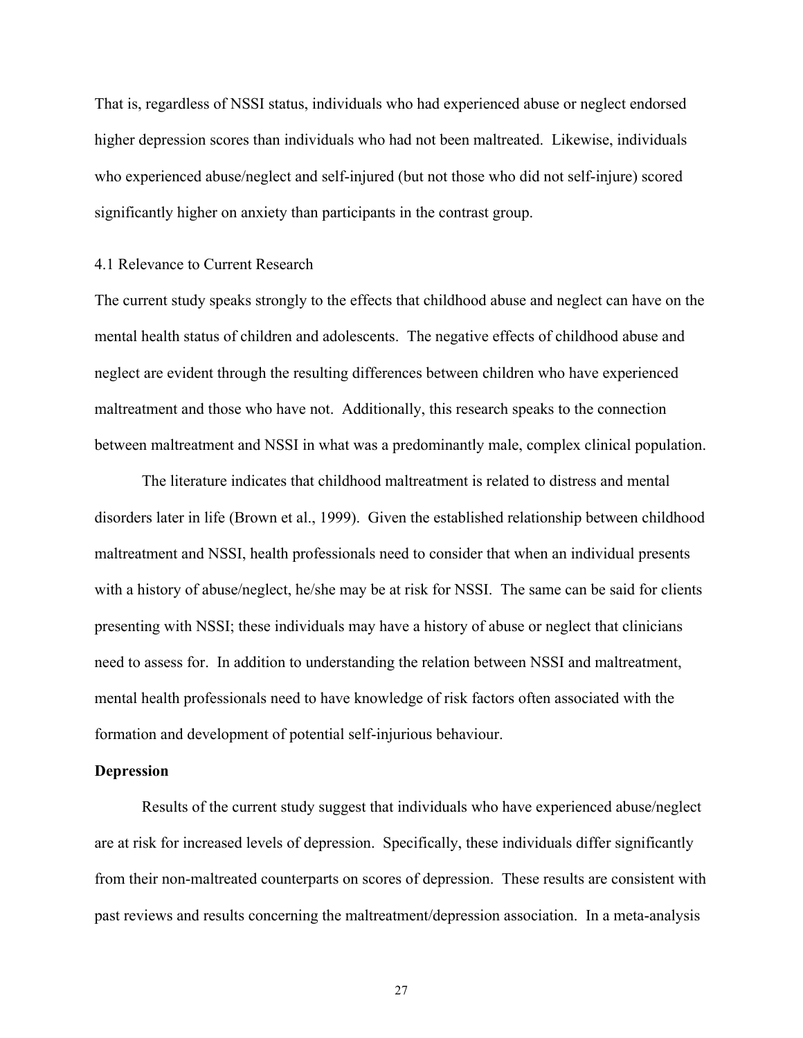That is, regardless of NSSI status, individuals who had experienced abuse or neglect endorsed higher depression scores than individuals who had not been maltreated. Likewise, individuals who experienced abuse/neglect and self-injured (but not those who did not self-injure) scored significantly higher on anxiety than participants in the contrast group.

## 4.1 Relevance to Current Research

The current study speaks strongly to the effects that childhood abuse and neglect can have on the mental health status of children and adolescents. The negative effects of childhood abuse and neglect are evident through the resulting differences between children who have experienced maltreatment and those who have not. Additionally, this research speaks to the connection between maltreatment and NSSI in what was a predominantly male, complex clinical population.

The literature indicates that childhood maltreatment is related to distress and mental disorders later in life (Brown et al., 1999). Given the established relationship between childhood maltreatment and NSSI, health professionals need to consider that when an individual presents with a history of abuse/neglect, he/she may be at risk for NSSI. The same can be said for clients presenting with NSSI; these individuals may have a history of abuse or neglect that clinicians need to assess for. In addition to understanding the relation between NSSI and maltreatment, mental health professionals need to have knowledge of risk factors often associated with the formation and development of potential self-injurious behaviour.

### Depression

Results of the current study suggest that individuals who have experienced abuse/neglect are at risk for increased levels of depression. Specifically, these individuals differ significantly from their non-maltreated counterparts on scores of depression. These results are consistent with past reviews and results concerning the maltreatment/depression association. In a meta-analysis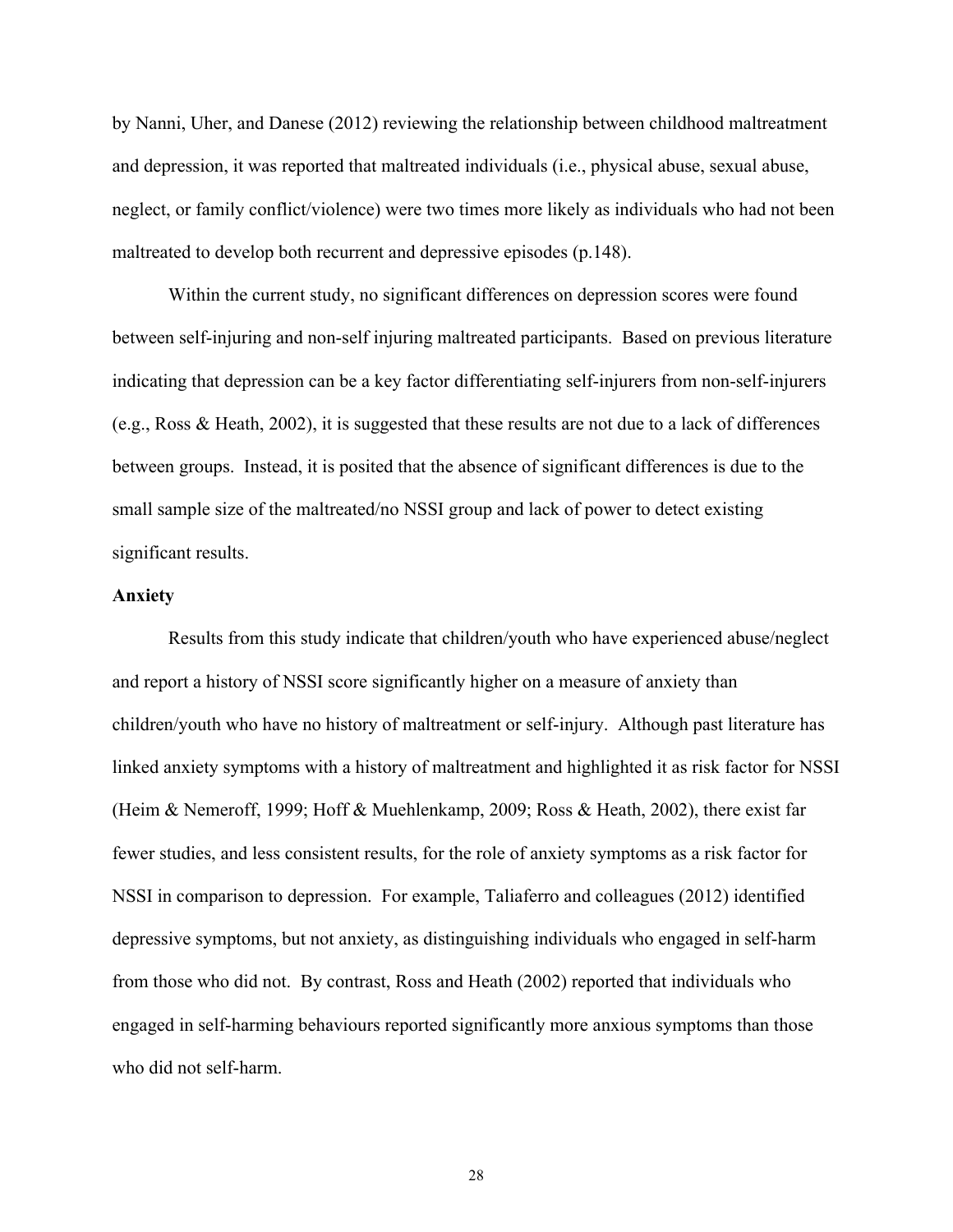by Nanni, Uher, and Danese (2012) reviewing the relationship between childhood maltreatment and depression, it was reported that maltreated individuals (i.e., physical abuse, sexual abuse, neglect, or family conflict/violence) were two times more likely as individuals who had not been maltreated to develop both recurrent and depressive episodes (p.148).

Within the current study, no significant differences on depression scores were found between self-injuring and non-self injuring maltreated participants. Based on previous literature indicating that depression can be a key factor differentiating self-injurers from non-self-injurers (e.g., Ross & Heath, 2002), it is suggested that these results are not due to a lack of differences between groups. Instead, it is posited that the absence of significant differences is due to the small sample size of the maltreated/no NSSI group and lack of power to detect existing significant results.

**Anxiety**

Results from this study indicate that children/youth who have experienced abuse/neglect and report a history of NSSI score significantly higher on a measure of anxiety than children/youth who have no history of maltreatment or self-injury. Although past literature has linked anxiety symptoms with a history of maltreatment and highlighted it as risk factor for NSSI (Heim & Nemeroff, 1999; Hoff & Muehlenkamp, 2009; Ross & Heath, 2002), there exist far fewer studies, and less consistent results, for the role of anxiety symptoms as a risk factor for NSSI in comparison to depression. For example, Taliaferro and colleagues (2012) identified depressive symptoms, but not anxiety, as distinguishing individuals who engaged in self-harm from those who did not. By contrast, Ross and Heath (2002) reported that individuals who engaged in self-harming behaviours reported significantly more anxious symptoms than those who did not self-harm.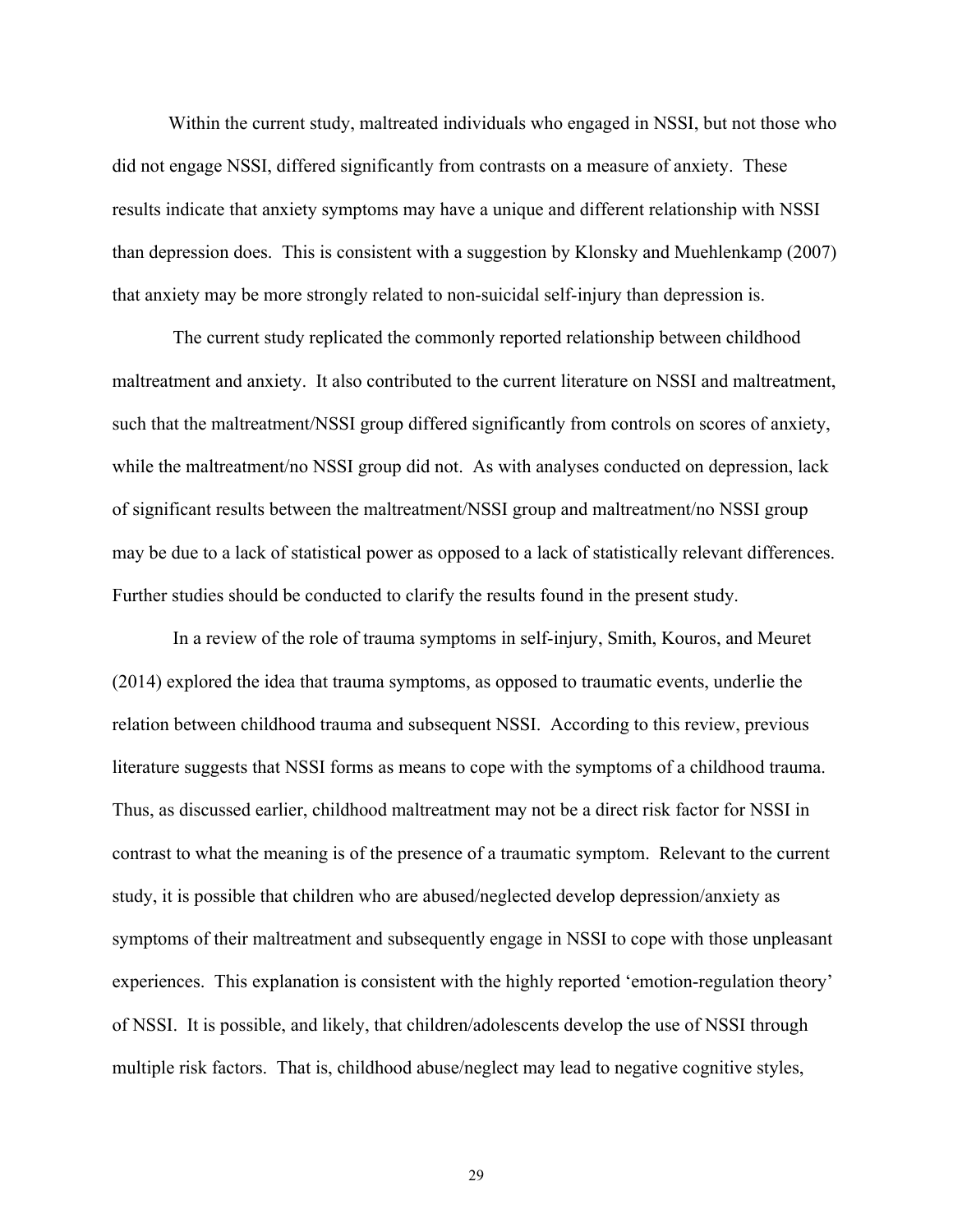Within the current study, maltreated individuals who engaged in NSSI, but not those who did not engage NSSI, differed significantly from contrasts on a measure of anxiety. These results indicate that anxiety symptoms may have a unique and different relationship with NSSI than depression does. This is consistent with a suggestion by Klonsky and Muehlenkamp (2007) that anxiety may be more strongly related to non-suicidal self-injury than depression is.

The current study replicated the commonly reported relationship between childhood maltreatment and anxiety. It also contributed to the current literature on NSSI and maltreatment, such that the maltreatment/NSSI group differed significantly from controls on scores of anxiety, while the maltreatment/no NSSI group did not. As with analyses conducted on depression, lack of significant results between the maltreatment/NSSI group and maltreatment/no NSSI group may be due to a lack of statistical power as opposed to a lack of statistically relevant differences. Further studies should be conducted to clarify the results found in the present study.

In a review of the role of trauma symptoms in self-injury, Smith, Kouros, and Meuret (2014) explored the idea that trauma symptoms, as opposed to traumatic events, underlie the relation between childhood trauma and subsequent NSSI. According to this review, previous literature suggests that NSSI forms as means to cope with the symptoms of a childhood trauma. Thus, as discussed earlier, childhood maltreatment may not be a direct risk factor for NSSI in contrast to what the meaning is of the presence of a traumatic symptom. Relevant to the current study, it is possible that children who are abused/neglected develop depression/anxiety as symptoms of their maltreatment and subsequently engage in NSSI to cope with those unpleasant experiences. This explanation is consistent with the highly reported 'emotion-regulation theory' of NSSI. It is possible, and likely, that children/adolescents develop the use of NSSI through multiple risk factors. That is, childhood abuse/neglect may lead to negative cognitive styles,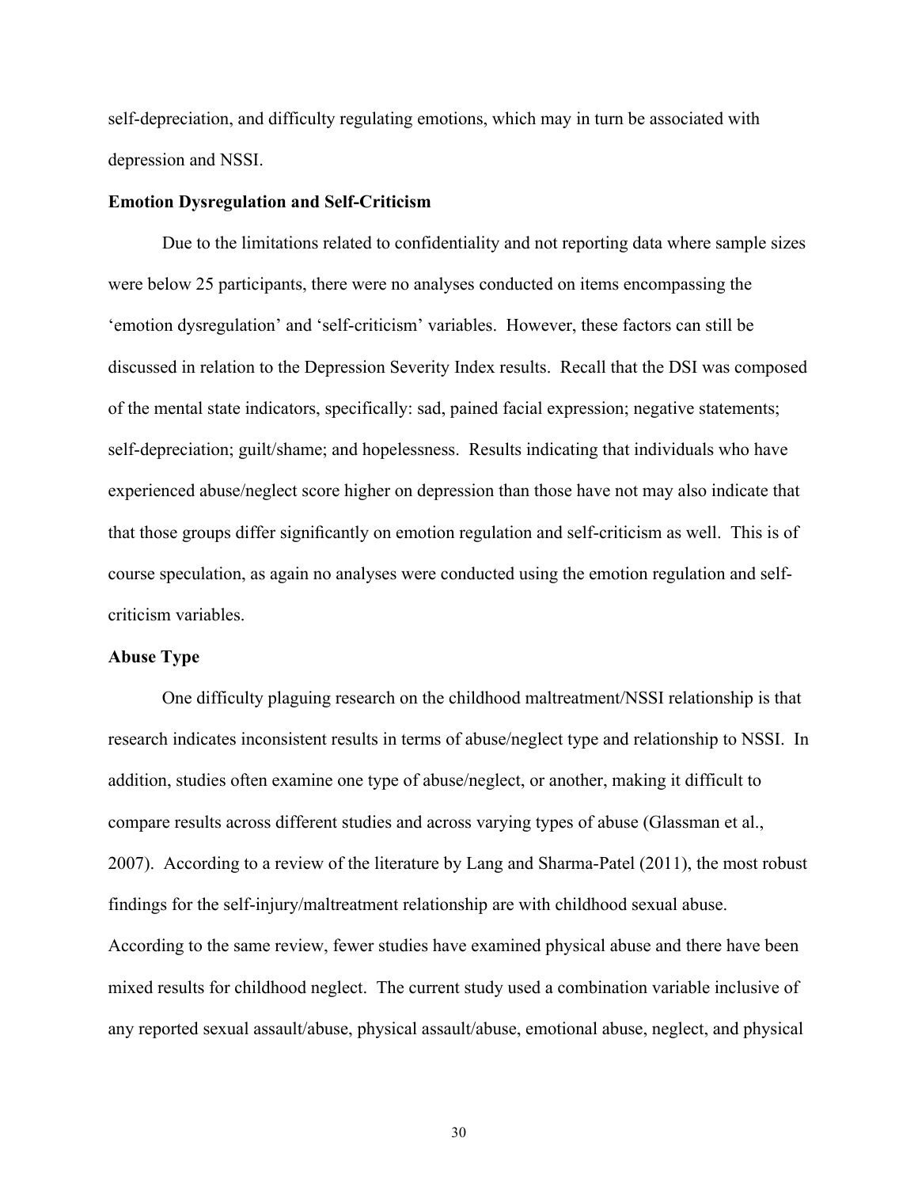self-depreciation, and difficulty regulating emotions, which may in turn be associated with depression and NSSI.

**Emotion Dysregulation and Self-Criticism**

Due to the limitations related to confidentiality and not reporting data where sample sizes were below 25 participants, there were no analyses conducted on items encompassing the 'emotion dysregulation' and 'self-criticism' variables. However, these factors can still be discussed in relation to the Depression Severity Index results. Recall that the DSI was composed of the mental state indicators, specifically: sad, pained facial expression; negative statements; self-depreciation; guilt/shame; and hopelessness. Results indicating that individuals who have experienced abuse/neglect score higher on depression than those have not may also indicate that that those groups differ significantly on emotion regulation and self-criticism as well. This is of course speculation, as again no analyses were conducted using the emotion regulation and self-criticism variables.

**Abuse Type**

One difficulty plaguing research on the childhood maltreatment/NSSI relationship is that research indicates inconsistent results in terms of abuse/neglect type and relationship to NSSI. In addition, studies often examine one type of abuse/neglect, or another, making it difficult to compare results across different studies and across varying types of abuse (Glassman et al., 2007). According to a review of the literature by Lang and Sharma-Patel (2011), the most robust findings for the self-injury/maltreatment relationship are with childhood sexual abuse. According to the same review, fewer studies have examined physical abuse and there have been mixed results for childhood neglect. The current study used a combination variable inclusive of any reported sexual assault/abuse, physical assault/abuse, emotional abuse, neglect, and physical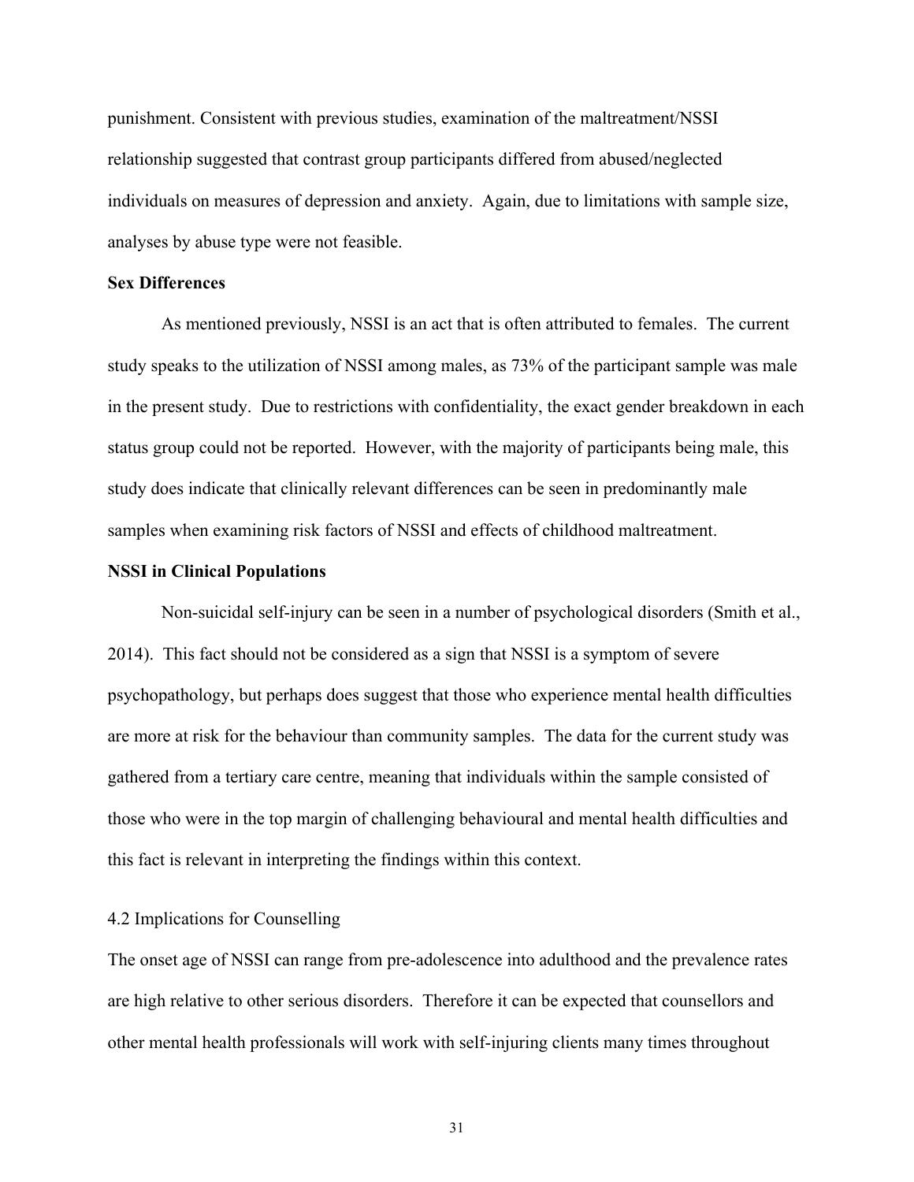punishment. Consistent with previous studies, examination of the maltreatment/NSSI relationship suggested that contrast group participants differed from abused/neglected individuals on measures of depression and anxiety. Again, due to limitations with sample size, analyses by abuse type were not feasible.

### Sex Differences

As mentioned previously, NSSI is an act that is often attributed to females. The current study speaks to the utilization of NSSI among males, as 73% of the participant sample was male in the present study. Due to restrictions with confidentiality, the exact gender breakdown in each status group could not be reported. However, with the majority of participants being male, this study does indicate that clinically relevant differences can be seen in predominantly male samples when examining risk factors of NSSI and effects of childhood maltreatment.

### NSSI in Clinical Populations

Non-suicidal self-injury can be seen in a number of psychological disorders (Smith et al., 2014). This fact should not be considered as a sign that NSSI is a symptom of severe psychopathology, but perhaps does suggest that those who experience mental health difficulties are more at risk for the behaviour than community samples. The data for the current study was gathered from a tertiary care centre, meaning that individuals within the sample consisted of those who were in the top margin of challenging behavioural and mental health difficulties and this fact is relevant in interpreting the findings within this context.

## 4.2 Implications for Counselling

The onset age of NSSI can range from pre-adolescence into adulthood and the prevalence rates are high relative to other serious disorders. Therefore it can be expected that counsellors and other mental health professionals will work with self-injuring clients many times throughout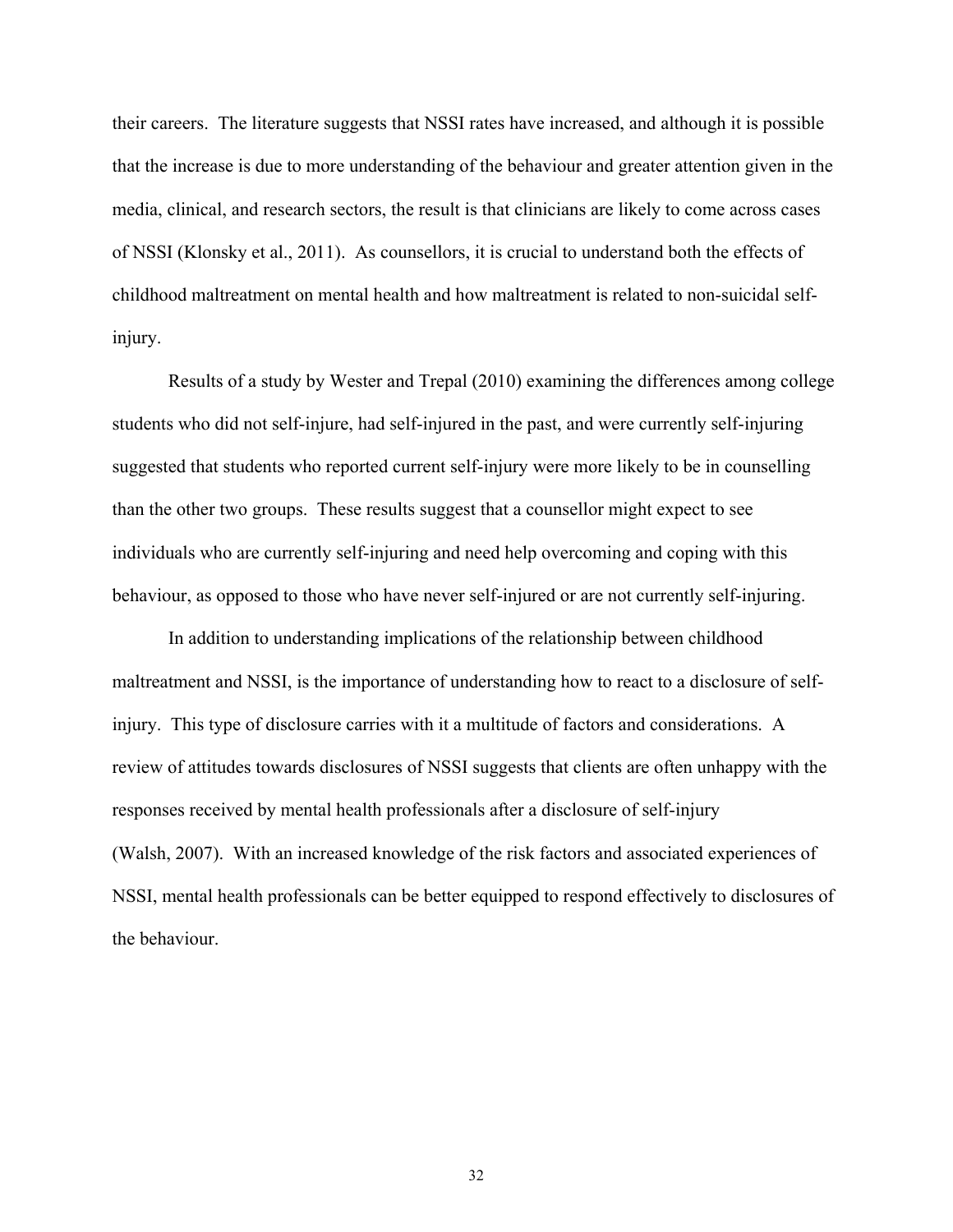their careers. The literature suggests that NSSI rates have increased, and although it is possible that the increase is due to more understanding of the behaviour and greater attention given in the media, clinical, and research sectors, the result is that clinicians are likely to come across cases of NSSI (Klonsky et al., 2011). As counsellors, it is crucial to understand both the effects of childhood maltreatment on mental health and how maltreatment is related to non-suicidal self-injury.

Results of a study by Wester and Trepal (2010) examining the differences among college students who did not self-injure, had self-injured in the past, and were currently self-injuring suggested that students who reported current self-injury were more likely to be in counselling than the other two groups. These results suggest that a counsellor might expect to see individuals who are currently self-injuring and need help overcoming and coping with this behaviour, as opposed to those who have never self-injured or are not currently self-injuring.

In addition to understanding implications of the relationship between childhood maltreatment and NSSI, is the importance of understanding how to react to a disclosure of self-injury. This type of disclosure carries with it a multitude of factors and considerations. A review of attitudes towards disclosures of NSSI suggests that clients are often unhappy with the responses received by mental health professionals after a disclosure of self-injury (Walsh, 2007). With an increased knowledge of the risk factors and associated experiences of NSSI, mental health professionals can be better equipped to respond effectively to disclosures of the behaviour.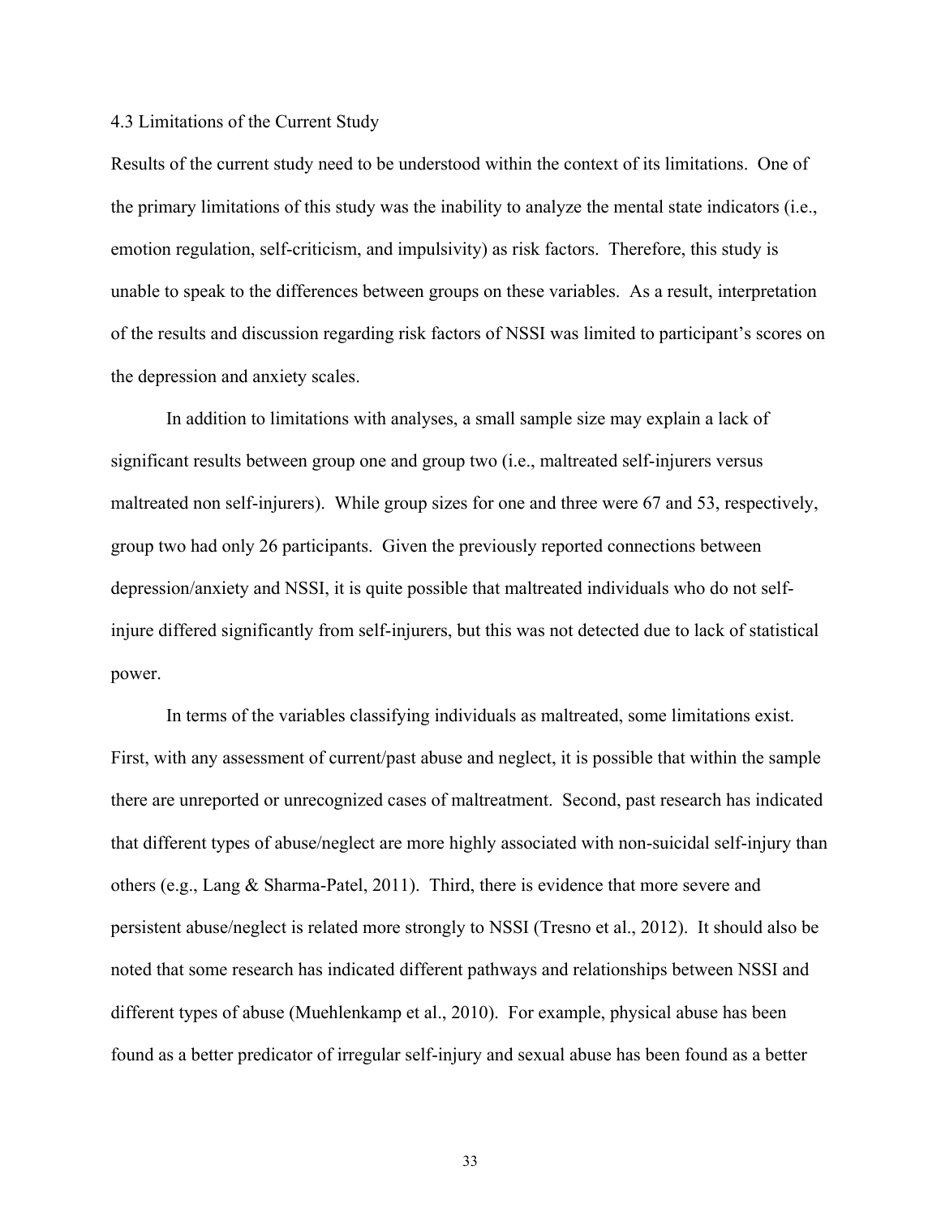### 4.3 Limitations of the Current Study

Results of the current study need to be understood within the context of its limitations. One of the primary limitations of this study was the inability to analyze the mental state indicators (i.e., emotion regulation, self-criticism, and impulsivity) as risk factors. Therefore, this study is unable to speak to the differences between groups on these variables. As a result, interpretation of the results and discussion regarding risk factors of NSSI was limited to participant's scores on the depression and anxiety scales.

In addition to limitations with analyses, a small sample size may explain a lack of significant results between group one and group two (i.e., maltreated self-injurers versus maltreated non self-injurers). While group sizes for one and three were 67 and 53, respectively, group two had only 26 participants. Given the previously reported connections between depression/anxiety and NSSI, it is quite possible that maltreated individuals who do not self-injure differed significantly from self-injurers, but this was not detected due to lack of statistical power.

In terms of the variables classifying individuals as maltreated, some limitations exist. First, with any assessment of current/past abuse and neglect, it is possible that within the sample there are unreported or unrecognized cases of maltreatment. Second, past research has indicated that different types of abuse/neglect are more highly associated with non-suicidal self-injury than others (e.g., Lang & Sharma-Patel, 2011). Third, there is evidence that more severe and persistent abuse/neglect is related more strongly to NSSI (Tresno et al., 2012). It should also be noted that some research has indicated different pathways and relationships between NSSI and different types of abuse (Muehlenkamp et al., 2010). For example, physical abuse has been found as a better predicator of irregular self-injury and sexual abuse has been found as a better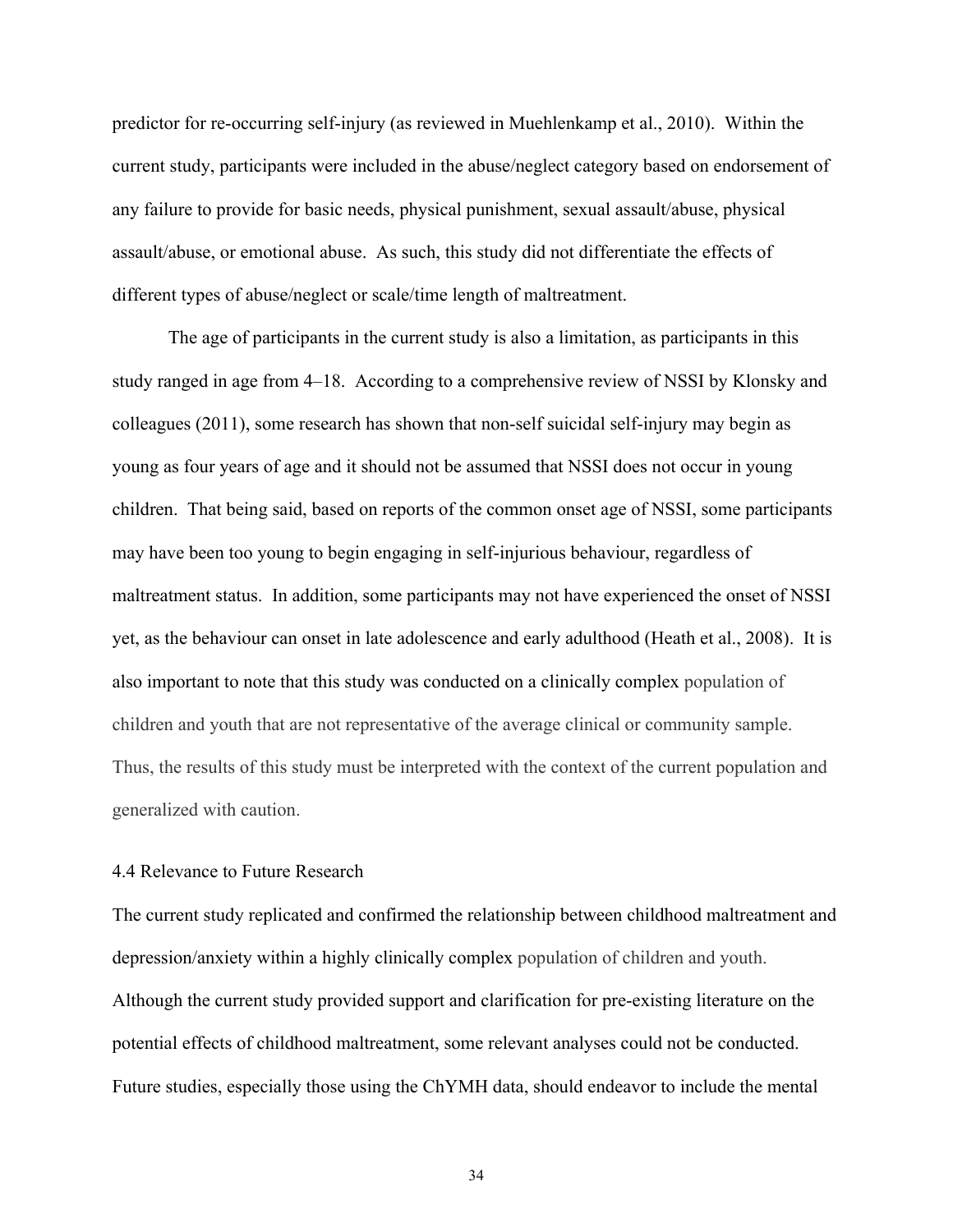predictor for re-occurring self-injury (as reviewed in Muehlenkamp et al., 2010). Within the current study, participants were included in the abuse/neglect category based on endorsement of any failure to provide for basic needs, physical punishment, sexual assault/abuse, physical assault/abuse, or emotional abuse. As such, this study did not differentiate the effects of different types of abuse/neglect or scale/time length of maltreatment.

The age of participants in the current study is also a limitation, as participants in this study ranged in age from 4–18. According to a comprehensive review of NSSI by Klonsky and colleagues (2011), some research has shown that non-self suicidal self-injury may begin as young as four years of age and it should not be assumed that NSSI does not occur in young children. That being said, based on reports of the common onset age of NSSI, some participants may have been too young to begin engaging in self-injurious behaviour, regardless of maltreatment status. In addition, some participants may not have experienced the onset of NSSI yet, as the behaviour can onset in late adolescence and early adulthood (Heath et al., 2008). It is also important to note that this study was conducted on a clinically complex population of children and youth that are not representative of the average clinical or community sample. Thus, the results of this study must be interpreted with the context of the current population and generalized with caution.

### 4.4 Relevance to Future Research

The current study replicated and confirmed the relationship between childhood maltreatment and depression/anxiety within a highly clinically complex population of children and youth. Although the current study provided support and clarification for pre-existing literature on the potential effects of childhood maltreatment, some relevant analyses could not be conducted. Future studies, especially those using the ChYMH data, should endeavor to include the mental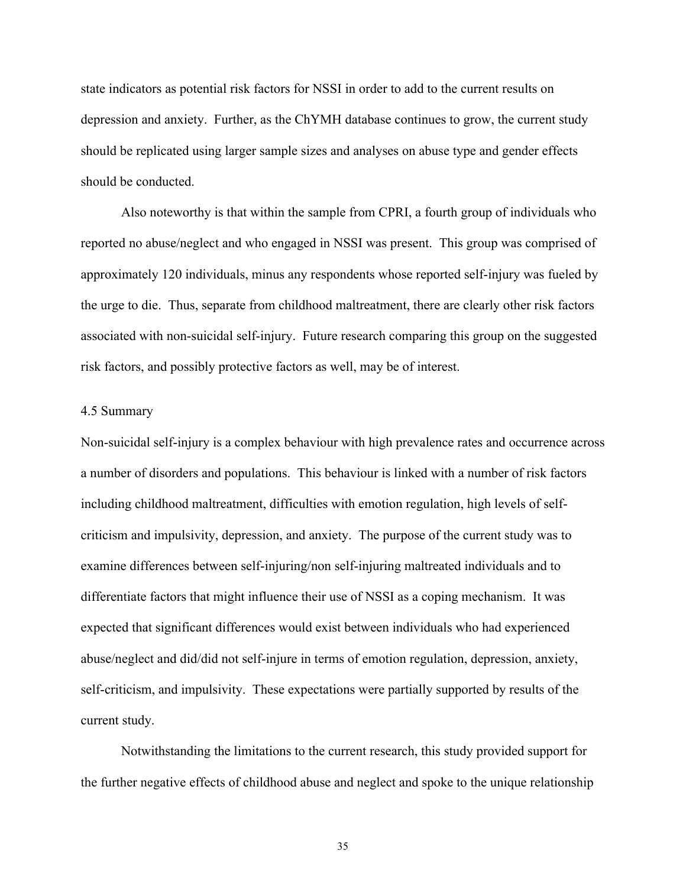state indicators as potential risk factors for NSSI in order to add to the current results on depression and anxiety. Further, as the ChYMH database continues to grow, the current study should be replicated using larger sample sizes and analyses on abuse type and gender effects should be conducted.

Also noteworthy is that within the sample from CPRI, a fourth group of individuals who reported no abuse/neglect and who engaged in NSSI was present. This group was comprised of approximately 120 individuals, minus any respondents whose reported self-injury was fueled by the urge to die. Thus, separate from childhood maltreatment, there are clearly other risk factors associated with non-suicidal self-injury. Future research comparing this group on the suggested risk factors, and possibly protective factors as well, may be of interest.

### 4.5 Summary

Non-suicidal self-injury is a complex behaviour with high prevalence rates and occurrence across a number of disorders and populations. This behaviour is linked with a number of risk factors including childhood maltreatment, difficulties with emotion regulation, high levels of self-criticism and impulsivity, depression, and anxiety. The purpose of the current study was to examine differences between self-injuring/non self-injuring maltreated individuals and to differentiate factors that might influence their use of NSSI as a coping mechanism. It was expected that significant differences would exist between individuals who had experienced abuse/neglect and did/did not self-injure in terms of emotion regulation, depression, anxiety, self-criticism, and impulsivity. These expectations were partially supported by results of the current study.

Notwithstanding the limitations to the current research, this study provided support for the further negative effects of childhood abuse and neglect and spoke to the unique relationship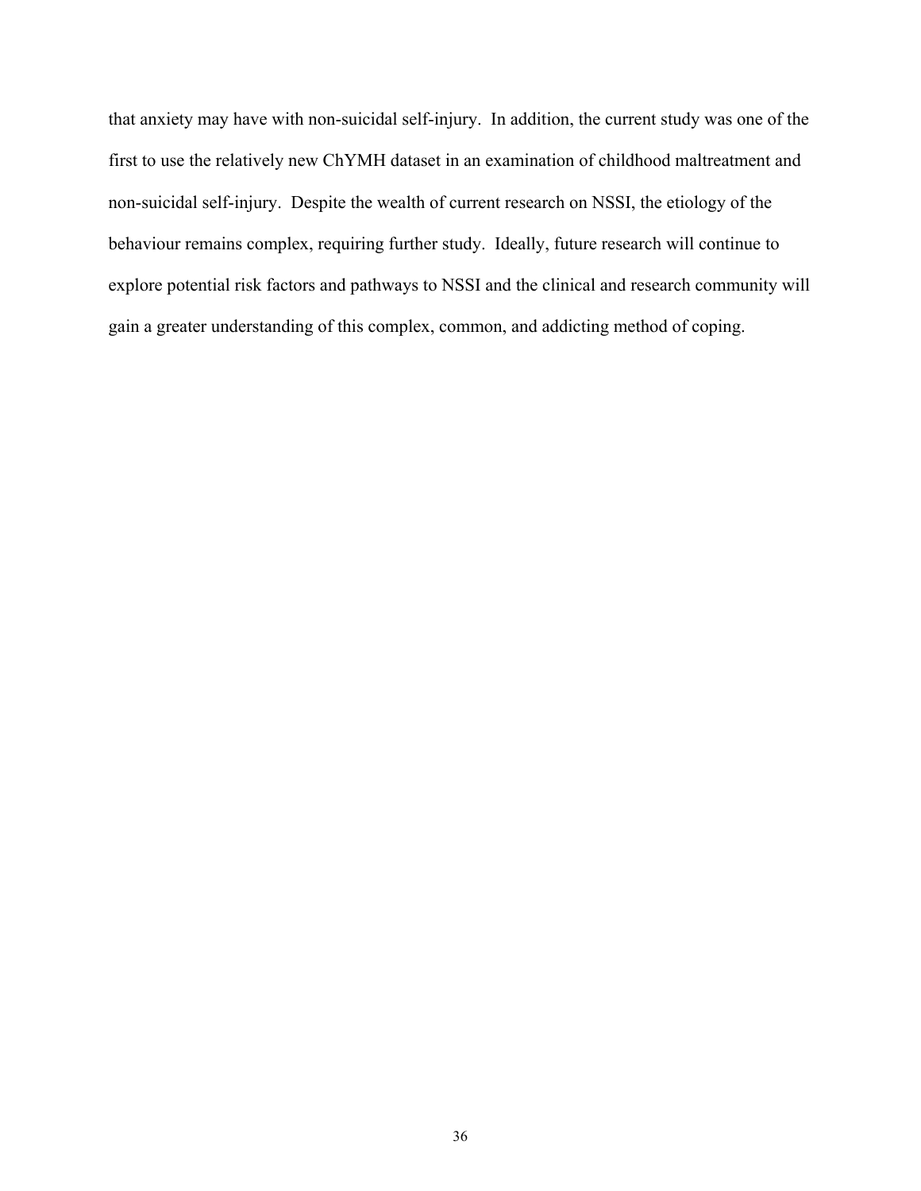that anxiety may have with non-suicidal self-injury. In addition, the current study was one of the first to use the relatively new ChYMH dataset in an examination of childhood maltreatment and non-suicidal self-injury. Despite the wealth of current research on NSSI, the etiology of the behaviour remains complex, requiring further study. Ideally, future research will continue to explore potential risk factors and pathways to NSSI and the clinical and research community will gain a greater understanding of this complex, common, and addicting method of coping.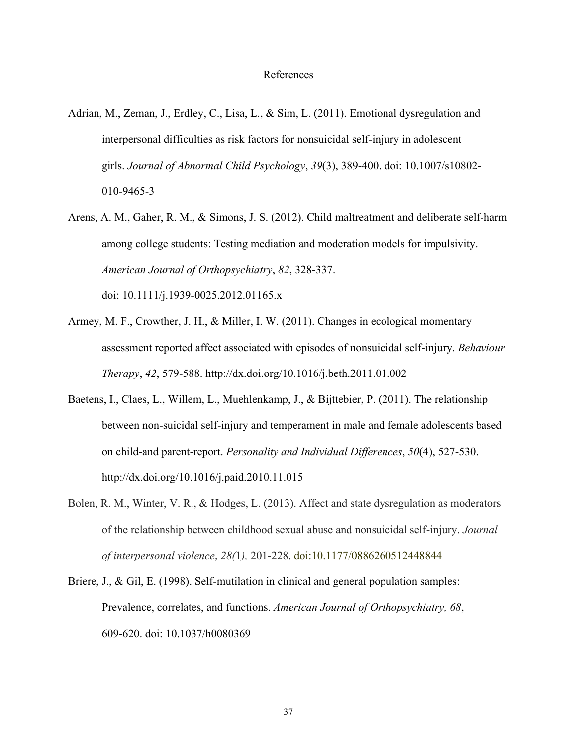# References

Adrian, M., Zeman, J., Erdley, C., Lisa, L., & Sim, L. (2011). Emotional dysregulation and interpersonal difficulties as risk factors for nonsuicidal self-injury in adolescent girls. *Journal of Abnormal Child Psychology*, *39*(3), 389-400. doi: 10.1007/s10802-010-9465-3

Arens, A. M., Gaher, R. M., & Simons, J. S. (2012). Child maltreatment and deliberate self-harm among college students: Testing mediation and moderation models for impulsivity. *American Journal of Orthopsychiatry*, *82*, 328-337. doi: 10.1111/j.1939-0025.2012.01165.x

Armey, M. F., Crowther, J. H., & Miller, I. W. (2011). Changes in ecological momentary assessment reported affect associated with episodes of nonsuicidal self-injury. *Behaviour Therapy*, *42*, 579-588. http://dx.doi.org/10.1016/j.beth.2011.01.002

Baetens, I., Claes, L., Willem, L., Muehlenkamp, J., & Bijttebier, P. (2011). The relationship between non-suicidal self-injury and temperament in male and female adolescents based on child-and parent-report. *Personality and Individual Differences*, *50*(4), 527-530. http://dx.doi.org/10.1016/j.paid.2010.11.015

Bolen, R. M., Winter, V. R., & Hodges, L. (2013). Affect and state dysregulation as moderators of the relationship between childhood sexual abuse and nonsuicidal self-injury. *Journal of interpersonal violence*, *28(*1*),* 201-228. doi:10.1177/0886260512448844

Briere, J., & Gil, E. (1998). Self-mutilation in clinical and general population samples: Prevalence, correlates, and functions. *American Journal of Orthopsychiatry, 68*, 609-620. doi: 10.1037/h0080369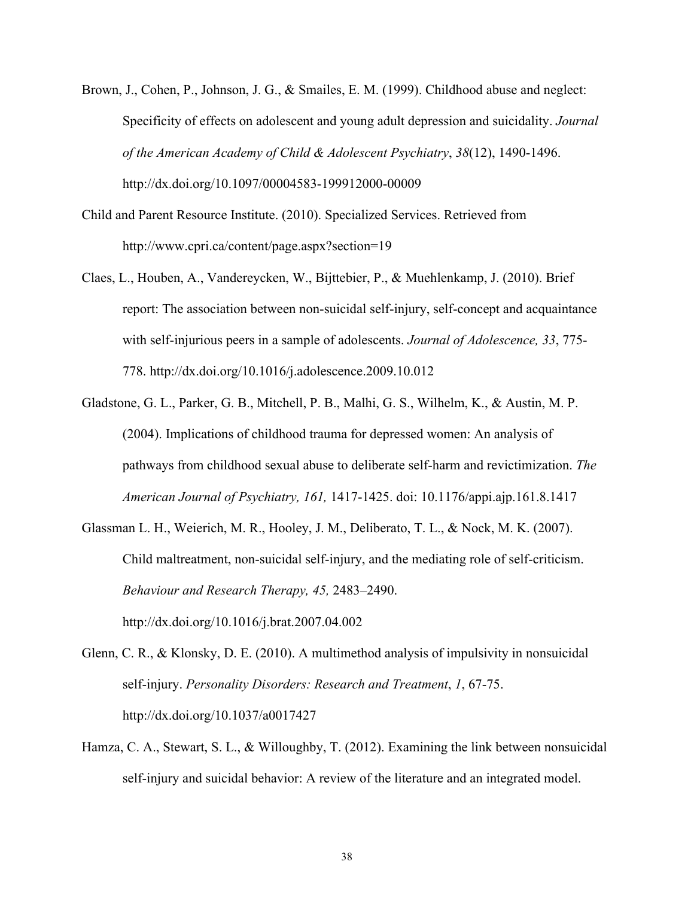Brown, J., Cohen, P., Johnson, J. G., & Smailes, E. M. (1999). Childhood abuse and neglect: Specificity of effects on adolescent and young adult depression and suicidality. *Journal of the American Academy of Child & Adolescent Psychiatry*, *38*(12), 1490-1496. http://dx.doi.org/10.1097/00004583-199912000-00009

Child and Parent Resource Institute. (2010). Specialized Services. Retrieved from http://www.cpri.ca/content/page.aspx?section=19

Claes, L., Houben, A., Vandereycken, W., Bijttebier, P., & Muehlenkamp, J. (2010). Brief report: The association between non-suicidal self-injury, self-concept and acquaintance with self-injurious peers in a sample of adolescents. *Journal of Adolescence, 33*, 775-778. http://dx.doi.org/10.1016/j.adolescence.2009.10.012

Gladstone, G. L., Parker, G. B., Mitchell, P. B., Malhi, G. S., Wilhelm, K., & Austin, M. P. (2004). Implications of childhood trauma for depressed women: An analysis of pathways from childhood sexual abuse to deliberate self-harm and revictimization. *The American Journal of Psychiatry, 161,* 1417-1425. doi: 10.1176/appi.ajp.161.8.1417

Glassman L. H., Weierich, M. R., Hooley, J. M., Deliberato, T. L., & Nock, M. K. (2007). Child maltreatment, non-suicidal self-injury, and the mediating role of self-criticism. *Behaviour and Research Therapy, 45,* 2483–2490. http://dx.doi.org/10.1016/j.brat.2007.04.002

Glenn, C. R., & Klonsky, D. E. (2010). A multimethod analysis of impulsivity in nonsuicidal self-injury. *Personality Disorders: Research and Treatment*, *1*, 67-75. http://dx.doi.org/10.1037/a0017427

Hamza, C. A., Stewart, S. L., & Willoughby, T. (2012). Examining the link between nonsuicidal self-injury and suicidal behavior: A review of the literature and an integrated model.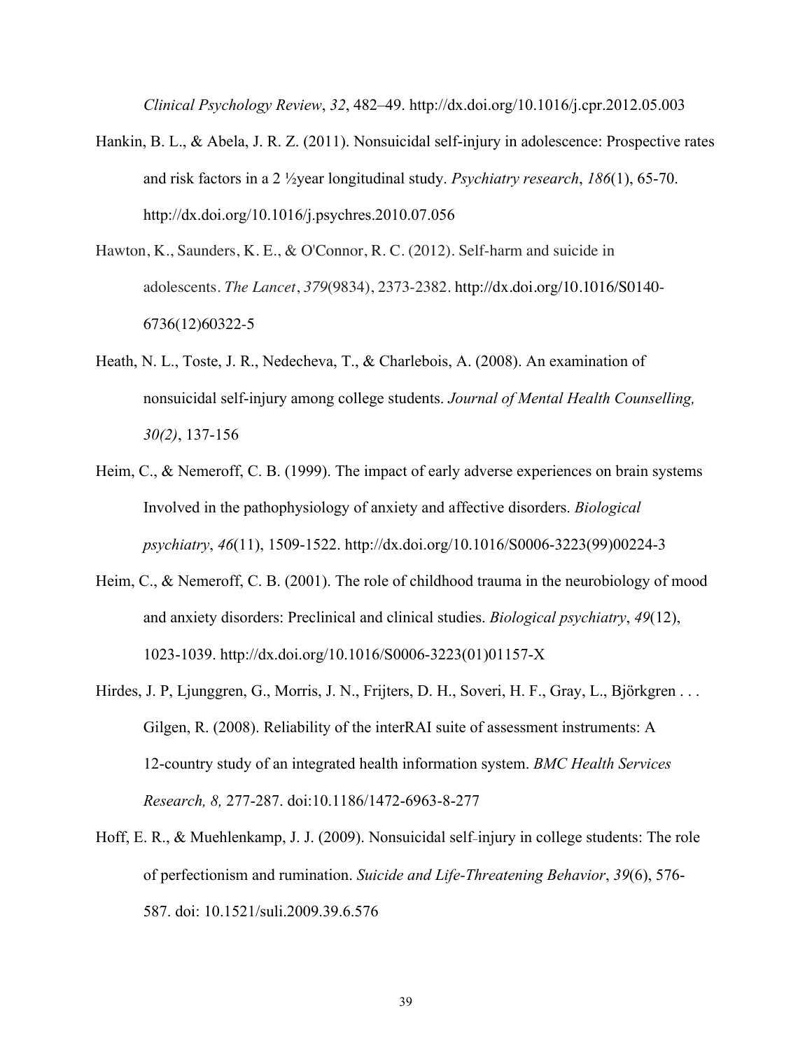*Clinical Psychology Review*, *32*, 482–49. http://dx.doi.org/10.1016/j.cpr.2012.05.003

Hankin, B. L., & Abela, J. R. Z. (2011). Nonsuicidal self-injury in adolescence: Prospective rates and risk factors in a 2 ½year longitudinal study. *Psychiatry research*, *186*(1), 65-70. http://dx.doi.org/10.1016/j.psychres.2010.07.056

Hawton, K., Saunders, K. E., & O'Connor, R. C. (2012). Self-harm and suicide in adolescents. *The Lancet*, *379*(9834), 2373-2382. http://dx.doi.org/10.1016/S0140-6736(12)60322-5

Heath, N. L., Toste, J. R., Nedecheva, T., & Charlebois, A. (2008). An examination of nonsuicidal self-injury among college students. *Journal of Mental Health Counselling, 30(2)*, 137-156

Heim, C., & Nemeroff, C. B. (1999). The impact of early adverse experiences on brain systems Involved in the pathophysiology of anxiety and affective disorders. *Biological psychiatry*, *46*(11), 1509-1522. http://dx.doi.org/10.1016/S0006-3223(99)00224-3

Heim, C., & Nemeroff, C. B. (2001). The role of childhood trauma in the neurobiology of mood and anxiety disorders: Preclinical and clinical studies. *Biological psychiatry*, *49*(12), 1023-1039. http://dx.doi.org/10.1016/S0006-3223(01)01157-X

Hirdes, J. P, Ljunggren, G., Morris, J. N., Frijters, D. H., Soveri, H. F., Gray, L., Björkgren . . . Gilgen, R. (2008). Reliability of the interRAI suite of assessment instruments: A 12-country study of an integrated health information system. *BMC Health Services Research, 8,* 277-287. doi:10.1186/1472-6963-8-277

Hoff, E. R., & Muehlenkamp, J. J. (2009). Nonsuicidal self-injury in college students: The role of perfectionism and rumination. *Suicide and Life-Threatening Behavior*, *39*(6), 576-587. doi: 10.1521/suli.2009.39.6.576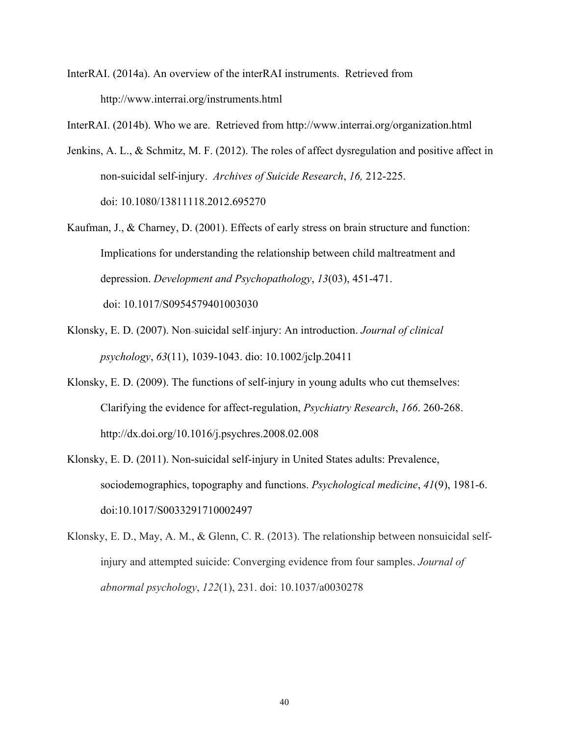InterRAI. (2014a). An overview of the interRAI instruments. Retrieved from http://www.interrai.org/instruments.html

InterRAI. (2014b). Who we are. Retrieved from http://www.interrai.org/organization.html

Jenkins, A. L., & Schmitz, M. F. (2012). The roles of affect dysregulation and positive affect in non-suicidal self-injury. *Archives of Suicide Research*, *16,* 212-225. doi: 10.1080/13811118.2012.695270

Kaufman, J., & Charney, D. (2001). Effects of early stress on brain structure and function: Implications for understanding the relationship between child maltreatment and depression. *Development and Psychopathology*, *13*(03), 451-471. doi: 10.1017/S0954579401003030

Klonsky, E. D. (2007). Non‐suicidal self‐injury: An introduction. *Journal of clinical psychology*, *63*(11), 1039-1043. dio: 10.1002/jclp.20411

Klonsky, E. D. (2009). The functions of self-injury in young adults who cut themselves: Clarifying the evidence for affect-regulation, *Psychiatry Research*, *166*. 260-268. http://dx.doi.org/10.1016/j.psychres.2008.02.008

Klonsky, E. D. (2011). Non-suicidal self-injury in United States adults: Prevalence, sociodemographics, topography and functions. *Psychological medicine*, *41*(9), 1981-6. doi:10.1017/S0033291710002497

Klonsky, E. D., May, A. M., & Glenn, C. R. (2013). The relationship between nonsuicidal self-injury and attempted suicide: Converging evidence from four samples. *Journal of abnormal psychology*, *122*(1), 231. doi: 10.1037/a0030278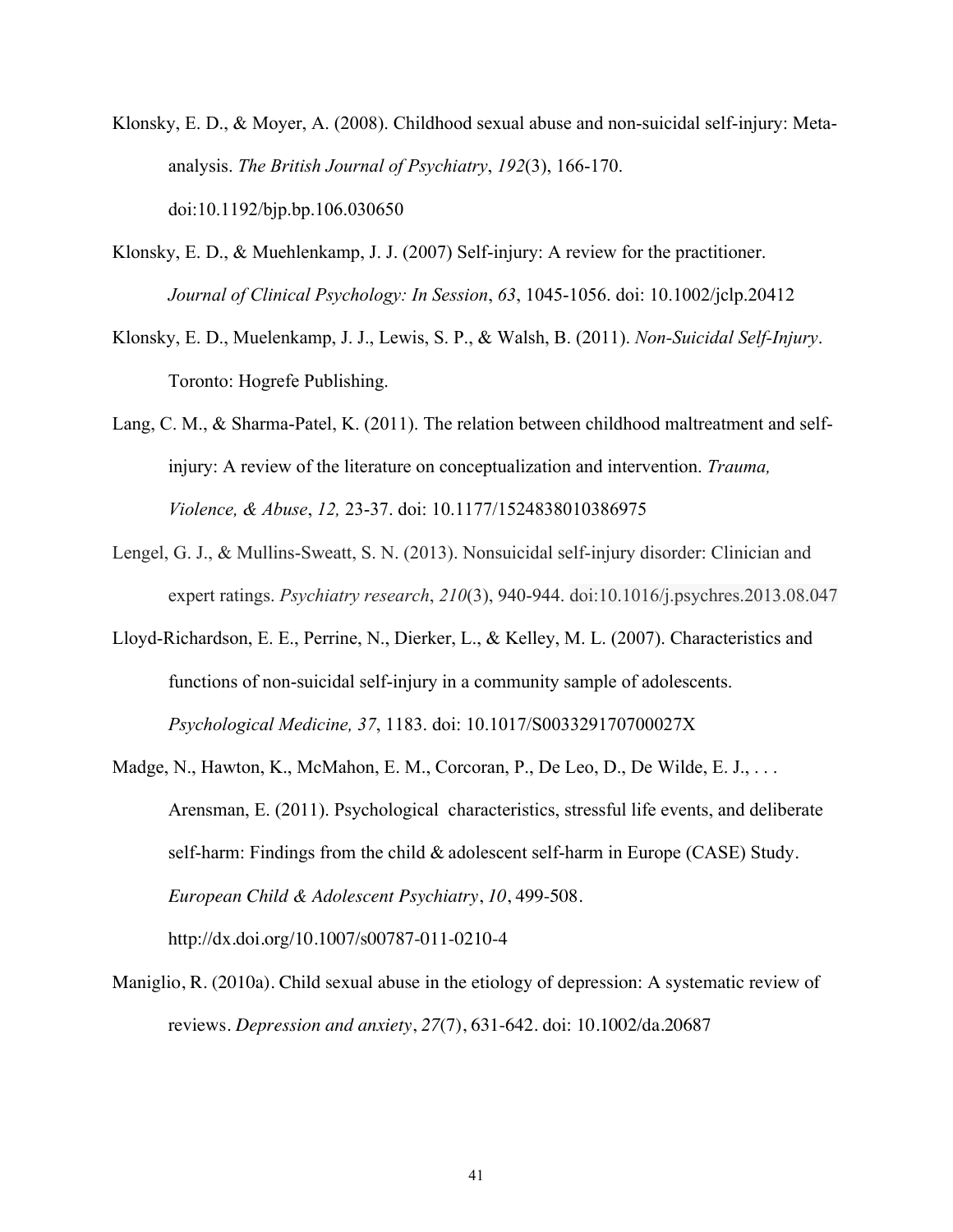Klonsky, E. D., & Moyer, A. (2008). Childhood sexual abuse and non-suicidal self-injury: Meta-analysis. *The British Journal of Psychiatry*, *192*(3), 166-170. doi:10.1192/bjp.bp.106.030650

Klonsky, E. D., & Muehlenkamp, J. J. (2007) Self-injury: A review for the practitioner. *Journal of Clinical Psychology: In Session*, *63*, 1045-1056. doi: 10.1002/jclp.20412

Klonsky, E. D., Muelenkamp, J. J., Lewis, S. P., & Walsh, B. (2011). *Non-Suicidal Self-Injury*. Toronto: Hogrefe Publishing.

Lang, C. M., & Sharma-Patel, K. (2011). The relation between childhood maltreatment and self-injury: A review of the literature on conceptualization and intervention. *Trauma, Violence, & Abuse*, *12,* 23-37. doi: 10.1177/1524838010386975

Lengel, G. J., & Mullins-Sweatt, S. N. (2013). Nonsuicidal self-injury disorder: Clinician and expert ratings. *Psychiatry research*, *210*(3), 940-944. doi:10.1016/j.psychres.2013.08.047

Lloyd-Richardson, E. E., Perrine, N., Dierker, L., & Kelley, M. L. (2007). Characteristics and functions of non-suicidal self-injury in a community sample of adolescents. *Psychological Medicine, 37*, 1183. doi: 10.1017/S003329170700027X

Madge, N., Hawton, K., McMahon, E. M., Corcoran, P., De Leo, D., De Wilde, E. J., . . . Arensman, E. (2011). Psychological characteristics, stressful life events, and deliberate self-harm: Findings from the child & adolescent self-harm in Europe (CASE) Study. *European Child & Adolescent Psychiatry*, *10*, 499-508. http://dx.doi.org/10.1007/s00787-011-0210-4

Maniglio, R. (2010a). Child sexual abuse in the etiology of depression: A systematic review of reviews. *Depression and anxiety*, *27*(7), 631-642. doi: 10.1002/da.20687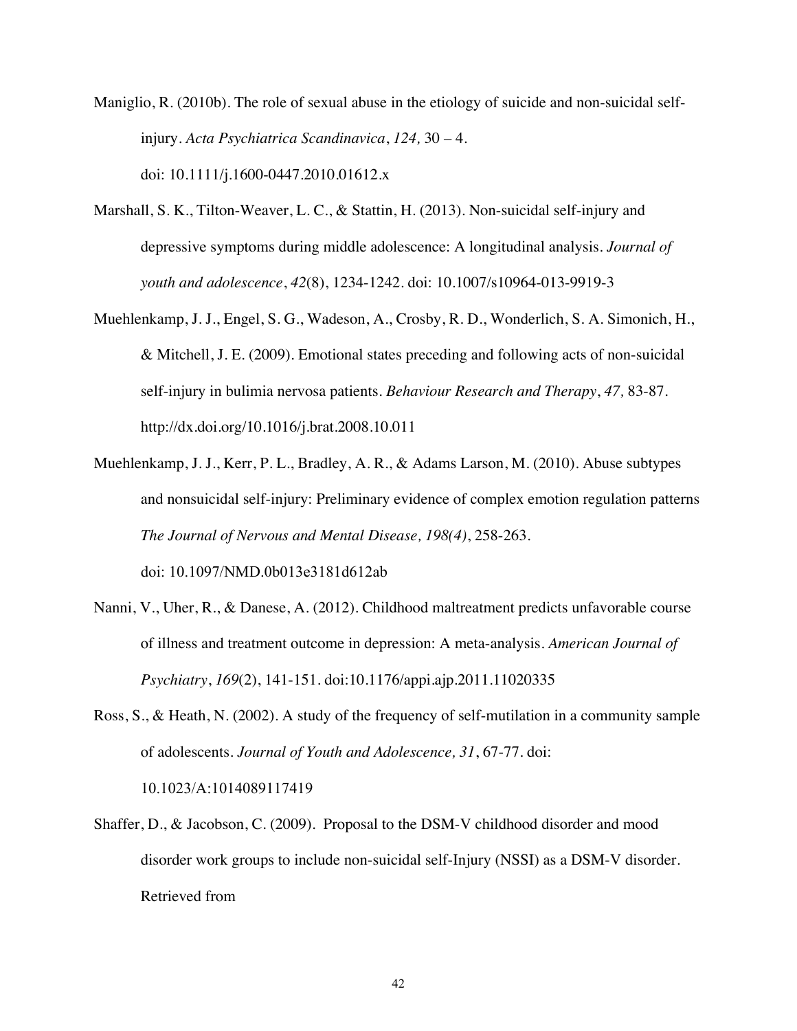Maniglio, R. (2010b). The role of sexual abuse in the etiology of suicide and non-suicidal self-injury. *Acta Psychiatrica Scandinavica*, *124,* 30 – 4. doi: 10.1111/j.1600-0447.2010.01612.x

Marshall, S. K., Tilton-Weaver, L. C., & Stattin, H. (2013). Non-suicidal self-injury and depressive symptoms during middle adolescence: A longitudinal analysis. *Journal of youth and adolescence*, *42*(8), 1234-1242. doi: 10.1007/s10964-013-9919-3

Muehlenkamp, J. J., Engel, S. G., Wadeson, A., Crosby, R. D., Wonderlich, S. A. Simonich, H., & Mitchell, J. E. (2009). Emotional states preceding and following acts of non-suicidal self-injury in bulimia nervosa patients. *Behaviour Research and Therapy*, *47,* 83-87. http://dx.doi.org/10.1016/j.brat.2008.10.011

Muehlenkamp, J. J., Kerr, P. L., Bradley, A. R., & Adams Larson, M. (2010). Abuse subtypes and nonsuicidal self-injury: Preliminary evidence of complex emotion regulation patterns *The Journal of Nervous and Mental Disease, 198(4)*, 258-263. doi: 10.1097/NMD.0b013e3181d612ab

Nanni, V., Uher, R., & Danese, A. (2012). Childhood maltreatment predicts unfavorable course of illness and treatment outcome in depression: A meta-analysis. *American Journal of Psychiatry*, *169*(2), 141-151. doi:10.1176/appi.ajp.2011.11020335

Ross, S., & Heath, N. (2002). A study of the frequency of self-mutilation in a community sample of adolescents. *Journal of Youth and Adolescence, 31*, 67-77. doi: 10.1023/A:1014089117419

Shaffer, D., & Jacobson, C. (2009). Proposal to the DSM-V childhood disorder and mood disorder work groups to include non-suicidal self-Injury (NSSI) as a DSM-V disorder. Retrieved from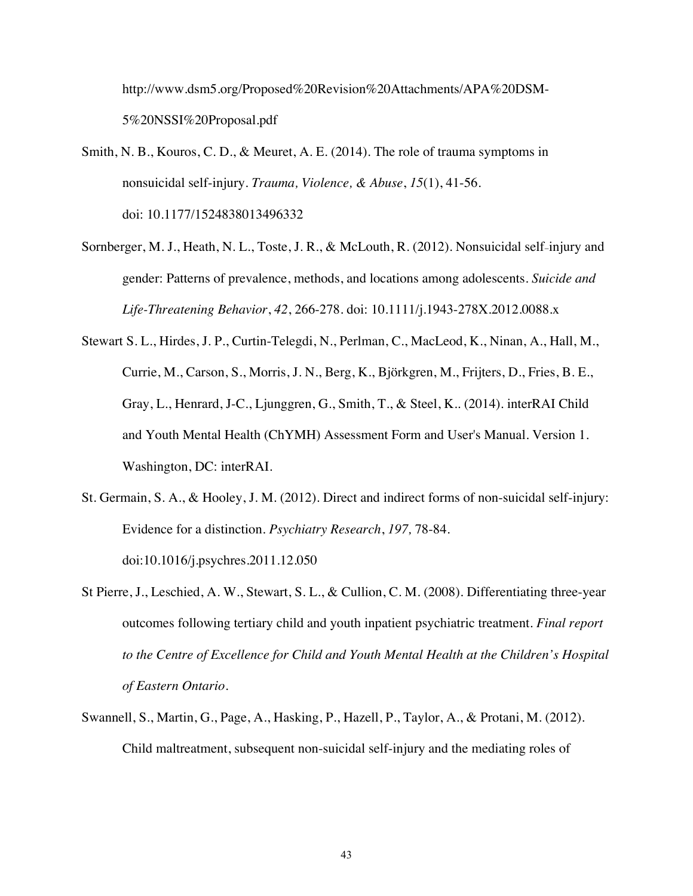http://www.dsm5.org/Proposed%20Revision%20Attachments/APA%20DSM-5%20NSSI%20Proposal.pdf

Smith, N. B., Kouros, C. D., & Meuret, A. E. (2014). The role of trauma symptoms in nonsuicidal self-injury. *Trauma, Violence, & Abuse*, *15*(1), 41-56. doi: 10.1177/1524838013496332

Sornberger, M. J., Heath, N. L., Toste, J. R., & McLouth, R. (2012). Nonsuicidal self-injury and gender: Patterns of prevalence, methods, and locations among adolescents. *Suicide and Life-Threatening Behavior*, *42*, 266-278. doi: 10.1111/j.1943-278X.2012.0088.x

Stewart S. L., Hirdes, J. P., Curtin-Telegdi, N., Perlman, C., MacLeod, K., Ninan, A., Hall, M., Currie, M., Carson, S., Morris, J. N., Berg, K., Björkgren, M., Frijters, D., Fries, B. E., Gray, L., Henrard, J-C., Ljunggren, G., Smith, T., & Steel, K.. (2014). interRAI Child and Youth Mental Health (ChYMH) Assessment Form and User's Manual. Version 1. Washington, DC: interRAI.

St. Germain, S. A., & Hooley, J. M. (2012). Direct and indirect forms of non-suicidal self-injury: Evidence for a distinction. *Psychiatry Research*, *197,* 78-84. doi:10.1016/j.psychres.2011.12.050

St Pierre, J., Leschied, A. W., Stewart, S. L., & Cullion, C. M. (2008). Differentiating three-year outcomes following tertiary child and youth inpatient psychiatric treatment. *Final report to the Centre of Excellence for Child and Youth Mental Health at the Children's Hospital of Eastern Ontario*.

Swannell, S., Martin, G., Page, A., Hasking, P., Hazell, P., Taylor, A., & Protani, M. (2012). Child maltreatment, subsequent non-suicidal self-injury and the mediating roles of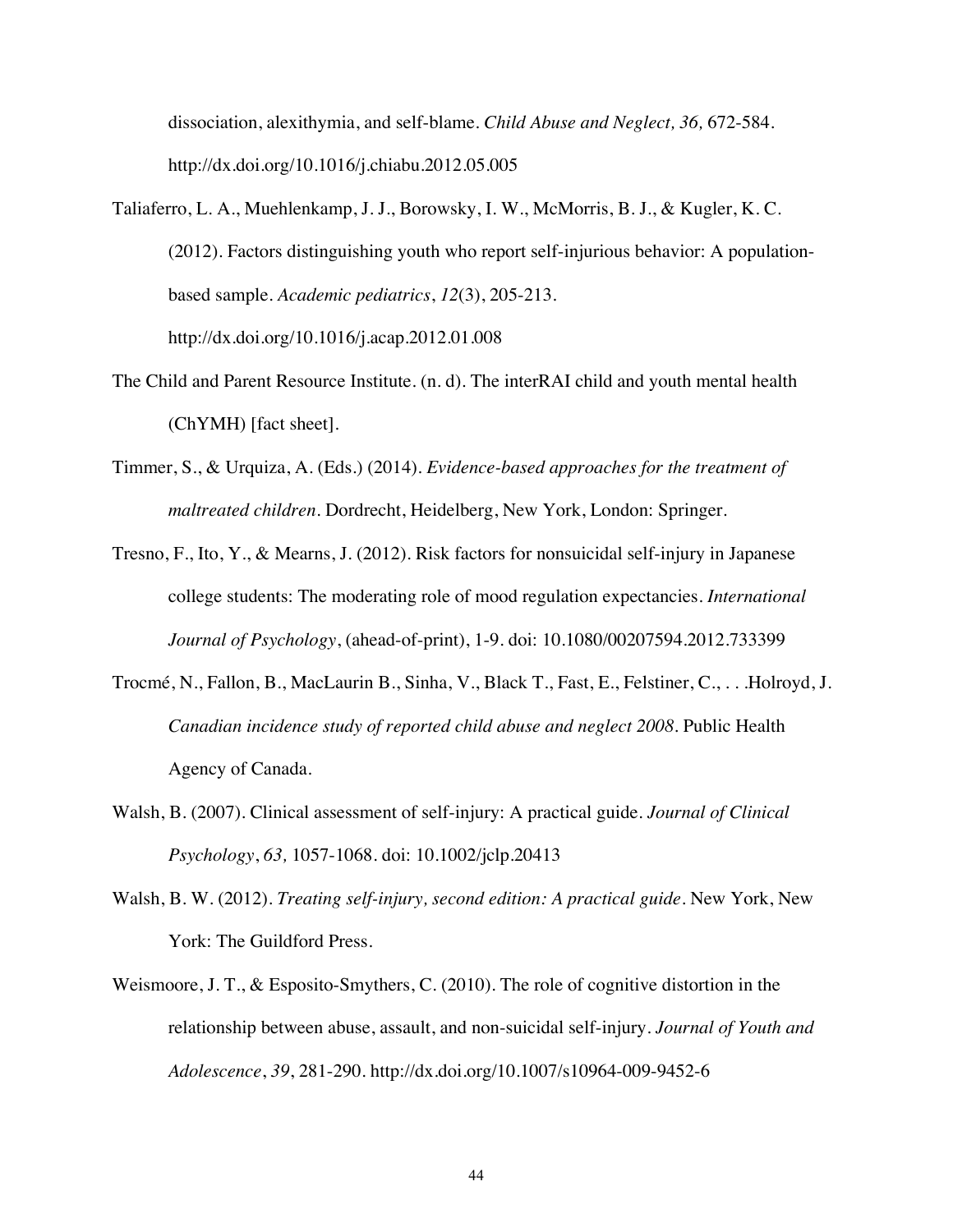dissociation, alexithymia, and self-blame. *Child Abuse and Neglect, 36,* 672-584. http://dx.doi.org/10.1016/j.chiabu.2012.05.005

Taliaferro, L. A., Muehlenkamp, J. J., Borowsky, I. W., McMorris, B. J., & Kugler, K. C. (2012). Factors distinguishing youth who report self-injurious behavior: A population-based sample. *Academic pediatrics*, *12*(3), 205-213. http://dx.doi.org/10.1016/j.acap.2012.01.008

The Child and Parent Resource Institute. (n. d). The interRAI child and youth mental health (ChYMH) [fact sheet].

Timmer, S., & Urquiza, A. (Eds.) (2014). *Evidence-based approaches for the treatment of maltreated children*. Dordrecht, Heidelberg, New York, London: Springer.

Tresno, F., Ito, Y., & Mearns, J. (2012). Risk factors for nonsuicidal self-injury in Japanese college students: The moderating role of mood regulation expectancies. *International Journal of Psychology*, (ahead-of-print), 1-9. doi: 10.1080/00207594.2012.733399

Trocmé, N., Fallon, B., MacLaurin B., Sinha, V., Black T., Fast, E., Felstiner, C., . . .Holroyd, J. *Canadian incidence study of reported child abuse and neglect 2008*. Public Health Agency of Canada.

Walsh, B. (2007). Clinical assessment of self-injury: A practical guide. *Journal of Clinical Psychology*, *63,* 1057-1068. doi: 10.1002/jclp.20413

Walsh, B. W. (2012). *Treating self-injury, second edition: A practical guide*. New York, New York: The Guildford Press.

Weismoore, J. T., & Esposito-Smythers, C. (2010). The role of cognitive distortion in the relationship between abuse, assault, and non-suicidal self-injury. *Journal of Youth and Adolescence*, *39*, 281-290. http://dx.doi.org/10.1007/s10964-009-9452-6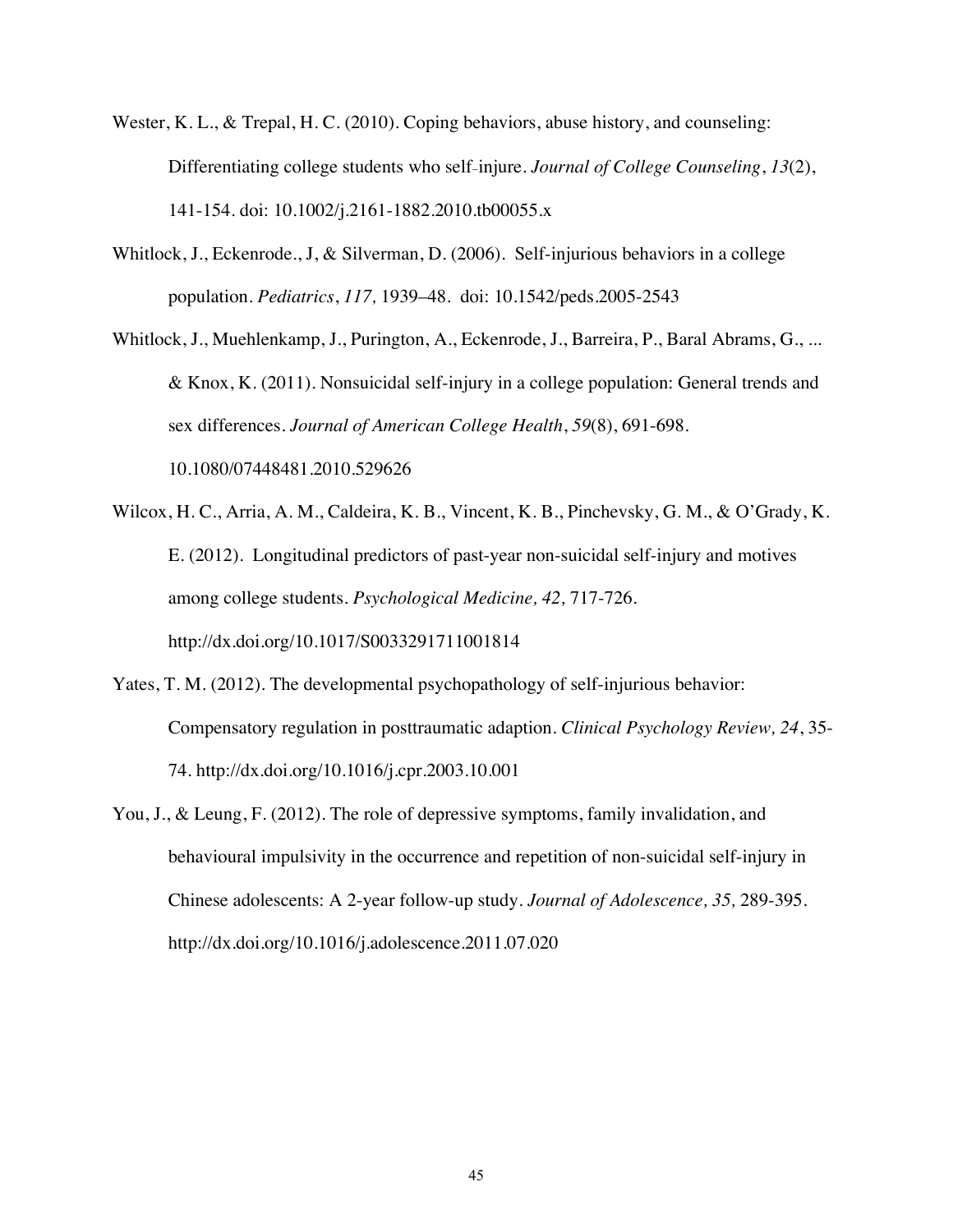Wester, K. L., & Trepal, H. C. (2010). Coping behaviors, abuse history, and counseling: Differentiating college students who self-injure. *Journal of College Counseling*, *13*(2), 141-154. doi: 10.1002/j.2161-1882.2010.tb00055.x

Whitlock, J., Eckenrode., J, & Silverman, D. (2006). Self-injurious behaviors in a college population. *Pediatrics*, *117,* 1939–48. doi: 10.1542/peds.2005-2543

Whitlock, J., Muehlenkamp, J., Purington, A., Eckenrode, J., Barreira, P., Baral Abrams, G., ... & Knox, K. (2011). Nonsuicidal self-injury in a college population: General trends and sex differences. *Journal of American College Health*, *59*(8), 691-698. 10.1080/07448481.2010.529626

Wilcox, H. C., Arria, A. M., Caldeira, K. B., Vincent, K. B., Pinchevsky, G. M., & O'Grady, K. E. (2012). Longitudinal predictors of past-year non-suicidal self-injury and motives among college students. *Psychological Medicine, 42,* 717-726. http://dx.doi.org/10.1017/S0033291711001814

Yates, T. M. (2012). The developmental psychopathology of self-injurious behavior: Compensatory regulation in posttraumatic adaption. *Clinical Psychology Review, 24*, 35-74. http://dx.doi.org/10.1016/j.cpr.2003.10.001

You, J., & Leung, F. (2012). The role of depressive symptoms, family invalidation, and behavioural impulsivity in the occurrence and repetition of non-suicidal self-injury in Chinese adolescents: A 2-year follow-up study. *Journal of Adolescence, 35,* 289-395. http://dx.doi.org/10.1016/j.adolescence.2011.07.020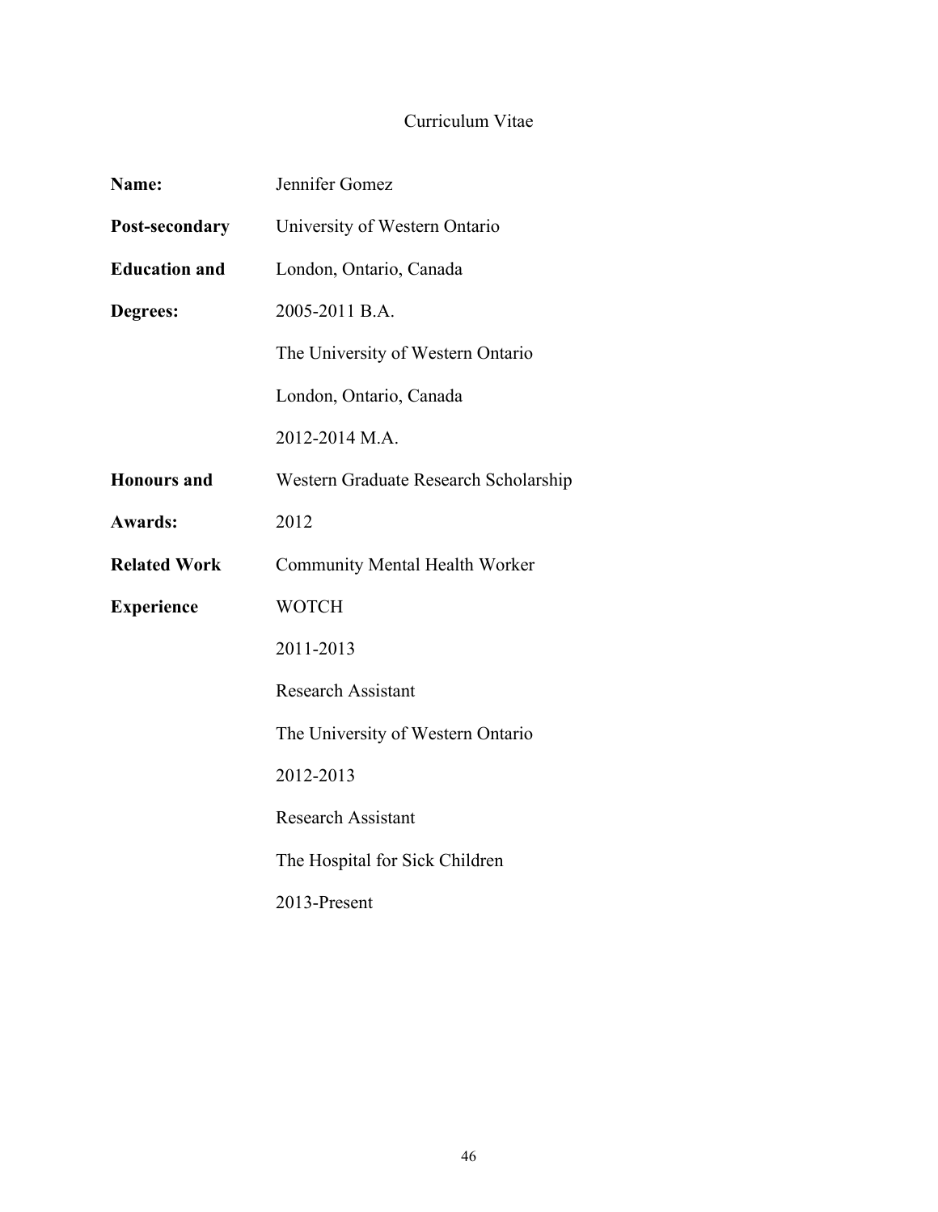# Curriculum Vitae

| | |
|---|---|
| **Name:** | Jennifer Gomez |
| **Post-secondary Education and Degrees:** | University of Western Ontario<br>London, Ontario, Canada<br>2005-2011 B.A. |
| | The University of Western Ontario<br>London, Ontario, Canada<br>2012-2014 M.A. |
| **Honours and Awards:** | Western Graduate Research Scholarship<br>2012 |
| **Related Work Experience** | Community Mental Health Worker<br>WOTCH<br>2011-2013 |
| | Research Assistant<br>The University of Western Ontario<br>2012-2013 |
| | Research Assistant<br>The Hospital for Sick Children<br>2013-Present |